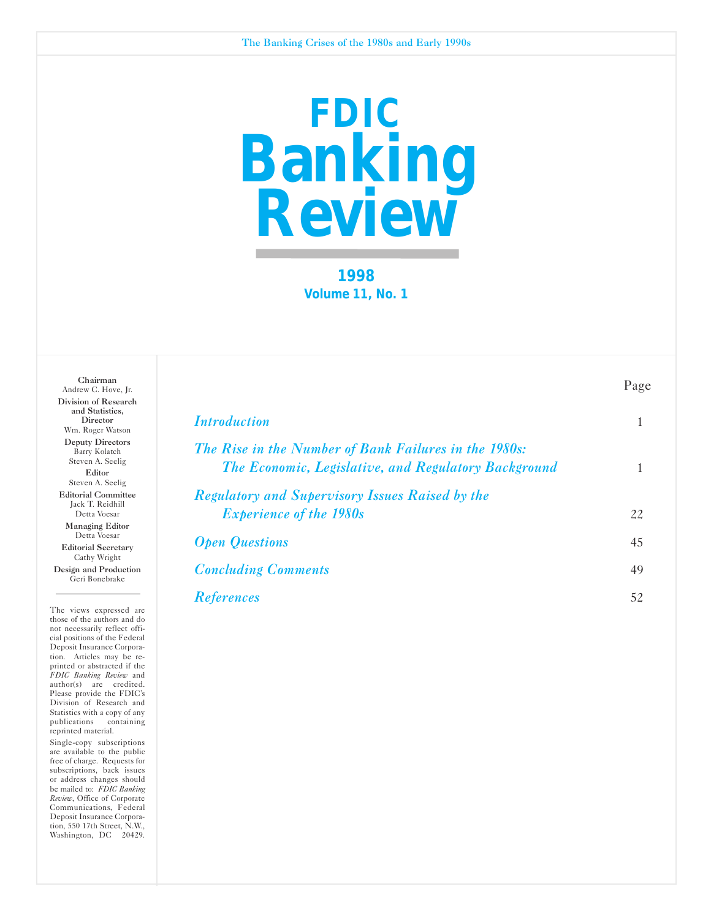The Banking Crises of the 1980s and Early 1990s

# FDIC Banking Review

**1998**
**Volume 11, No. 1**

**Chairman**
Andrew C. Hove, Jr.

**Division of Research and Statistics, Director**
Wm. Roger Watson

**Deputy Directors**
Barry Kolatch
Steven A. Seelig

**Editor**
Steven A. Seelig

**Editorial Committee**
Jack T. Reidhill
Detta Voesar

**Managing Editor**
Detta Voesar

**Editorial Secretary**
Cathy Wright

**Design and Production**
Geri Bonebrake

---

The views expressed are those of the authors and do not necessarily reflect official positions of the Federal Deposit Insurance Corporation. Articles may be reprinted or abstracted if the *FDIC Banking Review* and author(s) are credited. Please provide the FDIC's Division of Research and Statistics with a copy of any publications containing reprinted material.

Single-copy subscriptions are available to the public free of charge. Requests for subscriptions, back issues or address changes should be mailed to: *FDIC Banking Review*, Office of Corporate Communications, Federal Deposit Insurance Corporation, 550 17th Street, N.W., Washington, DC 20429.

| | Page |
|---|---|
| *Introduction* | 1 |
| *The Rise in the Number of Bank Failures in the 1980s: The Economic, Legislative, and Regulatory Background* | 1 |
| *Regulatory and Supervisory Issues Raised by the Experience of the 1980s* | 22 |
| *Open Questions* | 45 |
| *Concluding Comments* | 49 |
| *References* | 52 |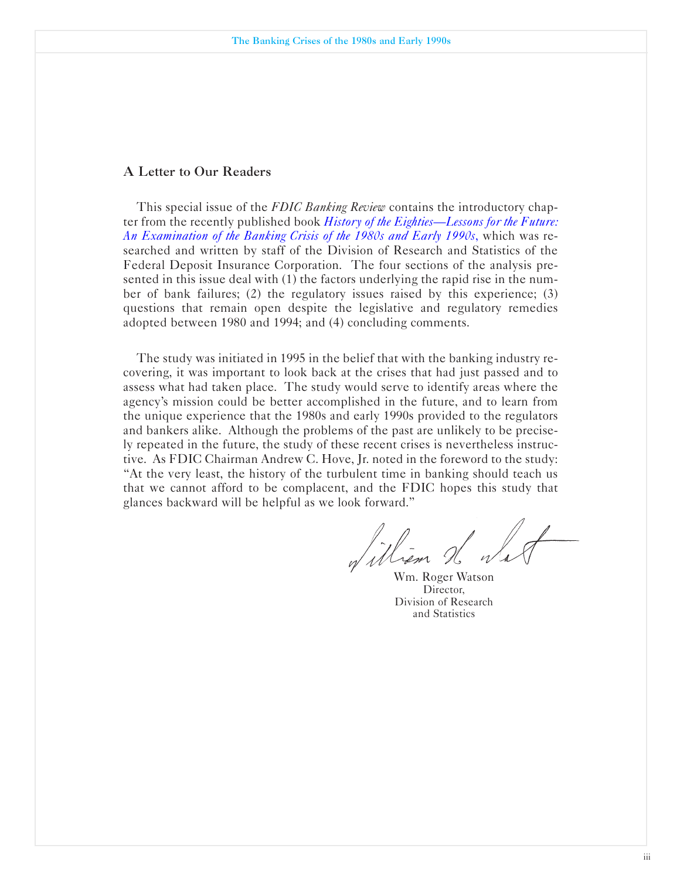## A Letter to Our Readers

This special issue of the *FDIC Banking Review* contains the introductory chapter from the recently published book *History of the Eighties—Lessons for the Future: An Examination of the Banking Crisis of the 1980s and Early 1990s*, which was researched and written by staff of the Division of Research and Statistics of the Federal Deposit Insurance Corporation. The four sections of the analysis presented in this issue deal with (1) the factors underlying the rapid rise in the number of bank failures; (2) the regulatory issues raised by this experience; (3) questions that remain open despite the legislative and regulatory remedies adopted between 1980 and 1994; and (4) concluding comments.

The study was initiated in 1995 in the belief that with the banking industry recovering, it was important to look back at the crises that had just passed and to assess what had taken place. The study would serve to identify areas where the agency's mission could be better accomplished in the future, and to learn from the unique experience that the 1980s and early 1990s provided to the regulators and bankers alike. Although the problems of the past are unlikely to be precisely repeated in the future, the study of these recent crises is nevertheless instructive. As FDIC Chairman Andrew C. Hove, Jr. noted in the foreword to the study: "At the very least, the history of the turbulent time in banking should teach us that we cannot afford to be complacent, and the FDIC hopes this study that glances backward will be helpful as we look forward."

Wm. Roger Watson
Director,
Division of Research
and Statistics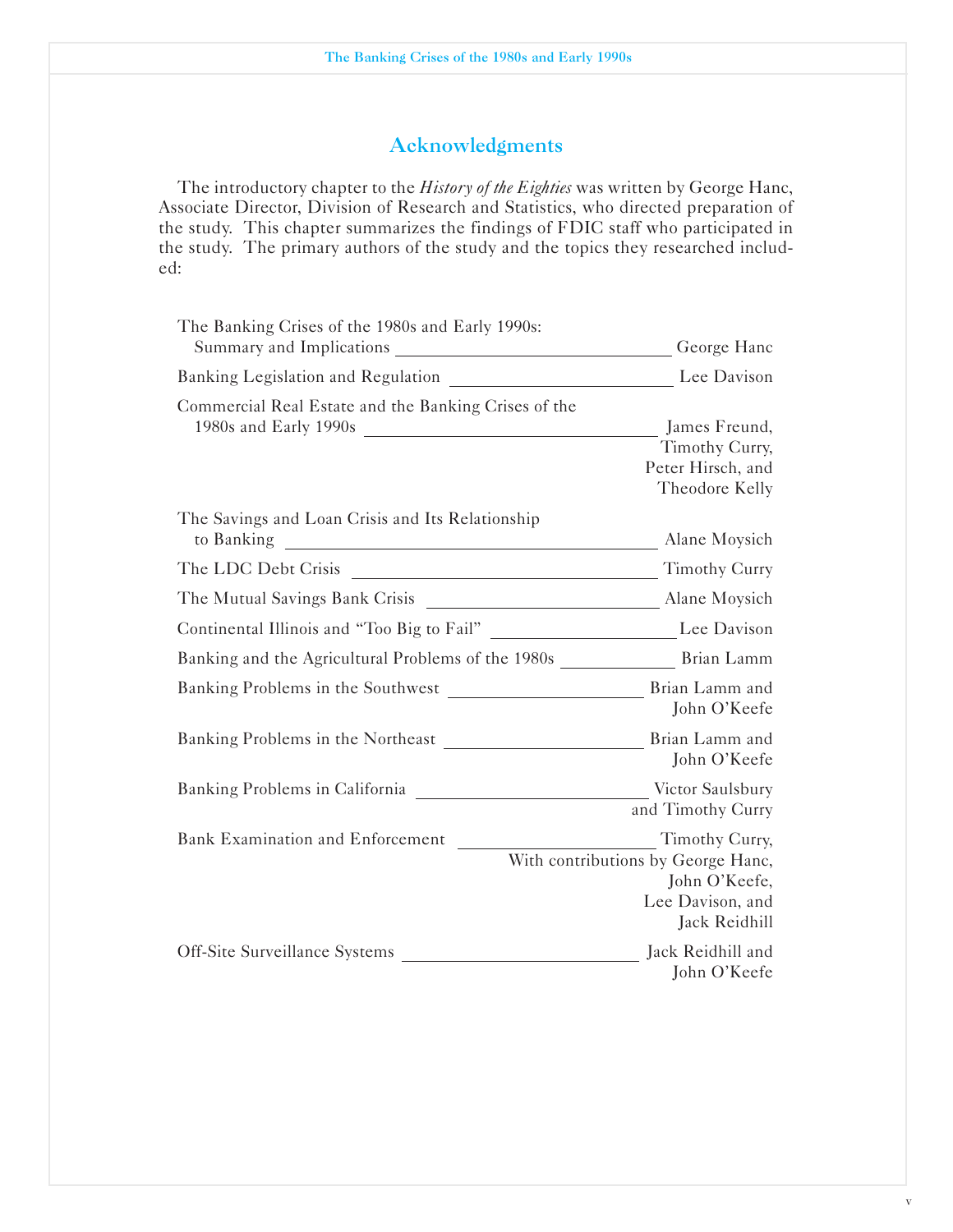## Acknowledgments

The introductory chapter to the *History of the Eighties* was written by George Hanc, Associate Director, Division of Research and Statistics, who directed preparation of the study. This chapter summarizes the findings of FDIC staff who participated in the study. The primary authors of the study and the topics they researched included:

| Topic | Author(s) |
| --- | --- |
| The Banking Crises of the 1980s and Early 1990s: Summary and Implications | George Hanc |
| Banking Legislation and Regulation | Lee Davison |
| Commercial Real Estate and the Banking Crises of the 1980s and Early 1990s | James Freund, Timothy Curry, Peter Hirsch, and Theodore Kelly |
| The Savings and Loan Crisis and Its Relationship to Banking | Alane Moysich |
| The LDC Debt Crisis | Timothy Curry |
| The Mutual Savings Bank Crisis | Alane Moysich |
| Continental Illinois and "Too Big to Fail" | Lee Davison |
| Banking and the Agricultural Problems of the 1980s | Brian Lamm |
| Banking Problems in the Southwest | Brian Lamm and John O'Keefe |
| Banking Problems in the Northeast | Brian Lamm and John O'Keefe |
| Banking Problems in California | Victor Saulsbury and Timothy Curry |
| Bank Examination and Enforcement | Timothy Curry, With contributions by George Hanc, John O'Keefe, Lee Davison, and Jack Reidhill |
| Off-Site Surveillance Systems | Jack Reidhill and John O'Keefe |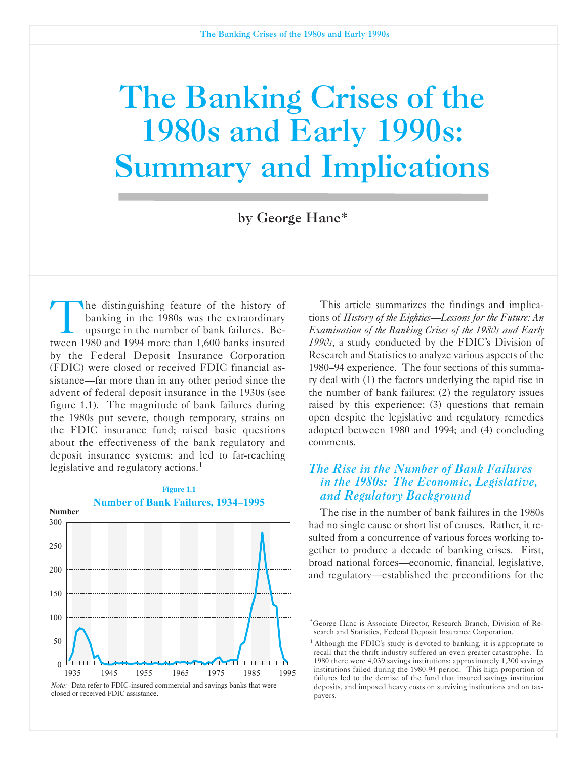# The Banking Crises of the 1980s and Early 1990s: Summary and Implications

by George Hanc*

The distinguishing feature of the history of banking in the 1980s was the extraordinary upsurge in the number of bank failures. Between 1980 and 1994 more than 1,600 banks insured by the Federal Deposit Insurance Corporation (FDIC) were closed or received FDIC financial assistance—far more than in any other period since the advent of federal deposit insurance in the 1930s (see figure 1.1). The magnitude of bank failures during the 1980s put severe, though temporary, strains on the FDIC insurance fund; raised basic questions about the effectiveness of the bank regulatory and deposit insurance systems; and led to far-reaching legislative and regulatory actions.[1]

**Figure 1.1**
**Number of Bank Failures, 1934–1995**

*Note:* Data refer to FDIC-insured commercial and savings banks that were closed or received FDIC assistance.

This article summarizes the findings and implications of *History of the Eighties—Lessons for the Future: An Examination of the Banking Crises of the 1980s and Early 1990s*, a study conducted by the FDIC's Division of Research and Statistics to analyze various aspects of the 1980–94 experience. The four sections of this summary deal with (1) the factors underlying the rapid rise in the number of bank failures; (2) the regulatory issues raised by this experience; (3) questions that remain open despite the legislative and regulatory remedies adopted between 1980 and 1994; and (4) concluding comments.

## *The Rise in the Number of Bank Failures in the 1980s: The Economic, Legislative, and Regulatory Background*

The rise in the number of bank failures in the 1980s had no single cause or short list of causes. Rather, it resulted from a concurrence of various forces working together to produce a decade of banking crises. First, broad national forces—economic, financial, legislative, and regulatory—established the preconditions for the

*George Hanc is Associate Director, Research Branch, Division of Research and Statistics, Federal Deposit Insurance Corporation.

[1] Although the FDIC's study is devoted to banking, it is appropriate to recall that the thrift industry suffered an even greater catastrophe. In 1980 there were 4,039 savings institutions; approximately 1,300 savings institutions failed during the 1980-94 period. This high proportion of failures led to the demise of the fund that insured savings institution deposits, and imposed heavy costs on surviving institutions and on taxpayers.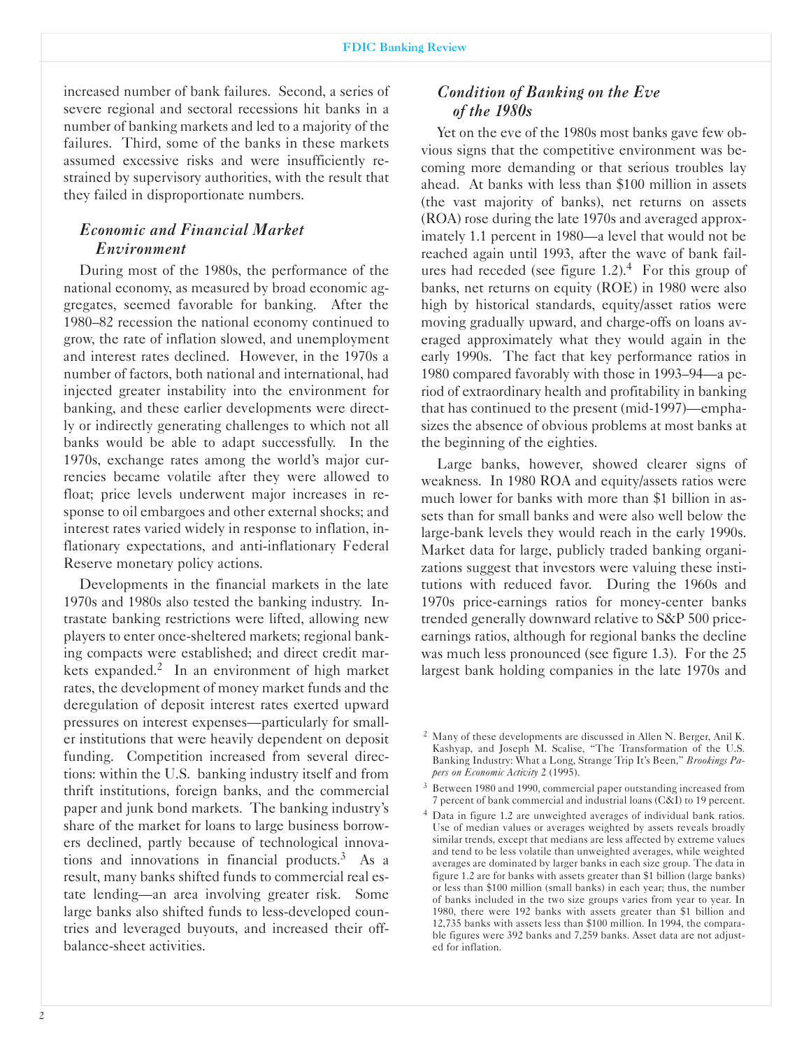increased number of bank failures. Second, a series of severe regional and sectoral recessions hit banks in a number of banking markets and led to a majority of the failures. Third, some of the banks in these markets assumed excessive risks and were insufficiently restrained by supervisory authorities, with the result that they failed in disproportionate numbers.

### *Economic and Financial Market Environment*

During most of the 1980s, the performance of the national economy, as measured by broad economic aggregates, seemed favorable for banking. After the 1980–82 recession the national economy continued to grow, the rate of inflation slowed, and unemployment and interest rates declined. However, in the 1970s a number of factors, both national and international, had injected greater instability into the environment for banking, and these earlier developments were directly or indirectly generating challenges to which not all banks would be able to adapt successfully. In the 1970s, exchange rates among the world's major currencies became volatile after they were allowed to float; price levels underwent major increases in response to oil embargoes and other external shocks; and interest rates varied widely in response to inflation, inflationary expectations, and anti-inflationary Federal Reserve monetary policy actions.

Developments in the financial markets in the late 1970s and 1980s also tested the banking industry. Intrastate banking restrictions were lifted, allowing new players to enter once-sheltered markets; regional banking compacts were established; and direct credit markets expanded.[2] In an environment of high market rates, the development of money market funds and the deregulation of deposit interest rates exerted upward pressures on interest expenses—particularly for smaller institutions that were heavily dependent on deposit funding. Competition increased from several directions: within the U.S. banking industry itself and from thrift institutions, foreign banks, and the commercial paper and junk bond markets. The banking industry's share of the market for loans to large business borrowers declined, partly because of technological innovations and innovations in financial products.[3] As a result, many banks shifted funds to commercial real estate lending—an area involving greater risk. Some large banks also shifted funds to less-developed countries and leveraged buyouts, and increased their off-balance-sheet activities.

### *Condition of Banking on the Eve of the 1980s*

Yet on the eve of the 1980s most banks gave few obvious signs that the competitive environment was becoming more demanding or that serious troubles lay ahead. At banks with less than \$100 million in assets (the vast majority of banks), net returns on assets (ROA) rose during the late 1970s and averaged approximately 1.1 percent in 1980—a level that would not be reached again until 1993, after the wave of bank failures had receded (see figure 1.2).[4] For this group of banks, net returns on equity (ROE) in 1980 were also high by historical standards, equity/asset ratios were moving gradually upward, and charge-offs on loans averaged approximately what they would again in the early 1990s. The fact that key performance ratios in 1980 compared favorably with those in 1993–94—a period of extraordinary health and profitability in banking that has continued to the present (mid-1997)—emphasizes the absence of obvious problems at most banks at the beginning of the eighties.

Large banks, however, showed clearer signs of weakness. In 1980 ROA and equity/assets ratios were much lower for banks with more than \$1 billion in assets than for small banks and were also well below the large-bank levels they would reach in the early 1990s. Market data for large, publicly traded banking organizations suggest that investors were valuing these institutions with reduced favor. During the 1960s and 1970s price-earnings ratios for money-center banks trended generally downward relative to S&P 500 price-earnings ratios, although for regional banks the decline was much less pronounced (see figure 1.3). For the 25 largest bank holding companies in the late 1970s and

---

[2] Many of these developments are discussed in Allen N. Berger, Anil K. Kashyap, and Joseph M. Scalise, "The Transformation of the U.S. Banking Industry: What a Long, Strange Trip It's Been," *Brookings Papers on Economic Activity* 2 (1995).

[3] Between 1980 and 1990, commercial paper outstanding increased from 7 percent of bank commercial and industrial loans (C&I) to 19 percent.

[4] Data in figure 1.2 are unweighted averages of individual bank ratios. Use of median values or averages weighted by assets reveals broadly similar trends, except that medians are less affected by extreme values and tend to be less volatile than unweighted averages, while weighted averages are dominated by larger banks in each size group. The data in figure 1.2 are for banks with assets greater than \$1 billion (large banks) or less than \$100 million (small banks) in each year; thus, the number of banks included in the two size groups varies from year to year. In 1980, there were 192 banks with assets greater than \$1 billion and 12,735 banks with assets less than \$100 million. In 1994, the comparable figures were 392 banks and 7,259 banks. Asset data are not adjusted for inflation.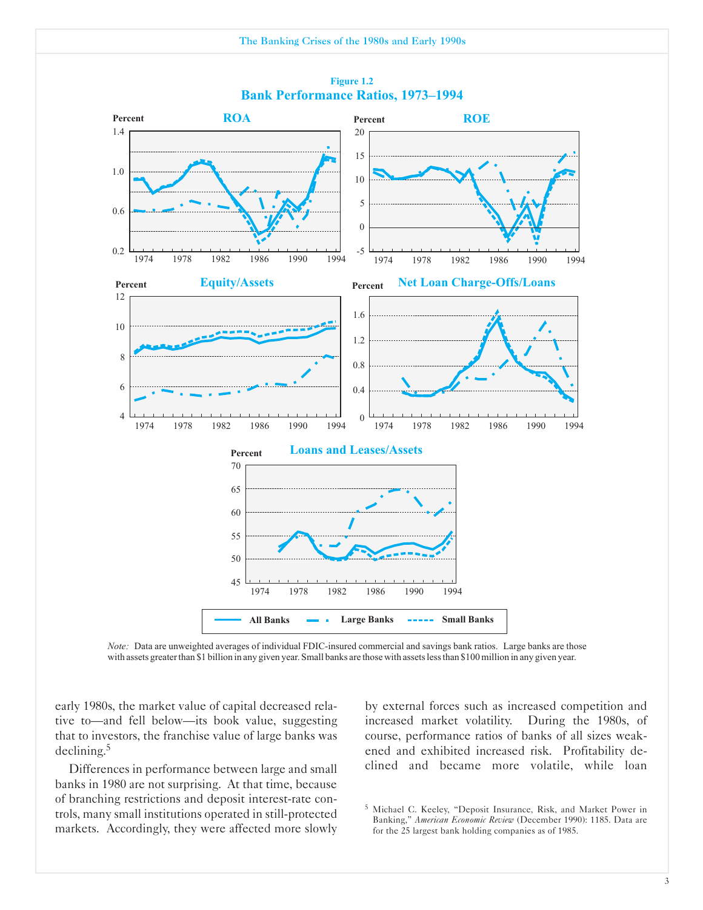**Figure 1.2**

**Bank Performance Ratios, 1973–1994**

*Note:* Data are unweighted averages of individual FDIC-insured commercial and savings bank ratios. Large banks are those with assets greater than $1 billion in any given year. Small banks are those with assets less than $100 million in any given year.

early 1980s, the market value of capital decreased relative to—and fell below—its book value, suggesting that to investors, the franchise value of large banks was declining.[5]

Differences in performance between large and small banks in 1980 are not surprising. At that time, because of branching restrictions and deposit interest-rate controls, many small institutions operated in still-protected markets. Accordingly, they were affected more slowly by external forces such as increased competition and increased market volatility. During the 1980s, of course, performance ratios of banks of all sizes weakened and exhibited increased risk. Profitability declined and became more volatile, while loan

[5] Michael C. Keeley, "Deposit Insurance, Risk, and Market Power in Banking," *American Economic Review* (December 1990): 1185. Data are for the 25 largest bank holding companies as of 1985.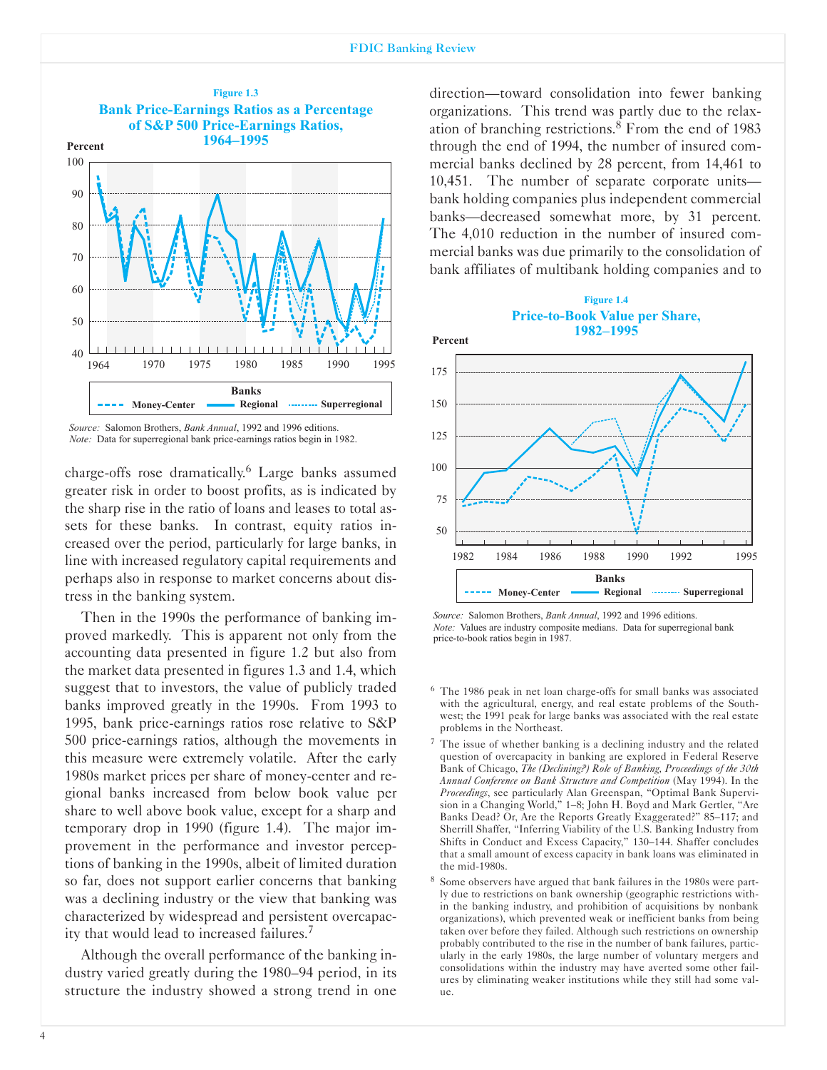**Figure 1.3**

**Bank Price-Earnings Ratios as a Percentage of S&P 500 Price-Earnings Ratios, 1964–1995**

*Source:* Salomon Brothers, *Bank Annual*, 1992 and 1996 editions.
*Note:* Data for superregional bank price-earnings ratios begin in 1982.

charge-offs rose dramatically.[6] Large banks assumed greater risk in order to boost profits, as is indicated by the sharp rise in the ratio of loans and leases to total assets for these banks. In contrast, equity ratios increased over the period, particularly for large banks, in line with increased regulatory capital requirements and perhaps also in response to market concerns about distress in the banking system.

Then in the 1990s the performance of banking improved markedly. This is apparent not only from the accounting data presented in figure 1.2 but also from the market data presented in figures 1.3 and 1.4, which suggest that to investors, the value of publicly traded banks improved greatly in the 1990s. From 1993 to 1995, bank price-earnings ratios rose relative to S&P 500 price-earnings ratios, although the movements in this measure were extremely volatile. After the early 1980s market prices per share of money-center and regional banks increased from below book value per share to well above book value, except for a sharp and temporary drop in 1990 (figure 1.4). The major improvement in the performance and investor perceptions of banking in the 1990s, albeit of limited duration so far, does not support earlier concerns that banking was a declining industry or the view that banking was characterized by widespread and persistent overcapacity that would lead to increased failures.[7]

Although the overall performance of the banking industry varied greatly during the 1980–94 period, in its structure the industry showed a strong trend in one direction—toward consolidation into fewer banking organizations. This trend was partly due to the relaxation of branching restrictions.[8] From the end of 1983 through the end of 1994, the number of insured commercial banks declined by 28 percent, from 14,461 to 10,451. The number of separate corporate units—bank holding companies plus independent commercial banks—decreased somewhat more, by 31 percent. The 4,010 reduction in the number of insured commercial banks was due primarily to the consolidation of bank affiliates of multibank holding companies and to

**Figure 1.4**

**Price-to-Book Value per Share, 1982–1995**

*Source:* Salomon Brothers, *Bank Annual*, 1992 and 1996 editions.
*Note:* Values are industry composite medians. Data for superregional bank price-to-book ratios begin in 1987.

[6] The 1986 peak in net loan charge-offs for small banks was associated with the agricultural, energy, and real estate problems of the Southwest; the 1991 peak for large banks was associated with the real estate problems in the Northeast.

[7] The issue of whether banking is a declining industry and the related question of overcapacity in banking are explored in Federal Reserve Bank of Chicago, *The (Declining?) Role of Banking, Proceedings of the 30th Annual Conference on Bank Structure and Competition* (May 1994). In the *Proceedings*, see particularly Alan Greenspan, "Optimal Bank Supervision in a Changing World," 1–8; John H. Boyd and Mark Gertler, "Are Banks Dead? Or, Are the Reports Greatly Exaggerated?" 85–117; and Sherrill Shaffer, "Inferring Viability of the U.S. Banking Industry from Shifts in Conduct and Excess Capacity," 130–144. Shaffer concludes that a small amount of excess capacity in bank loans was eliminated in the mid-1980s.

[8] Some observers have argued that bank failures in the 1980s were partly due to restrictions on bank ownership (geographic restrictions within the banking industry, and prohibition of acquisitions by nonbank organizations), which prevented weak or inefficient banks from being taken over before they failed. Although such restrictions on ownership probably contributed to the rise in the number of bank failures, particularly in the early 1980s, the large number of voluntary mergers and consolidations within the industry may have averted some other failures by eliminating weaker institutions while they still had some value.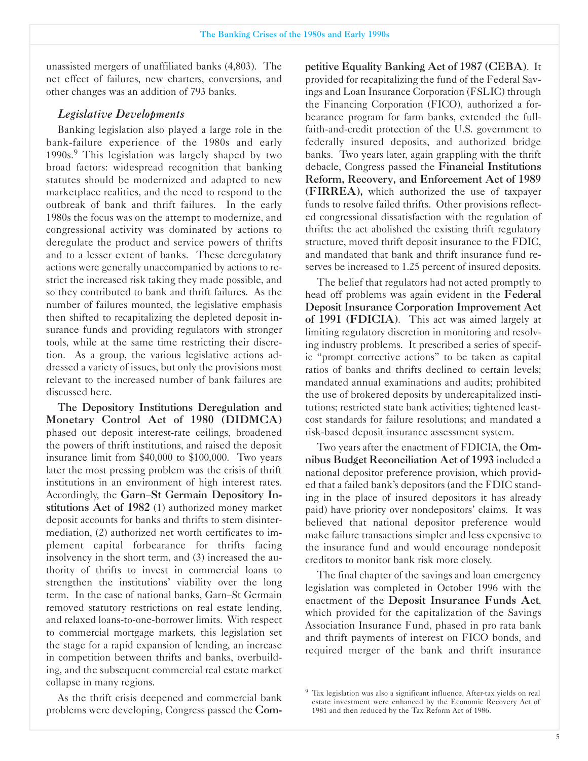unassisted mergers of unaffiliated banks (4,803). The net effect of failures, new charters, conversions, and other changes was an addition of 793 banks.

### *Legislative Developments*

Banking legislation also played a large role in the bank-failure experience of the 1980s and early 1990s.[9] This legislation was largely shaped by two broad factors: widespread recognition that banking statutes should be modernized and adapted to new marketplace realities, and the need to respond to the outbreak of bank and thrift failures. In the early 1980s the focus was on the attempt to modernize, and congressional activity was dominated by actions to deregulate the product and service powers of thrifts and to a lesser extent of banks. These deregulatory actions were generally unaccompanied by actions to restrict the increased risk taking they made possible, and so they contributed to bank and thrift failures. As the number of failures mounted, the legislative emphasis then shifted to recapitalizing the depleted deposit insurance funds and providing regulators with stronger tools, while at the same time restricting their discretion. As a group, the various legislative actions addressed a variety of issues, but only the provisions most relevant to the increased number of bank failures are discussed here.

**The Depository Institutions Deregulation and Monetary Control Act of 1980 (DIDMCA)** phased out deposit interest-rate ceilings, broadened the powers of thrift institutions, and raised the deposit insurance limit from \$40,000 to \$100,000. Two years later the most pressing problem was the crisis of thrift institutions in an environment of high interest rates. Accordingly, the **Garn–St Germain Depository Institutions Act of 1982** (1) authorized money market deposit accounts for banks and thrifts to stem disintermediation, (2) authorized net worth certificates to implement capital forbearance for thrifts facing insolvency in the short term, and (3) increased the authority of thrifts to invest in commercial loans to strengthen the institutions' viability over the long term. In the case of national banks, Garn–St Germain removed statutory restrictions on real estate lending, and relaxed loans-to-one-borrower limits. With respect to commercial mortgage markets, this legislation set the stage for a rapid expansion of lending, an increase in competition between thrifts and banks, overbuilding, and the subsequent commercial real estate market collapse in many regions.

As the thrift crisis deepened and commercial bank problems were developing, Congress passed the **Competitive Equality Banking Act of 1987 (CEBA)**. It provided for recapitalizing the fund of the Federal Savings and Loan Insurance Corporation (FSLIC) through the Financing Corporation (FICO), authorized a forbearance program for farm banks, extended the full-faith-and-credit protection of the U.S. government to federally insured deposits, and authorized bridge banks. Two years later, again grappling with the thrift debacle, Congress passed the **Financial Institutions Reform, Recovery, and Enforcement Act of 1989 (FIRREA),** which authorized the use of taxpayer funds to resolve failed thrifts. Other provisions reflected congressional dissatisfaction with the regulation of thrifts: the act abolished the existing thrift regulatory structure, moved thrift deposit insurance to the FDIC, and mandated that bank and thrift insurance fund reserves be increased to 1.25 percent of insured deposits.

The belief that regulators had not acted promptly to head off problems was again evident in the **Federal Deposit Insurance Corporation Improvement Act of 1991 (FDICIA)**. This act was aimed largely at limiting regulatory discretion in monitoring and resolving industry problems. It prescribed a series of specific "prompt corrective actions" to be taken as capital ratios of banks and thrifts declined to certain levels; mandated annual examinations and audits; prohibited the use of brokered deposits by undercapitalized institutions; restricted state bank activities; tightened least-cost standards for failure resolutions; and mandated a risk-based deposit insurance assessment system.

Two years after the enactment of FDICIA, the **Omnibus Budget Reconciliation Act of 1993** included a national depositor preference provision, which provided that a failed bank's depositors (and the FDIC standing in the place of insured depositors it has already paid) have priority over nondepositors' claims. It was believed that national depositor preference would make failure transactions simpler and less expensive to the insurance fund and would encourage nondeposit creditors to monitor bank risk more closely.

The final chapter of the savings and loan emergency legislation was completed in October 1996 with the enactment of the **Deposit Insurance Funds Act**, which provided for the capitalization of the Savings Association Insurance Fund, phased in pro rata bank and thrift payments of interest on FICO bonds, and required merger of the bank and thrift insurance

[9] Tax legislation was also a significant influence. After-tax yields on real estate investment were enhanced by the Economic Recovery Act of 1981 and then reduced by the Tax Reform Act of 1986.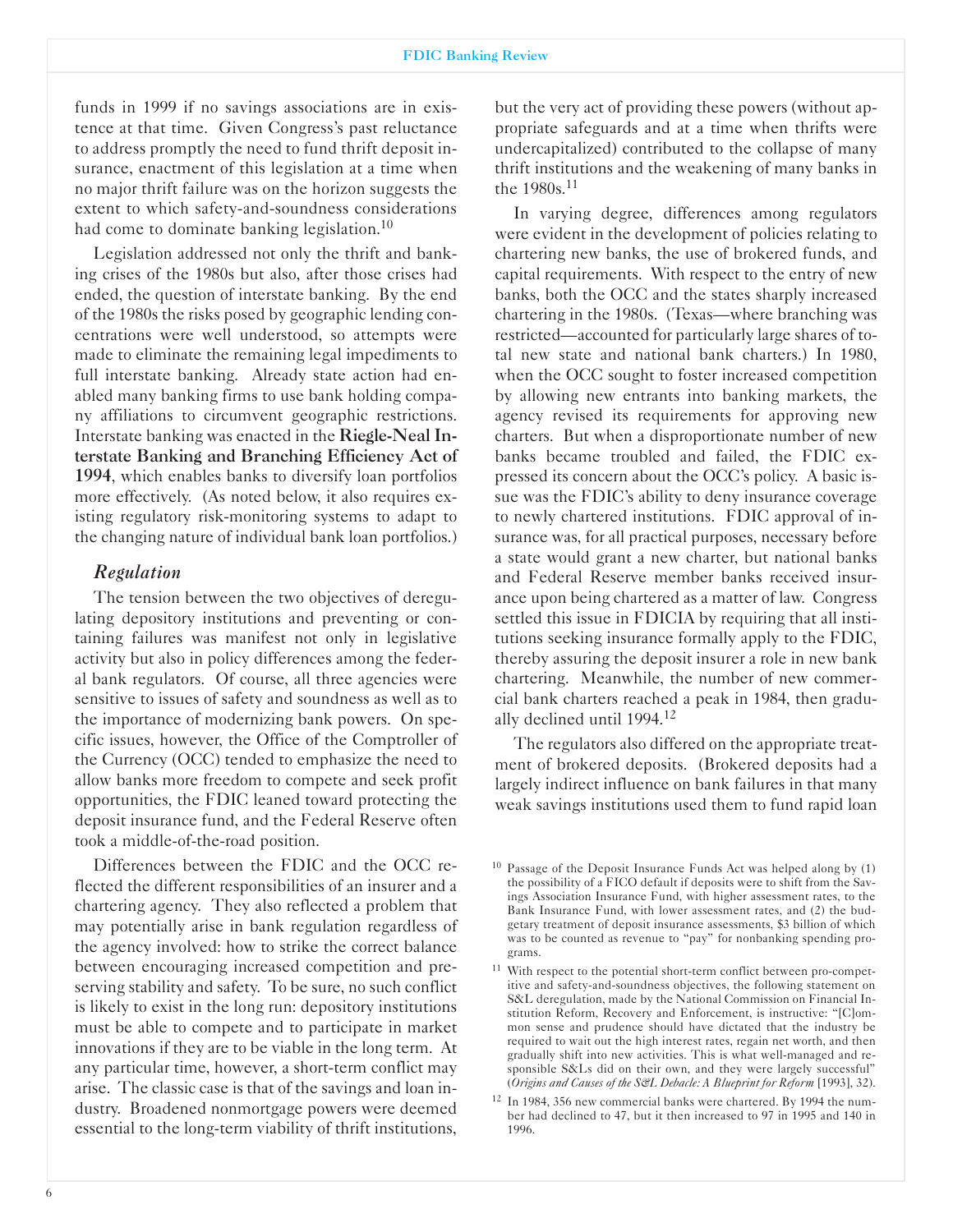funds in 1999 if no savings associations are in existence at that time. Given Congress's past reluctance to address promptly the need to fund thrift deposit insurance, enactment of this legislation at a time when no major thrift failure was on the horizon suggests the extent to which safety-and-soundness considerations had come to dominate banking legislation.[10]

Legislation addressed not only the thrift and banking crises of the 1980s but also, after those crises had ended, the question of interstate banking. By the end of the 1980s the risks posed by geographic lending concentrations were well understood, so attempts were made to eliminate the remaining legal impediments to full interstate banking. Already state action had enabled many banking firms to use bank holding company affiliations to circumvent geographic restrictions. Interstate banking was enacted in the **Riegle-Neal Interstate Banking and Branching Efficiency Act of 1994**, which enables banks to diversify loan portfolios more effectively. (As noted below, it also requires existing regulatory risk-monitoring systems to adapt to the changing nature of individual bank loan portfolios.)

### *Regulation*

The tension between the two objectives of deregulating depository institutions and preventing or containing failures was manifest not only in legislative activity but also in policy differences among the federal bank regulators. Of course, all three agencies were sensitive to issues of safety and soundness as well as to the importance of modernizing bank powers. On specific issues, however, the Office of the Comptroller of the Currency (OCC) tended to emphasize the need to allow banks more freedom to compete and seek profit opportunities, the FDIC leaned toward protecting the deposit insurance fund, and the Federal Reserve often took a middle-of-the-road position.

Differences between the FDIC and the OCC reflected the different responsibilities of an insurer and a chartering agency. They also reflected a problem that may potentially arise in bank regulation regardless of the agency involved: how to strike the correct balance between encouraging increased competition and preserving stability and safety. To be sure, no such conflict is likely to exist in the long run: depository institutions must be able to compete and to participate in market innovations if they are to be viable in the long term. At any particular time, however, a short-term conflict may arise. The classic case is that of the savings and loan industry. Broadened nonmortgage powers were deemed essential to the long-term viability of thrift institutions, but the very act of providing these powers (without appropriate safeguards and at a time when thrifts were undercapitalized) contributed to the collapse of many thrift institutions and the weakening of many banks in the 1980s.[11]

In varying degree, differences among regulators were evident in the development of policies relating to chartering new banks, the use of brokered funds, and capital requirements. With respect to the entry of new banks, both the OCC and the states sharply increased chartering in the 1980s. (Texas—where branching was restricted—accounted for particularly large shares of total new state and national bank charters.) In 1980, when the OCC sought to foster increased competition by allowing new entrants into banking markets, the agency revised its requirements for approving new charters. But when a disproportionate number of new banks became troubled and failed, the FDIC expressed its concern about the OCC's policy. A basic issue was the FDIC's ability to deny insurance coverage to newly chartered institutions. FDIC approval of insurance was, for all practical purposes, necessary before a state would grant a new charter, but national banks and Federal Reserve member banks received insurance upon being chartered as a matter of law. Congress settled this issue in FDICIA by requiring that all institutions seeking insurance formally apply to the FDIC, thereby assuring the deposit insurer a role in new bank chartering. Meanwhile, the number of new commercial bank charters reached a peak in 1984, then gradually declined until 1994.[12]

The regulators also differed on the appropriate treatment of brokered deposits. (Brokered deposits had a largely indirect influence on bank failures in that many weak savings institutions used them to fund rapid loan

---

[10] Passage of the Deposit Insurance Funds Act was helped along by (1) the possibility of a FICO default if deposits were to shift from the Savings Association Insurance Fund, with higher assessment rates, to the Bank Insurance Fund, with lower assessment rates, and (2) the budgetary treatment of deposit insurance assessments, $3 billion of which was to be counted as revenue to "pay" for nonbanking spending programs.

[11] With respect to the potential short-term conflict between pro-competitive and safety-and-soundness objectives, the following statement on S&L deregulation, made by the National Commission on Financial Institution Reform, Recovery and Enforcement, is instructive: "[C]ommon sense and prudence should have dictated that the industry be required to wait out the high interest rates, regain net worth, and then gradually shift into new activities. This is what well-managed and responsible S&Ls did on their own, and they were largely successful" (*Origins and Causes of the S&L Debacle: A Blueprint for Reform* [1993], 32).

[12] In 1984, 356 new commercial banks were chartered. By 1994 the number had declined to 47, but it then increased to 97 in 1995 and 140 in 1996.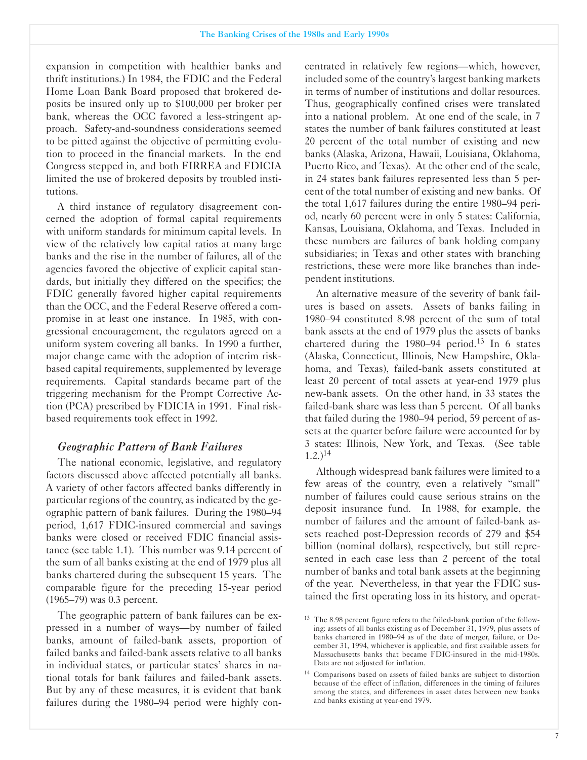expansion in competition with healthier banks and thrift institutions.) In 1984, the FDIC and the Federal Home Loan Bank Board proposed that brokered deposits be insured only up to $100,000 per broker per bank, whereas the OCC favored a less-stringent approach. Safety-and-soundness considerations seemed to be pitted against the objective of permitting evolution to proceed in the financial markets. In the end Congress stepped in, and both FIRREA and FDICIA limited the use of brokered deposits by troubled institutions.

A third instance of regulatory disagreement concerned the adoption of formal capital requirements with uniform standards for minimum capital levels. In view of the relatively low capital ratios at many large banks and the rise in the number of failures, all of the agencies favored the objective of explicit capital standards, but initially they differed on the specifics; the FDIC generally favored higher capital requirements than the OCC, and the Federal Reserve offered a compromise in at least one instance. In 1985, with congressional encouragement, the regulators agreed on a uniform system covering all banks. In 1990 a further, major change came with the adoption of interim risk-based capital requirements, supplemented by leverage requirements. Capital standards became part of the triggering mechanism for the Prompt Corrective Action (PCA) prescribed by FDICIA in 1991. Final risk-based requirements took effect in 1992.

### *Geographic Pattern of Bank Failures*

The national economic, legislative, and regulatory factors discussed above affected potentially all banks. A variety of other factors affected banks differently in particular regions of the country, as indicated by the geographic pattern of bank failures. During the 1980–94 period, 1,617 FDIC-insured commercial and savings banks were closed or received FDIC financial assistance (see table 1.1). This number was 9.14 percent of the sum of all banks existing at the end of 1979 plus all banks chartered during the subsequent 15 years. The comparable figure for the preceding 15-year period (1965–79) was 0.3 percent.

The geographic pattern of bank failures can be expressed in a number of ways—by number of failed banks, amount of failed-bank assets, proportion of failed banks and failed-bank assets relative to all banks in individual states, or particular states' shares in national totals for bank failures and failed-bank assets. But by any of these measures, it is evident that bank failures during the 1980–94 period were highly concentrated in relatively few regions—which, however, included some of the country's largest banking markets in terms of number of institutions and dollar resources. Thus, geographically confined crises were translated into a national problem. At one end of the scale, in 7 states the number of bank failures constituted at least 20 percent of the total number of existing and new banks (Alaska, Arizona, Hawaii, Louisiana, Oklahoma, Puerto Rico, and Texas). At the other end of the scale, in 24 states bank failures represented less than 5 percent of the total number of existing and new banks. Of the total 1,617 failures during the entire 1980–94 period, nearly 60 percent were in only 5 states: California, Kansas, Louisiana, Oklahoma, and Texas. Included in these numbers are failures of bank holding company subsidiaries; in Texas and other states with branching restrictions, these were more like branches than independent institutions.

An alternative measure of the severity of bank failures is based on assets. Assets of banks failing in 1980–94 constituted 8.98 percent of the sum of total bank assets at the end of 1979 plus the assets of banks chartered during the 1980–94 period.[13] In 6 states (Alaska, Connecticut, Illinois, New Hampshire, Oklahoma, and Texas), failed-bank assets constituted at least 20 percent of total assets at year-end 1979 plus new-bank assets. On the other hand, in 33 states the failed-bank share was less than 5 percent. Of all banks that failed during the 1980–94 period, 59 percent of assets at the quarter before failure were accounted for by 3 states: Illinois, New York, and Texas. (See table 1.2.)[14]

Although widespread bank failures were limited to a few areas of the country, even a relatively "small" number of failures could cause serious strains on the deposit insurance fund. In 1988, for example, the number of failures and the amount of failed-bank assets reached post-Depression records of 279 and $54 billion (nominal dollars), respectively, but still represented in each case less than 2 percent of the total number of banks and total bank assets at the beginning of the year. Nevertheless, in that year the FDIC sustained the first operating loss in its history, and operat-

[13] The 8.98 percent figure refers to the failed-bank portion of the following: assets of all banks existing as of December 31, 1979, plus assets of banks chartered in 1980–94 as of the date of merger, failure, or December 31, 1994, whichever is applicable, and first available assets for Massachusetts banks that became FDIC-insured in the mid-1980s. Data are not adjusted for inflation.

[14] Comparisons based on assets of failed banks are subject to distortion because of the effect of inflation, differences in the timing of failures among the states, and differences in asset dates between new banks and banks existing at year-end 1979.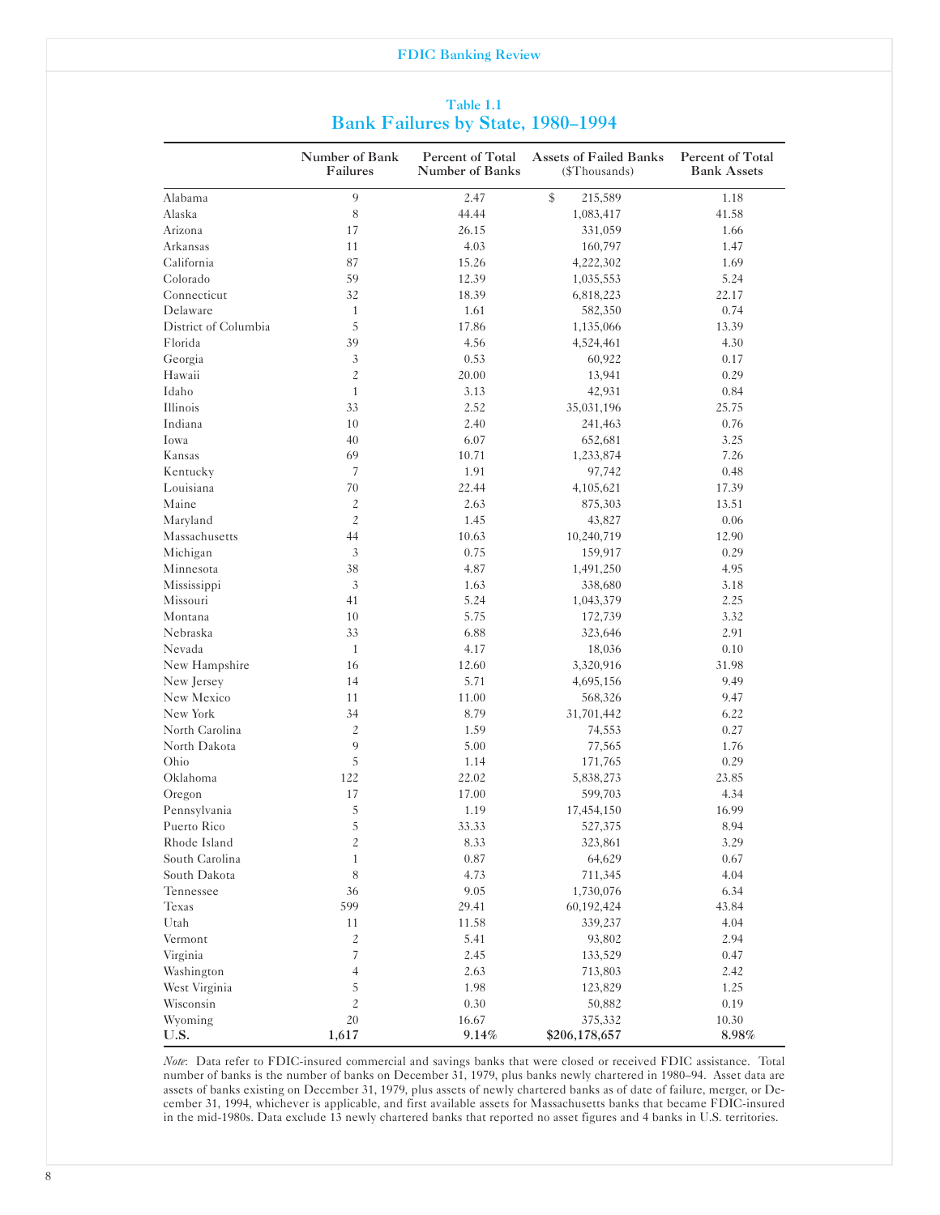Table 1.1

## Bank Failures by State, 1980–1994

| | Number of Bank Failures | Percent of Total Number of Banks | Assets of Failed Banks ($Thousands) | Percent of Total Bank Assets |
|---|---|---|---|---|
| Alabama | 9 | 2.47 | $ 215,589 | 1.18 |
| Alaska | 8 | 44.44 | 1,083,417 | 41.58 |
| Arizona | 17 | 26.15 | 331,059 | 1.66 |
| Arkansas | 11 | 4.03 | 160,797 | 1.47 |
| California | 87 | 15.26 | 4,222,302 | 1.69 |
| Colorado | 59 | 12.39 | 1,035,553 | 5.24 |
| Connecticut | 32 | 18.39 | 6,818,223 | 22.17 |
| Delaware | 1 | 1.61 | 582,350 | 0.74 |
| District of Columbia | 5 | 17.86 | 1,135,066 | 13.39 |
| Florida | 39 | 4.56 | 4,524,461 | 4.30 |
| Georgia | 3 | 0.53 | 60,922 | 0.17 |
| Hawaii | 2 | 20.00 | 13,941 | 0.29 |
| Idaho | 1 | 3.13 | 42,931 | 0.84 |
| Illinois | 33 | 2.52 | 35,031,196 | 25.75 |
| Indiana | 10 | 2.40 | 241,463 | 0.76 |
| Iowa | 40 | 6.07 | 652,681 | 3.25 |
| Kansas | 69 | 10.71 | 1,233,874 | 7.26 |
| Kentucky | 7 | 1.91 | 97,742 | 0.48 |
| Louisiana | 70 | 22.44 | 4,105,621 | 17.39 |
| Maine | 2 | 2.63 | 875,303 | 13.51 |
| Maryland | 2 | 1.45 | 43,827 | 0.06 |
| Massachusetts | 44 | 10.63 | 10,240,719 | 12.90 |
| Michigan | 3 | 0.75 | 159,917 | 0.29 |
| Minnesota | 38 | 4.87 | 1,491,250 | 4.95 |
| Mississippi | 3 | 1.63 | 338,680 | 3.18 |
| Missouri | 41 | 5.24 | 1,043,379 | 2.25 |
| Montana | 10 | 5.75 | 172,739 | 3.32 |
| Nebraska | 33 | 6.88 | 323,646 | 2.91 |
| Nevada | 1 | 4.17 | 18,036 | 0.10 |
| New Hampshire | 16 | 12.60 | 3,320,916 | 31.98 |
| New Jersey | 14 | 5.71 | 4,695,156 | 9.49 |
| New Mexico | 11 | 11.00 | 568,326 | 9.47 |
| New York | 34 | 8.79 | 31,701,442 | 6.22 |
| North Carolina | 2 | 1.59 | 74,553 | 0.27 |
| North Dakota | 9 | 5.00 | 77,565 | 1.76 |
| Ohio | 5 | 1.14 | 171,765 | 0.29 |
| Oklahoma | 122 | 22.02 | 5,838,273 | 23.85 |
| Oregon | 17 | 17.00 | 599,703 | 4.34 |
| Pennsylvania | 5 | 1.19 | 17,454,150 | 16.99 |
| Puerto Rico | 5 | 33.33 | 527,375 | 8.94 |
| Rhode Island | 2 | 8.33 | 323,861 | 3.29 |
| South Carolina | 1 | 0.87 | 64,629 | 0.67 |
| South Dakota | 8 | 4.73 | 711,345 | 4.04 |
| Tennessee | 36 | 9.05 | 1,730,076 | 6.34 |
| Texas | 599 | 29.41 | 60,192,424 | 43.84 |
| Utah | 11 | 11.58 | 339,237 | 4.04 |
| Vermont | 2 | 5.41 | 93,802 | 2.94 |
| Virginia | 7 | 2.45 | 133,529 | 0.47 |
| Washington | 4 | 2.63 | 713,803 | 2.42 |
| West Virginia | 5 | 1.98 | 123,829 | 1.25 |
| Wisconsin | 2 | 0.30 | 50,882 | 0.19 |
| Wyoming | 20 | 16.67 | 375,332 | 10.30 |
| **U.S.** | **1,617** | **9.14%** | **$206,178,657** | **8.98%** |

*Note*: Data refer to FDIC-insured commercial and savings banks that were closed or received FDIC assistance. Total number of banks is the number of banks on December 31, 1979, plus banks newly chartered in 1980–94. Asset data are assets of banks existing on December 31, 1979, plus assets of newly chartered banks as of date of failure, merger, or December 31, 1994, whichever is applicable, and first available assets for Massachusetts banks that became FDIC-insured in the mid-1980s. Data exclude 13 newly chartered banks that reported no asset figures and 4 banks in U.S. territories.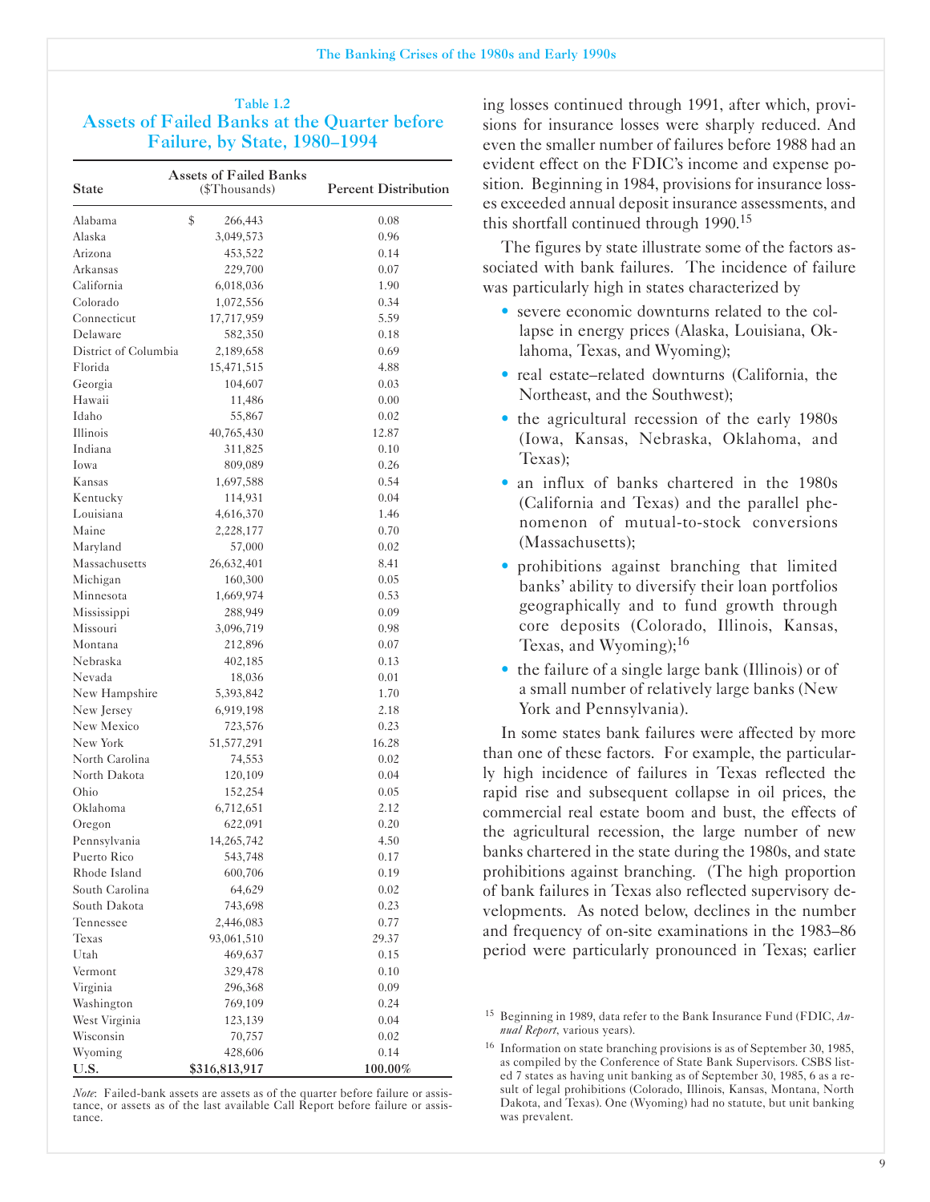Table 1.2

### Assets of Failed Banks at the Quarter before Failure, by State, 1980–1994

| State | Assets of Failed Banks ($Thousands) | Percent Distribution |
|---|---|---|
| Alabama | $ 266,443 | 0.08 |
| Alaska | 3,049,573 | 0.96 |
| Arizona | 453,522 | 0.14 |
| Arkansas | 229,700 | 0.07 |
| California | 6,018,036 | 1.90 |
| Colorado | 1,072,556 | 0.34 |
| Connecticut | 17,717,959 | 5.59 |
| Delaware | 582,350 | 0.18 |
| District of Columbia | 2,189,658 | 0.69 |
| Florida | 15,471,515 | 4.88 |
| Georgia | 104,607 | 0.03 |
| Hawaii | 11,486 | 0.00 |
| Idaho | 55,867 | 0.02 |
| Illinois | 40,765,430 | 12.87 |
| Indiana | 311,825 | 0.10 |
| Iowa | 809,089 | 0.26 |
| Kansas | 1,697,588 | 0.54 |
| Kentucky | 114,931 | 0.04 |
| Louisiana | 4,616,370 | 1.46 |
| Maine | 2,228,177 | 0.70 |
| Maryland | 57,000 | 0.02 |
| Massachusetts | 26,632,401 | 8.41 |
| Michigan | 160,300 | 0.05 |
| Minnesota | 1,669,974 | 0.53 |
| Mississippi | 288,949 | 0.09 |
| Missouri | 3,096,719 | 0.98 |
| Montana | 212,896 | 0.07 |
| Nebraska | 402,185 | 0.13 |
| Nevada | 18,036 | 0.01 |
| New Hampshire | 5,393,842 | 1.70 |
| New Jersey | 6,919,198 | 2.18 |
| New Mexico | 723,576 | 0.23 |
| New York | 51,577,291 | 16.28 |
| North Carolina | 74,553 | 0.02 |
| North Dakota | 120,109 | 0.04 |
| Ohio | 152,254 | 0.05 |
| Oklahoma | 6,712,651 | 2.12 |
| Oregon | 622,091 | 0.20 |
| Pennsylvania | 14,265,742 | 4.50 |
| Puerto Rico | 543,748 | 0.17 |
| Rhode Island | 600,706 | 0.19 |
| South Carolina | 64,629 | 0.02 |
| South Dakota | 743,698 | 0.23 |
| Tennessee | 2,446,083 | 0.77 |
| Texas | 93,061,510 | 29.37 |
| Utah | 469,637 | 0.15 |
| Vermont | 329,478 | 0.10 |
| Virginia | 296,368 | 0.09 |
| Washington | 769,109 | 0.24 |
| West Virginia | 123,139 | 0.04 |
| Wisconsin | 70,757 | 0.02 |
| Wyoming | 428,606 | 0.14 |
| **U.S.** | **$316,813,917** | **100.00%** |

*Note*: Failed-bank assets are assets as of the quarter before failure or assistance, or assets as of the last available Call Report before failure or assistance.

ing losses continued through 1991, after which, provisions for insurance losses were sharply reduced. And even the smaller number of failures before 1988 had an evident effect on the FDIC's income and expense position. Beginning in 1984, provisions for insurance losses exceeded annual deposit insurance assessments, and this shortfall continued through 1990.[15]

The figures by state illustrate some of the factors associated with bank failures. The incidence of failure was particularly high in states characterized by

- severe economic downturns related to the collapse in energy prices (Alaska, Louisiana, Oklahoma, Texas, and Wyoming);
- real estate–related downturns (California, the Northeast, and the Southwest);
- the agricultural recession of the early 1980s (Iowa, Kansas, Nebraska, Oklahoma, and Texas);
- an influx of banks chartered in the 1980s (California and Texas) and the parallel phenomenon of mutual-to-stock conversions (Massachusetts);
- prohibitions against branching that limited banks' ability to diversify their loan portfolios geographically and to fund growth through core deposits (Colorado, Illinois, Kansas, Texas, and Wyoming);[16]
- the failure of a single large bank (Illinois) or of a small number of relatively large banks (New York and Pennsylvania).

In some states bank failures were affected by more than one of these factors. For example, the particularly high incidence of failures in Texas reflected the rapid rise and subsequent collapse in oil prices, the commercial real estate boom and bust, the effects of the agricultural recession, the large number of new banks chartered in the state during the 1980s, and state prohibitions against branching. (The high proportion of bank failures in Texas also reflected supervisory developments. As noted below, declines in the number and frequency of on-site examinations in the 1983–86 period were particularly pronounced in Texas; earlier

[15] Beginning in 1989, data refer to the Bank Insurance Fund (FDIC, *Annual Report*, various years).

[16] Information on state branching provisions is as of September 30, 1985, as compiled by the Conference of State Bank Supervisors. CSBS listed 7 states as having unit banking as of September 30, 1985, 6 as a result of legal prohibitions (Colorado, Illinois, Kansas, Montana, North Dakota, and Texas). One (Wyoming) had no statute, but unit banking was prevalent.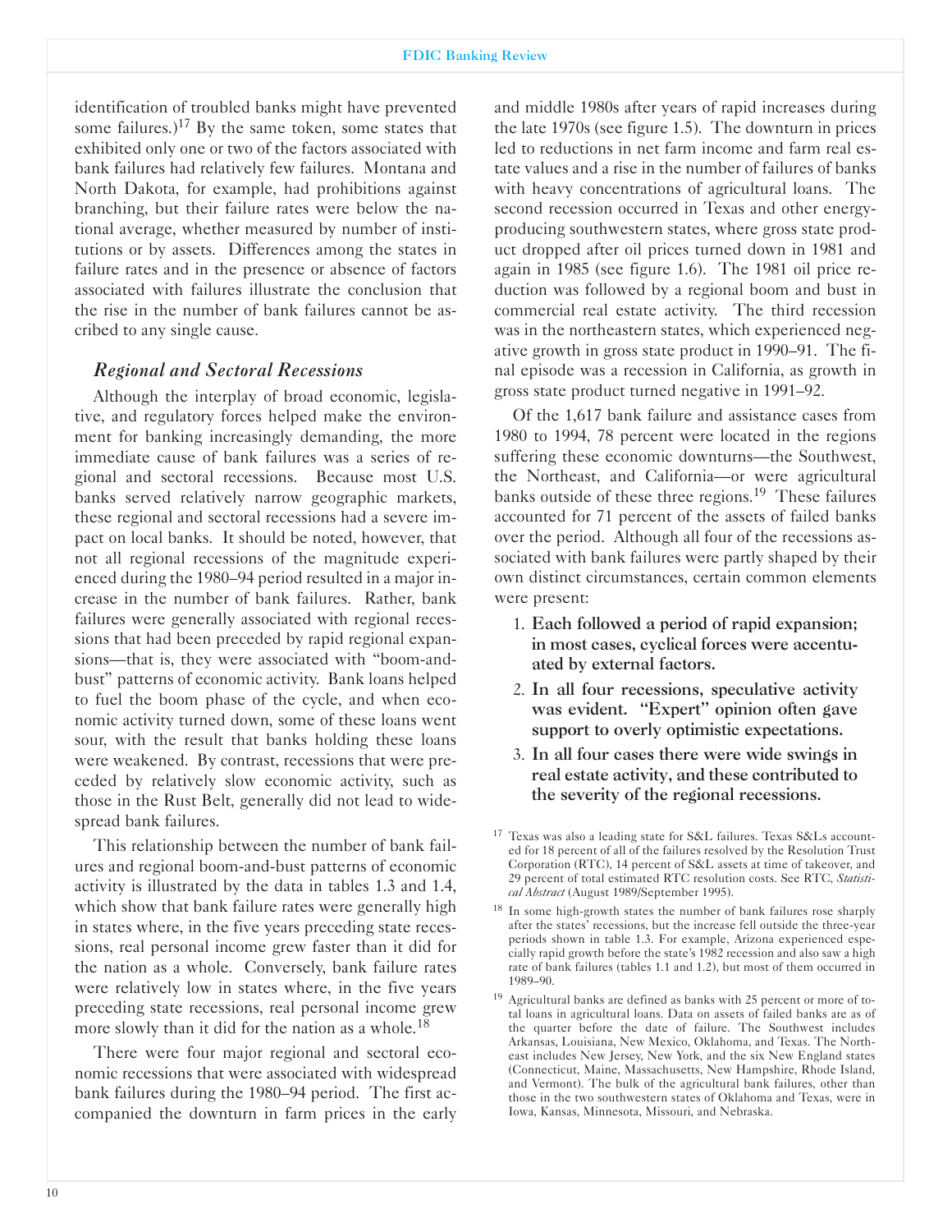identification of troubled banks might have prevented some failures.)[17] By the same token, some states that exhibited only one or two of the factors associated with bank failures had relatively few failures. Montana and North Dakota, for example, had prohibitions against branching, but their failure rates were below the national average, whether measured by number of institutions or by assets. Differences among the states in failure rates and in the presence or absence of factors associated with failures illustrate the conclusion that the rise in the number of bank failures cannot be ascribed to any single cause.

### *Regional and Sectoral Recessions*

Although the interplay of broad economic, legislative, and regulatory forces helped make the environment for banking increasingly demanding, the more immediate cause of bank failures was a series of regional and sectoral recessions. Because most U.S. banks served relatively narrow geographic markets, these regional and sectoral recessions had a severe impact on local banks. It should be noted, however, that not all regional recessions of the magnitude experienced during the 1980–94 period resulted in a major increase in the number of bank failures. Rather, bank failures were generally associated with regional recessions that had been preceded by rapid regional expansions—that is, they were associated with "boom-and-bust" patterns of economic activity. Bank loans helped to fuel the boom phase of the cycle, and when economic activity turned down, some of these loans went sour, with the result that banks holding these loans were weakened. By contrast, recessions that were preceded by relatively slow economic activity, such as those in the Rust Belt, generally did not lead to widespread bank failures.

This relationship between the number of bank failures and regional boom-and-bust patterns of economic activity is illustrated by the data in tables 1.3 and 1.4, which show that bank failure rates were generally high in states where, in the five years preceding state recessions, real personal income grew faster than it did for the nation as a whole. Conversely, bank failure rates were relatively low in states where, in the five years preceding state recessions, real personal income grew more slowly than it did for the nation as a whole.[18]

There were four major regional and sectoral economic recessions that were associated with widespread bank failures during the 1980–94 period. The first accompanied the downturn in farm prices in the early and middle 1980s after years of rapid increases during the late 1970s (see figure 1.5). The downturn in prices led to reductions in net farm income and farm real estate values and a rise in the number of failures of banks with heavy concentrations of agricultural loans. The second recession occurred in Texas and other energy-producing southwestern states, where gross state product dropped after oil prices turned down in 1981 and again in 1985 (see figure 1.6). The 1981 oil price reduction was followed by a regional boom and bust in commercial real estate activity. The third recession was in the northeastern states, which experienced negative growth in gross state product in 1990–91. The final episode was a recession in California, as growth in gross state product turned negative in 1991–92.

Of the 1,617 bank failure and assistance cases from 1980 to 1994, 78 percent were located in the regions suffering these economic downturns—the Southwest, the Northeast, and California—or were agricultural banks outside of these three regions.[19] These failures accounted for 71 percent of the assets of failed banks over the period. Although all four of the recessions associated with bank failures were partly shaped by their own distinct circumstances, certain common elements were present:

1. **Each followed a period of rapid expansion; in most cases, cyclical forces were accentuated by external factors.**
2. **In all four recessions, speculative activity was evident. "Expert" opinion often gave support to overly optimistic expectations.**
3. **In all four cases there were wide swings in real estate activity, and these contributed to the severity of the regional recessions.**

[17] Texas was also a leading state for S&L failures. Texas S&Ls accounted for 18 percent of all of the failures resolved by the Resolution Trust Corporation (RTC), 14 percent of S&L assets at time of takeover, and 29 percent of total estimated RTC resolution costs. See RTC, *Statistical Abstract* (August 1989/September 1995).

[18] In some high-growth states the number of bank failures rose sharply after the states' recessions, but the increase fell outside the three-year periods shown in table 1.3. For example, Arizona experienced especially rapid growth before the state's 1982 recession and also saw a high rate of bank failures (tables 1.1 and 1.2), but most of them occurred in 1989–90.

[19] Agricultural banks are defined as banks with 25 percent or more of total loans in agricultural loans. Data on assets of failed banks are as of the quarter before the date of failure. The Southwest includes Arkansas, Louisiana, New Mexico, Oklahoma, and Texas. The Northeast includes New Jersey, New York, and the six New England states (Connecticut, Maine, Massachusetts, New Hampshire, Rhode Island, and Vermont). The bulk of the agricultural bank failures, other than those in the two southwestern states of Oklahoma and Texas, were in Iowa, Kansas, Minnesota, Missouri, and Nebraska.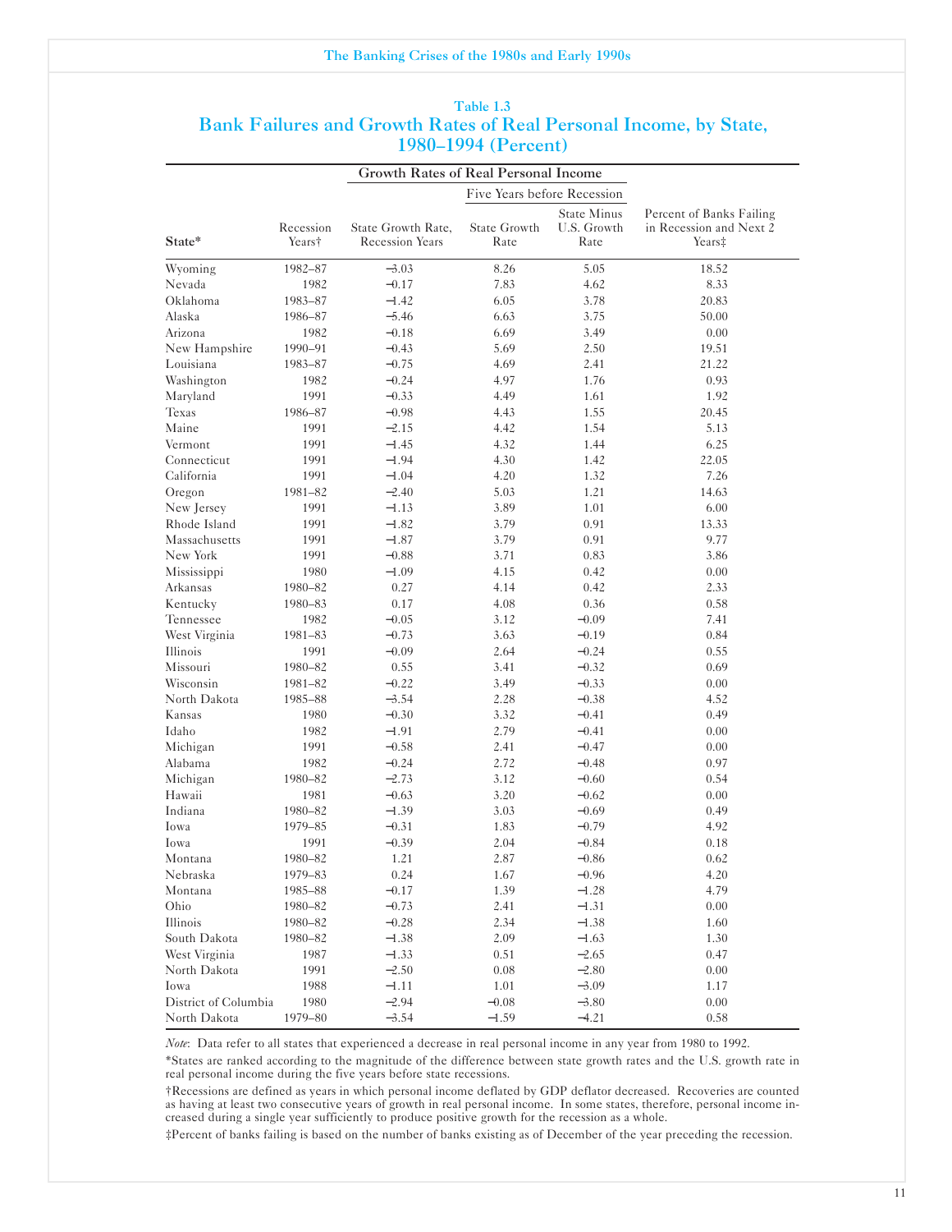Table 1.3

## Bank Failures and Growth Rates of Real Personal Income, by State, 1980–1994 (Percent)

| State* | Recession Years† | Growth Rates of Real Personal Income: State Growth Rate, Recession Years | Five Years before Recession: State Growth Rate | Five Years before Recession: State Minus U.S. Growth Rate | Percent of Banks Failing in Recession and Next 2 Years‡ |
|---|---|---|---|---|---|
| Wyoming | 1982–87 | −3.03 | 8.26 | 5.05 | 18.52 |
| Nevada | 1982 | −0.17 | 7.83 | 4.62 | 8.33 |
| Oklahoma | 1983–87 | −1.42 | 6.05 | 3.78 | 20.83 |
| Alaska | 1986–87 | −5.46 | 6.63 | 3.75 | 50.00 |
| Arizona | 1982 | −0.18 | 6.69 | 3.49 | 0.00 |
| New Hampshire | 1990–91 | −0.43 | 5.69 | 2.50 | 19.51 |
| Louisiana | 1983–87 | −0.75 | 4.69 | 2.41 | 21.22 |
| Washington | 1982 | −0.24 | 4.97 | 1.76 | 0.93 |
| Maryland | 1991 | −0.33 | 4.49 | 1.61 | 1.92 |
| Texas | 1986–87 | −0.98 | 4.43 | 1.55 | 20.45 |
| Maine | 1991 | −2.15 | 4.42 | 1.54 | 5.13 |
| Vermont | 1991 | −1.45 | 4.32 | 1.44 | 6.25 |
| Connecticut | 1991 | −1.94 | 4.30 | 1.42 | 22.05 |
| California | 1991 | −1.04 | 4.20 | 1.32 | 7.26 |
| Oregon | 1981–82 | −2.40 | 5.03 | 1.21 | 14.63 |
| New Jersey | 1991 | −1.13 | 3.89 | 1.01 | 6.00 |
| Rhode Island | 1991 | −1.82 | 3.79 | 0.91 | 13.33 |
| Massachusetts | 1991 | −1.87 | 3.79 | 0.91 | 9.77 |
| New York | 1991 | −0.88 | 3.71 | 0.83 | 3.86 |
| Mississippi | 1980 | −1.09 | 4.15 | 0.42 | 0.00 |
| Arkansas | 1980–82 | 0.27 | 4.14 | 0.42 | 2.33 |
| Kentucky | 1980–83 | 0.17 | 4.08 | 0.36 | 0.58 |
| Tennessee | 1982 | −0.05 | 3.12 | −0.09 | 7.41 |
| West Virginia | 1981–83 | −0.73 | 3.63 | −0.19 | 0.84 |
| Illinois | 1991 | −0.09 | 2.64 | −0.24 | 0.55 |
| Missouri | 1980–82 | 0.55 | 3.41 | −0.32 | 0.69 |
| Wisconsin | 1981–82 | −0.22 | 3.49 | −0.33 | 0.00 |
| North Dakota | 1985–88 | −3.54 | 2.28 | −0.38 | 4.52 |
| Kansas | 1980 | −0.30 | 3.32 | −0.41 | 0.49 |
| Idaho | 1982 | −1.91 | 2.79 | −0.41 | 0.00 |
| Michigan | 1991 | −0.58 | 2.41 | −0.47 | 0.00 |
| Alabama | 1982 | −0.24 | 2.72 | −0.48 | 0.97 |
| Michigan | 1980–82 | −2.73 | 3.12 | −0.60 | 0.54 |
| Hawaii | 1981 | −0.63 | 3.20 | −0.62 | 0.00 |
| Indiana | 1980–82 | −1.39 | 3.03 | −0.69 | 0.49 |
| Iowa | 1979–85 | −0.31 | 1.83 | −0.79 | 4.92 |
| Iowa | 1991 | −0.39 | 2.04 | −0.84 | 0.18 |
| Montana | 1980–82 | 1.21 | 2.87 | −0.86 | 0.62 |
| Nebraska | 1979–83 | 0.24 | 1.67 | −0.96 | 4.20 |
| Montana | 1985–88 | −0.17 | 1.39 | −1.28 | 4.79 |
| Ohio | 1980–82 | −0.73 | 2.41 | −1.31 | 0.00 |
| Illinois | 1980–82 | −0.28 | 2.34 | −1.38 | 1.60 |
| South Dakota | 1980–82 | −1.38 | 2.09 | −1.63 | 1.30 |
| West Virginia | 1987 | −1.33 | 0.51 | −2.65 | 0.47 |
| North Dakota | 1991 | −2.50 | 0.08 | −2.80 | 0.00 |
| Iowa | 1988 | −1.11 | 1.01 | −3.09 | 1.17 |
| District of Columbia | 1980 | −2.94 | −0.08 | −3.80 | 0.00 |
| North Dakota | 1979–80 | −3.54 | −1.59 | −4.21 | 0.58 |

*Note*: Data refer to all states that experienced a decrease in real personal income in any year from 1980 to 1992.

*States are ranked according to the magnitude of the difference between state growth rates and the U.S. growth rate in real personal income during the five years before state recessions.

†Recessions are defined as years in which personal income deflated by GDP deflator decreased. Recoveries are counted as having at least two consecutive years of growth in real personal income. In some states, therefore, personal income increased during a single year sufficiently to produce positive growth for the recession as a whole.

‡Percent of banks failing is based on the number of banks existing as of December of the year preceding the recession.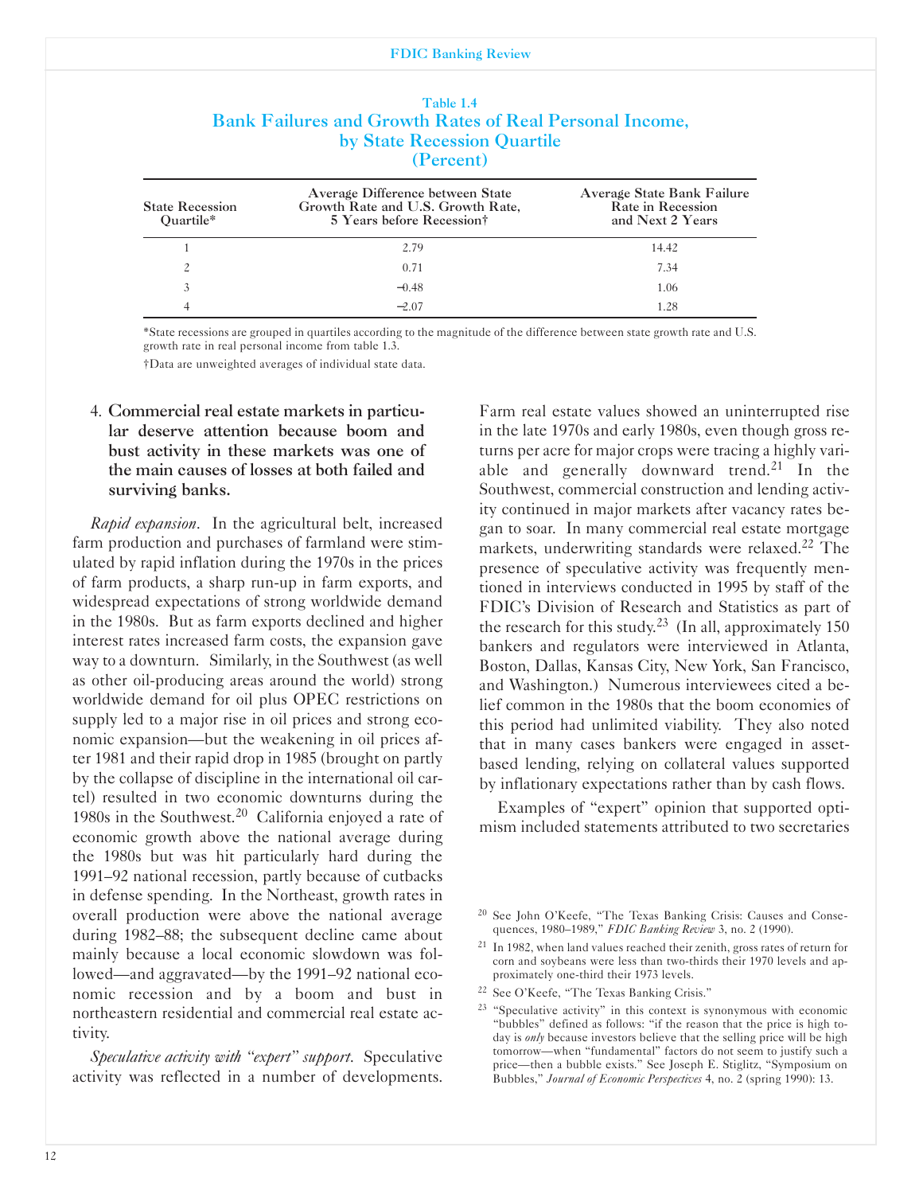Table 1.4
**Bank Failures and Growth Rates of Real Personal Income, by State Recession Quartile (Percent)**

| State Recession Quartile* | Average Difference between State Growth Rate and U.S. Growth Rate, 5 Years before Recession† | Average State Bank Failure Rate in Recession and Next 2 Years |
|---|---|---|
| 1 | 2.79 | 14.42 |
| 2 | 0.71 | 7.34 |
| 3 | –0.48 | 1.06 |
| 4 | –2.07 | 1.28 |

*State recessions are grouped in quartiles according to the magnitude of the difference between state growth rate and U.S. growth rate in real personal income from table 1.3.

†Data are unweighted averages of individual state data.

4. **Commercial real estate markets in particular deserve attention because boom and bust activity in these markets was one of the main causes of losses at both failed and surviving banks.**

*Rapid expansion*. In the agricultural belt, increased farm production and purchases of farmland were stimulated by rapid inflation during the 1970s in the prices of farm products, a sharp run-up in farm exports, and widespread expectations of strong worldwide demand in the 1980s. But as farm exports declined and higher interest rates increased farm costs, the expansion gave way to a downturn. Similarly, in the Southwest (as well as other oil-producing areas around the world) strong worldwide demand for oil plus OPEC restrictions on supply led to a major rise in oil prices and strong economic expansion—but the weakening in oil prices after 1981 and their rapid drop in 1985 (brought on partly by the collapse of discipline in the international oil cartel) resulted in two economic downturns during the 1980s in the Southwest.[20] California enjoyed a rate of economic growth above the national average during the 1980s but was hit particularly hard during the 1991–92 national recession, partly because of cutbacks in defense spending. In the Northeast, growth rates in overall production were above the national average during 1982–88; the subsequent decline came about mainly because a local economic slowdown was followed—and aggravated—by the 1991–92 national economic recession and by a boom and bust in northeastern residential and commercial real estate activity.

*Speculative activity with "expert" support*. Speculative activity was reflected in a number of developments. Farm real estate values showed an uninterrupted rise in the late 1970s and early 1980s, even though gross returns per acre for major crops were tracing a highly variable and generally downward trend.[21] In the Southwest, commercial construction and lending activity continued in major markets after vacancy rates began to soar. In many commercial real estate mortgage markets, underwriting standards were relaxed.[22] The presence of speculative activity was frequently mentioned in interviews conducted in 1995 by staff of the FDIC's Division of Research and Statistics as part of the research for this study.[23] (In all, approximately 150 bankers and regulators were interviewed in Atlanta, Boston, Dallas, Kansas City, New York, San Francisco, and Washington.) Numerous interviewees cited a belief common in the 1980s that the boom economies of this period had unlimited viability. They also noted that in many cases bankers were engaged in asset-based lending, relying on collateral values supported by inflationary expectations rather than by cash flows.

Examples of "expert" opinion that supported optimism included statements attributed to two secretaries

[20] See John O'Keefe, "The Texas Banking Crisis: Causes and Consequences, 1980–1989," *FDIC Banking Review* 3, no. 2 (1990).

[21] In 1982, when land values reached their zenith, gross rates of return for corn and soybeans were less than two-thirds their 1970 levels and approximately one-third their 1973 levels.

[22] See O'Keefe, "The Texas Banking Crisis."

[23] "Speculative activity" in this context is synonymous with economic "bubbles" defined as follows: "if the reason that the price is high today is *only* because investors believe that the selling price will be high tomorrow—when "fundamental" factors do not seem to justify such a price—then a bubble exists." See Joseph E. Stiglitz, "Symposium on Bubbles," *Journal of Economic Perspectives* 4, no. 2 (spring 1990): 13.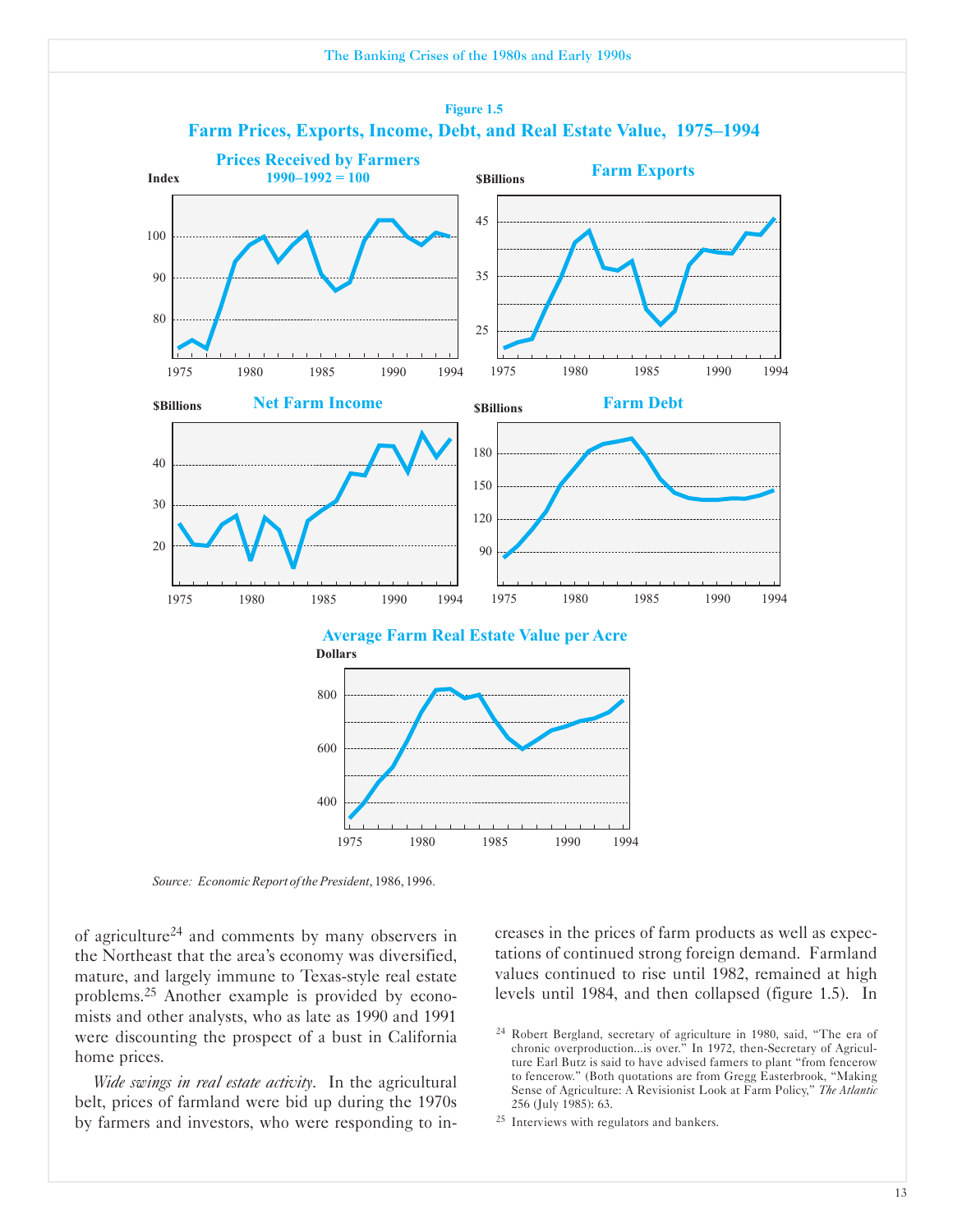**Figure 1.5**

**Farm Prices, Exports, Income, Debt, and Real Estate Value, 1975–1994**

Source: *Economic Report of the President*, 1986, 1996.

of agriculture[24] and comments by many observers in the Northeast that the area's economy was diversified, mature, and largely immune to Texas-style real estate problems.[25] Another example is provided by economists and other analysts, who as late as 1990 and 1991 were discounting the prospect of a bust in California home prices.

*Wide swings in real estate activity.* In the agricultural belt, prices of farmland were bid up during the 1970s by farmers and investors, who were responding to increases in the prices of farm products as well as expectations of continued strong foreign demand. Farmland values continued to rise until 1982, remained at high levels until 1984, and then collapsed (figure 1.5). In

[24] Robert Bergland, secretary of agriculture in 1980, said, "The era of chronic overproduction...is over." In 1972, then-Secretary of Agriculture Earl Butz is said to have advised farmers to plant "from fencerow to fencerow." (Both quotations are from Gregg Easterbrook, "Making Sense of Agriculture: A Revisionist Look at Farm Policy," *The Atlantic* 256 (July 1985): 63.

[25] Interviews with regulators and bankers.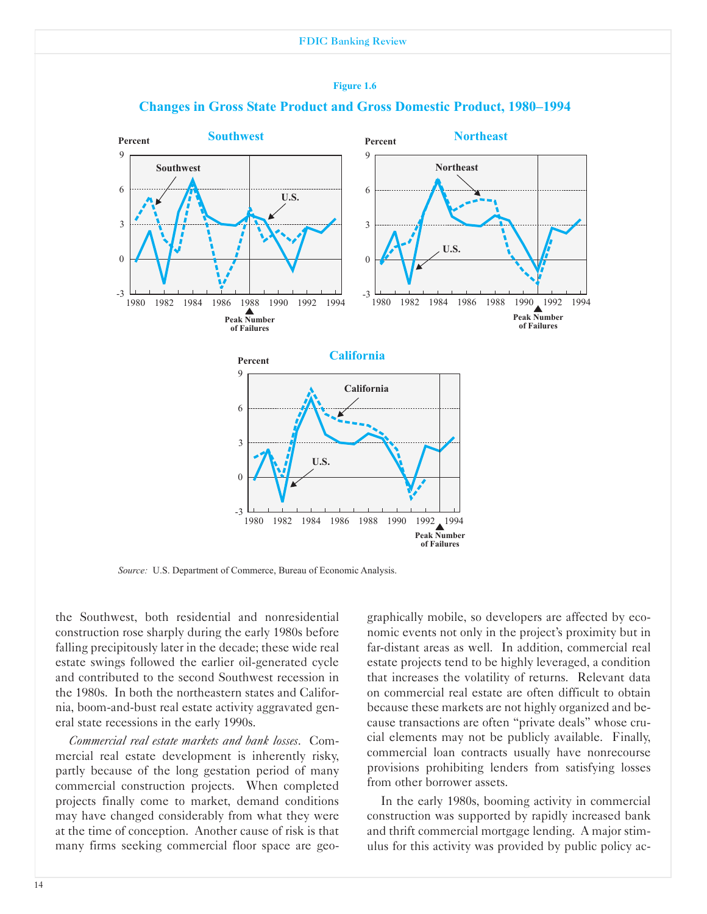**Figure 1.6**

**Changes in Gross State Product and Gross Domestic Product, 1980–1994**

*Source:* U.S. Department of Commerce, Bureau of Economic Analysis.

the Southwest, both residential and nonresidential construction rose sharply during the early 1980s before falling precipitously later in the decade; these wide real estate swings followed the earlier oil-generated cycle and contributed to the second Southwest recession in the 1980s. In both the northeastern states and California, boom-and-bust real estate activity aggravated general state recessions in the early 1990s.

*Commercial real estate markets and bank losses*. Commercial real estate development is inherently risky, partly because of the long gestation period of many commercial construction projects. When completed projects finally come to market, demand conditions may have changed considerably from what they were at the time of conception. Another cause of risk is that many firms seeking commercial floor space are geographically mobile, so developers are affected by economic events not only in the project's proximity but in far-distant areas as well. In addition, commercial real estate projects tend to be highly leveraged, a condition that increases the volatility of returns. Relevant data on commercial real estate are often difficult to obtain because these markets are not highly organized and because transactions are often "private deals" whose crucial elements may not be publicly available. Finally, commercial loan contracts usually have nonrecourse provisions prohibiting lenders from satisfying losses from other borrower assets.

In the early 1980s, booming activity in commercial construction was supported by rapidly increased bank and thrift commercial mortgage lending. A major stimulus for this activity was provided by public policy ac-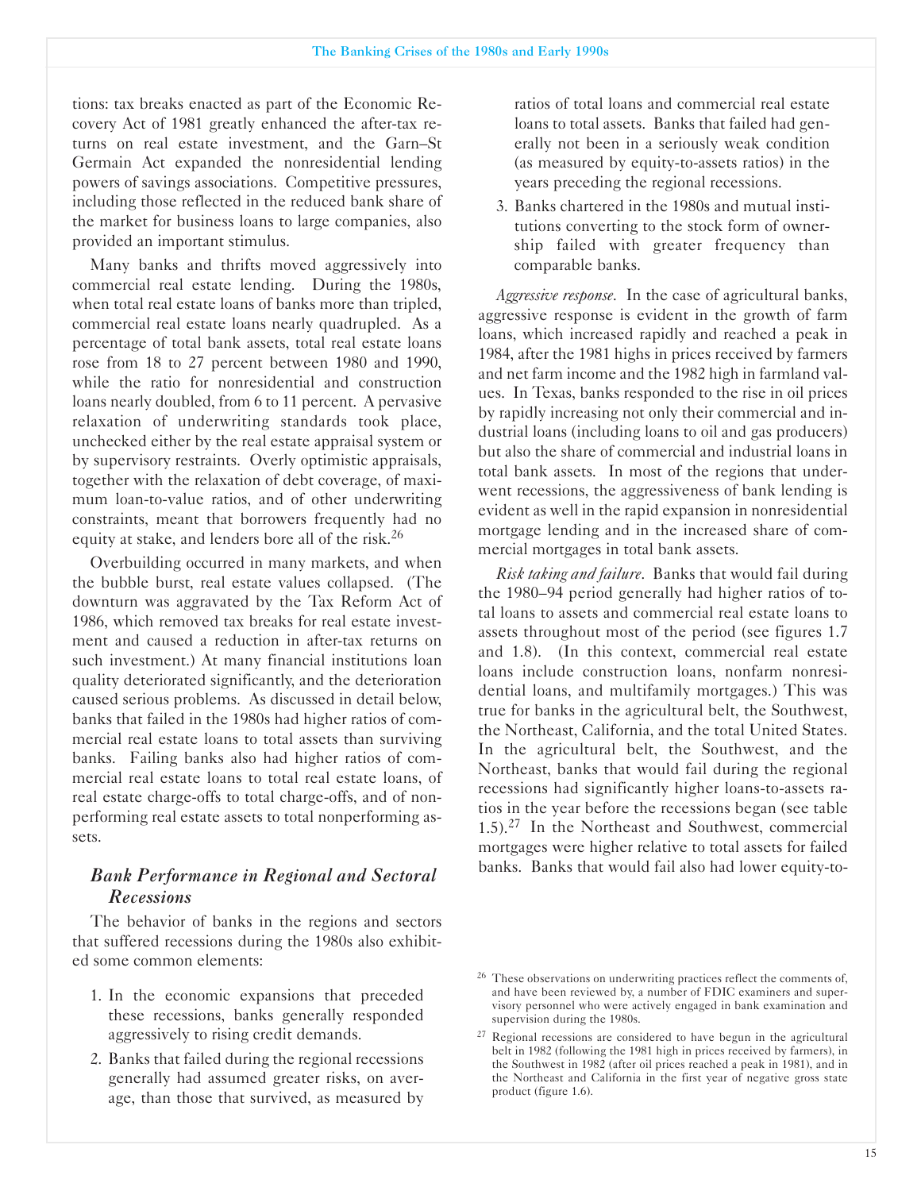tions: tax breaks enacted as part of the Economic Recovery Act of 1981 greatly enhanced the after-tax returns on real estate investment, and the Garn–St Germain Act expanded the nonresidential lending powers of savings associations. Competitive pressures, including those reflected in the reduced bank share of the market for business loans to large companies, also provided an important stimulus.

Many banks and thrifts moved aggressively into commercial real estate lending. During the 1980s, when total real estate loans of banks more than tripled, commercial real estate loans nearly quadrupled. As a percentage of total bank assets, total real estate loans rose from 18 to 27 percent between 1980 and 1990, while the ratio for nonresidential and construction loans nearly doubled, from 6 to 11 percent. A pervasive relaxation of underwriting standards took place, unchecked either by the real estate appraisal system or by supervisory restraints. Overly optimistic appraisals, together with the relaxation of debt coverage, of maximum loan-to-value ratios, and of other underwriting constraints, meant that borrowers frequently had no equity at stake, and lenders bore all of the risk.[26]

Overbuilding occurred in many markets, and when the bubble burst, real estate values collapsed. (The downturn was aggravated by the Tax Reform Act of 1986, which removed tax breaks for real estate investment and caused a reduction in after-tax returns on such investment.) At many financial institutions loan quality deteriorated significantly, and the deterioration caused serious problems. As discussed in detail below, banks that failed in the 1980s had higher ratios of commercial real estate loans to total assets than surviving banks. Failing banks also had higher ratios of commercial real estate loans to total real estate loans, of real estate charge-offs to total charge-offs, and of nonperforming real estate assets to total nonperforming assets.

## *Bank Performance in Regional and Sectoral Recessions*

The behavior of banks in the regions and sectors that suffered recessions during the 1980s also exhibited some common elements:

1. In the economic expansions that preceded these recessions, banks generally responded aggressively to rising credit demands.
2. Banks that failed during the regional recessions generally had assumed greater risks, on average, than those that survived, as measured by ratios of total loans and commercial real estate loans to total assets. Banks that failed had generally not been in a seriously weak condition (as measured by equity-to-assets ratios) in the years preceding the regional recessions.
3. Banks chartered in the 1980s and mutual institutions converting to the stock form of ownership failed with greater frequency than comparable banks.

*Aggressive response*. In the case of agricultural banks, aggressive response is evident in the growth of farm loans, which increased rapidly and reached a peak in 1984, after the 1981 highs in prices received by farmers and net farm income and the 1982 high in farmland values. In Texas, banks responded to the rise in oil prices by rapidly increasing not only their commercial and industrial loans (including loans to oil and gas producers) but also the share of commercial and industrial loans in total bank assets. In most of the regions that underwent recessions, the aggressiveness of bank lending is evident as well in the rapid expansion in nonresidential mortgage lending and in the increased share of commercial mortgages in total bank assets.

*Risk taking and failure*. Banks that would fail during the 1980–94 period generally had higher ratios of total loans to assets and commercial real estate loans to assets throughout most of the period (see figures 1.7 and 1.8). (In this context, commercial real estate loans include construction loans, nonfarm nonresidential loans, and multifamily mortgages.) This was true for banks in the agricultural belt, the Southwest, the Northeast, California, and the total United States. In the agricultural belt, the Southwest, and the Northeast, banks that would fail during the regional recessions had significantly higher loans-to-assets ratios in the year before the recessions began (see table 1.5).[27] In the Northeast and Southwest, commercial mortgages were higher relative to total assets for failed banks. Banks that would fail also had lower equity-to-

[26] These observations on underwriting practices reflect the comments of, and have been reviewed by, a number of FDIC examiners and supervisory personnel who were actively engaged in bank examination and supervision during the 1980s.

[27] Regional recessions are considered to have begun in the agricultural belt in 1982 (following the 1981 high in prices received by farmers), in the Southwest in 1982 (after oil prices reached a peak in 1981), and in the Northeast and California in the first year of negative gross state product (figure 1.6).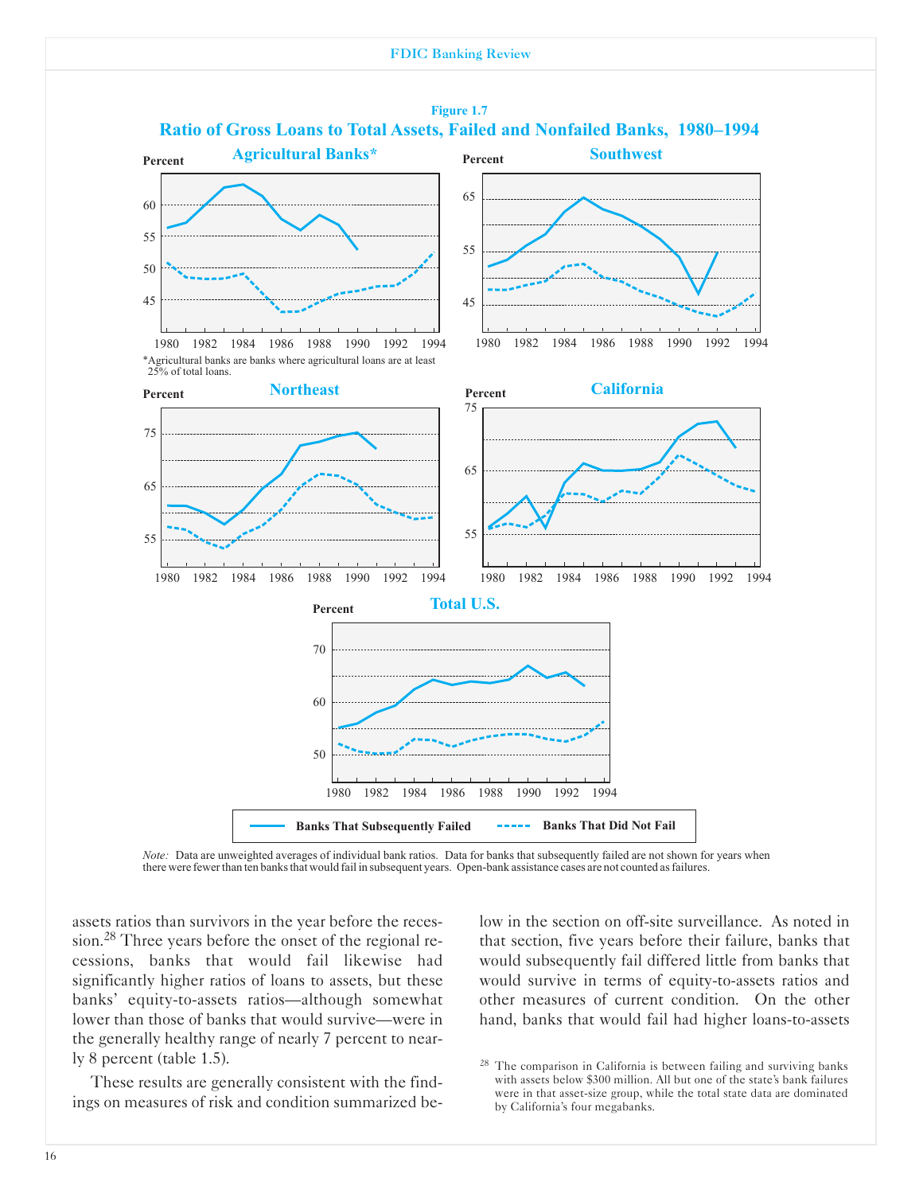Figure 1.7

**Ratio of Gross Loans to Total Assets, Failed and Nonfailed Banks, 1980–1994**

Agricultural Banks*

*Agricultural banks are banks where agricultural loans are at least 25% of total loans.

Southwest

Northeast

California

Total U.S.

Banks That Subsequently Failed — Banks That Did Not Fail

*Note:* Data are unweighted averages of individual bank ratios. Data for banks that subsequently failed are not shown for years when there were fewer than ten banks that would fail in subsequent years. Open-bank assistance cases are not counted as failures.

assets ratios than survivors in the year before the recession.[28] Three years before the onset of the regional recessions, banks that would fail likewise had significantly higher ratios of loans to assets, but these banks' equity-to-assets ratios—although somewhat lower than those of banks that would survive—were in the generally healthy range of nearly 7 percent to nearly 8 percent (table 1.5).

These results are generally consistent with the findings on measures of risk and condition summarized below in the section on off-site surveillance. As noted in that section, five years before their failure, banks that would subsequently fail differed little from banks that would survive in terms of equity-to-assets ratios and other measures of current condition. On the other hand, banks that would fail had higher loans-to-assets

[28] The comparison in California is between failing and surviving banks with assets below $300 million. All but one of the state's bank failures were in that asset-size group, while the total state data are dominated by California's four megabanks.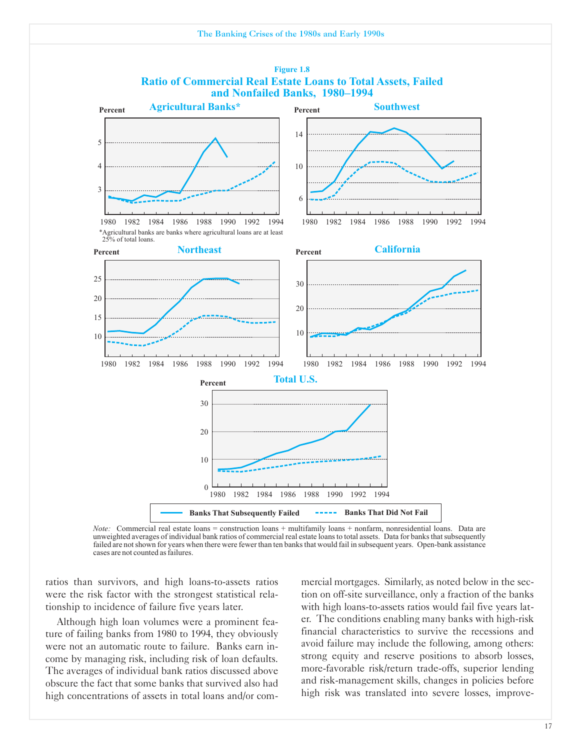**Figure 1.8**

**Ratio of Commercial Real Estate Loans to Total Assets, Failed and Nonfailed Banks, 1980–1994**

**Agricultural Banks***

*Agricultural banks are banks where agricultural loans are at least 25% of total loans.

**Southwest**

**Northeast**

**California**

**Total U.S.**

Banks That Subsequently Failed — Banks That Did Not Fail

*Note:* Commercial real estate loans = construction loans + multifamily loans + nonfarm, nonresidential loans. Data are unweighted averages of individual bank ratios of commercial real estate loans to total assets. Data for banks that subsequently failed are not shown for years when there were fewer than ten banks that would fail in subsequent years. Open-bank assistance cases are not counted as failures.

ratios than survivors, and high loans-to-assets ratios were the risk factor with the strongest statistical relationship to incidence of failure five years later.

Although high loan volumes were a prominent feature of failing banks from 1980 to 1994, they obviously were not an automatic route to failure. Banks earn income by managing risk, including risk of loan defaults. The averages of individual bank ratios discussed above obscure the fact that some banks that survived also had high concentrations of assets in total loans and/or commercial mortgages. Similarly, as noted below in the section on off-site surveillance, only a fraction of the banks with high loans-to-assets ratios would fail five years later. The conditions enabling many banks with high-risk financial characteristics to survive the recessions and avoid failure may include the following, among others: strong equity and reserve positions to absorb losses, more-favorable risk/return trade-offs, superior lending and risk-management skills, changes in policies before high risk was translated into severe losses, improve-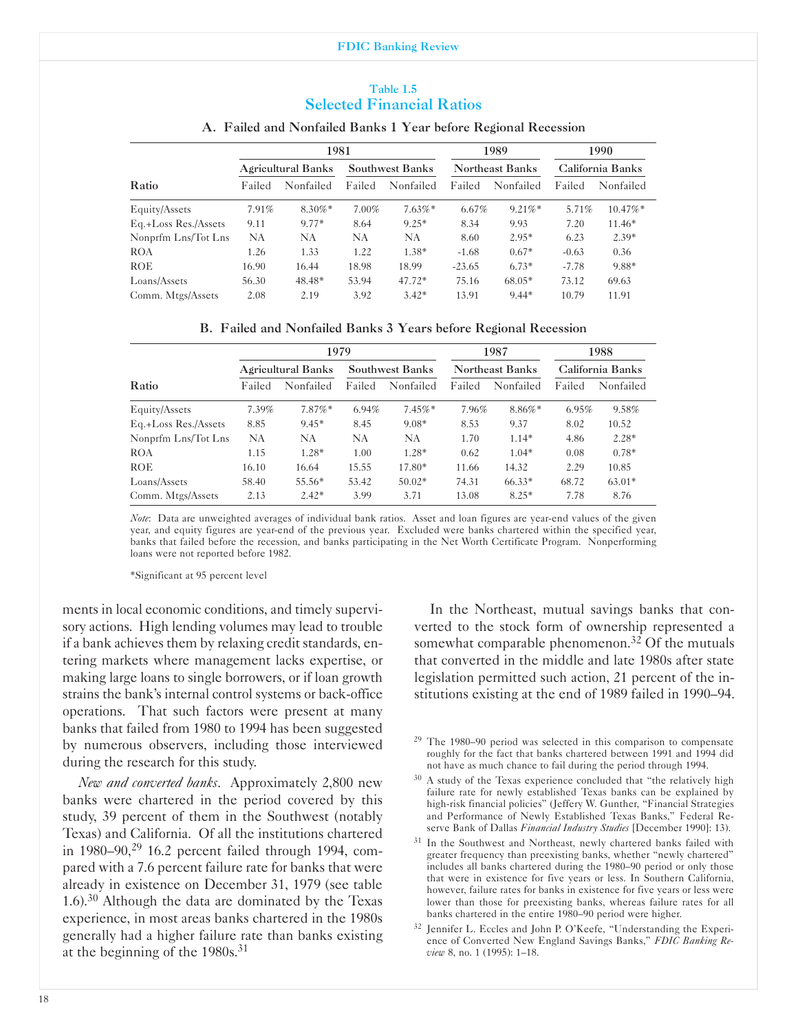Table 1.5
## Selected Financial Ratios

### A. Failed and Nonfailed Banks 1 Year before Regional Recession

| | 1981 | | | | 1989 | | 1990 | |
|---|---|---|---|---|---|---|---|---|
| | Agricultural Banks | | Southwest Banks | | Northeast Banks | | California Banks | |
| Ratio | Failed | Nonfailed | Failed | Nonfailed | Failed | Nonfailed | Failed | Nonfailed |
| Equity/Assets | 7.91% | 8.30%* | 7.00% | 7.63%* | 6.67% | 9.21%* | 5.71% | 10.47%* |
| Eq.+Loss Res./Assets | 9.11 | 9.77* | 8.64 | 9.25* | 8.34 | 9.93 | 7.20 | 11.46* |
| Nonprfm Lns/Tot Lns | NA | NA | NA | NA | 8.60 | 2.95* | 6.23 | 2.39* |
| ROA | 1.26 | 1.33 | 1.22 | 1.38* | -1.68 | 0.67* | -0.63 | 0.36 |
| ROE | 16.90 | 16.44 | 18.98 | 18.99 | -23.65 | 6.73* | -7.78 | 9.88* |
| Loans/Assets | 56.30 | 48.48* | 53.94 | 47.72* | 75.16 | 68.05* | 73.12 | 69.63 |
| Comm. Mtgs/Assets | 2.08 | 2.19 | 3.92 | 3.42* | 13.91 | 9.44* | 10.79 | 11.91 |

### B. Failed and Nonfailed Banks 3 Years before Regional Recession

| | 1979 | | | | 1987 | | 1988 | |
|---|---|---|---|---|---|---|---|---|
| | Agricultural Banks | | Southwest Banks | | Northeast Banks | | California Banks | |
| Ratio | Failed | Nonfailed | Failed | Nonfailed | Failed | Nonfailed | Failed | Nonfailed |
| Equity/Assets | 7.39% | 7.87%* | 6.94% | 7.45%* | 7.96% | 8.86%* | 6.95% | 9.58% |
| Eq.+Loss Res./Assets | 8.85 | 9.45* | 8.45 | 9.08* | 8.53 | 9.37 | 8.02 | 10.52 |
| Nonprfm Lns/Tot Lns | NA | NA | NA | NA | 1.70 | 1.14* | 4.86 | 2.28* |
| ROA | 1.15 | 1.28* | 1.00 | 1.28* | 0.62 | 1.04* | 0.08 | 0.78* |
| ROE | 16.10 | 16.64 | 15.55 | 17.80* | 11.66 | 14.32 | 2.29 | 10.85 |
| Loans/Assets | 58.40 | 55.56* | 53.42 | 50.02* | 74.31 | 66.33* | 68.72 | 63.01* |
| Comm. Mtgs/Assets | 2.13 | 2.42* | 3.99 | 3.71 | 13.08 | 8.25* | 7.78 | 8.76 |

*Note*: Data are unweighted averages of individual bank ratios. Asset and loan figures are year-end values of the given year, and equity figures are year-end of the previous year. Excluded were banks chartered within the specified year, banks that failed before the recession, and banks participating in the Net Worth Certificate Program. Nonperforming loans were not reported before 1982.

*Significant at 95 percent level

ments in local economic conditions, and timely supervisory actions. High lending volumes may lead to trouble if a bank achieves them by relaxing credit standards, entering markets where management lacks expertise, or making large loans to single borrowers, or if loan growth strains the bank's internal control systems or back-office operations. That such factors were present at many banks that failed from 1980 to 1994 has been suggested by numerous observers, including those interviewed during the research for this study.

*New and converted banks*. Approximately 2,800 new banks were chartered in the period covered by this study, 39 percent of them in the Southwest (notably Texas) and California. Of all the institutions chartered in 1980–90,[29] 16.2 percent failed through 1994, compared with a 7.6 percent failure rate for banks that were already in existence on December 31, 1979 (see table 1.6).[30] Although the data are dominated by the Texas experience, in most areas banks chartered in the 1980s generally had a higher failure rate than banks existing at the beginning of the 1980s.[31]

In the Northeast, mutual savings banks that converted to the stock form of ownership represented a somewhat comparable phenomenon.[32] Of the mutuals that converted in the middle and late 1980s after state legislation permitted such action, 21 percent of the institutions existing at the end of 1989 failed in 1990–94.

[29] The 1980–90 period was selected in this comparison to compensate roughly for the fact that banks chartered between 1991 and 1994 did not have as much chance to fail during the period through 1994.

[30] A study of the Texas experience concluded that "the relatively high failure rate for newly established Texas banks can be explained by high-risk financial policies" (Jeffery W. Gunther, "Financial Strategies and Performance of Newly Established Texas Banks," Federal Reserve Bank of Dallas *Financial Industry Studies* [December 1990]: 13).

[31] In the Southwest and Northeast, newly chartered banks failed with greater frequency than preexisting banks, whether "newly chartered" includes all banks chartered during the 1980–90 period or only those that were in existence for five years or less. In Southern California, however, failure rates for banks in existence for five years or less were lower than those for preexisting banks, whereas failure rates for all banks chartered in the entire 1980–90 period were higher.

[32] Jennifer L. Eccles and John P. O'Keefe, "Understanding the Experience of Converted New England Savings Banks," *FDIC Banking Review* 8, no. 1 (1995): 1–18.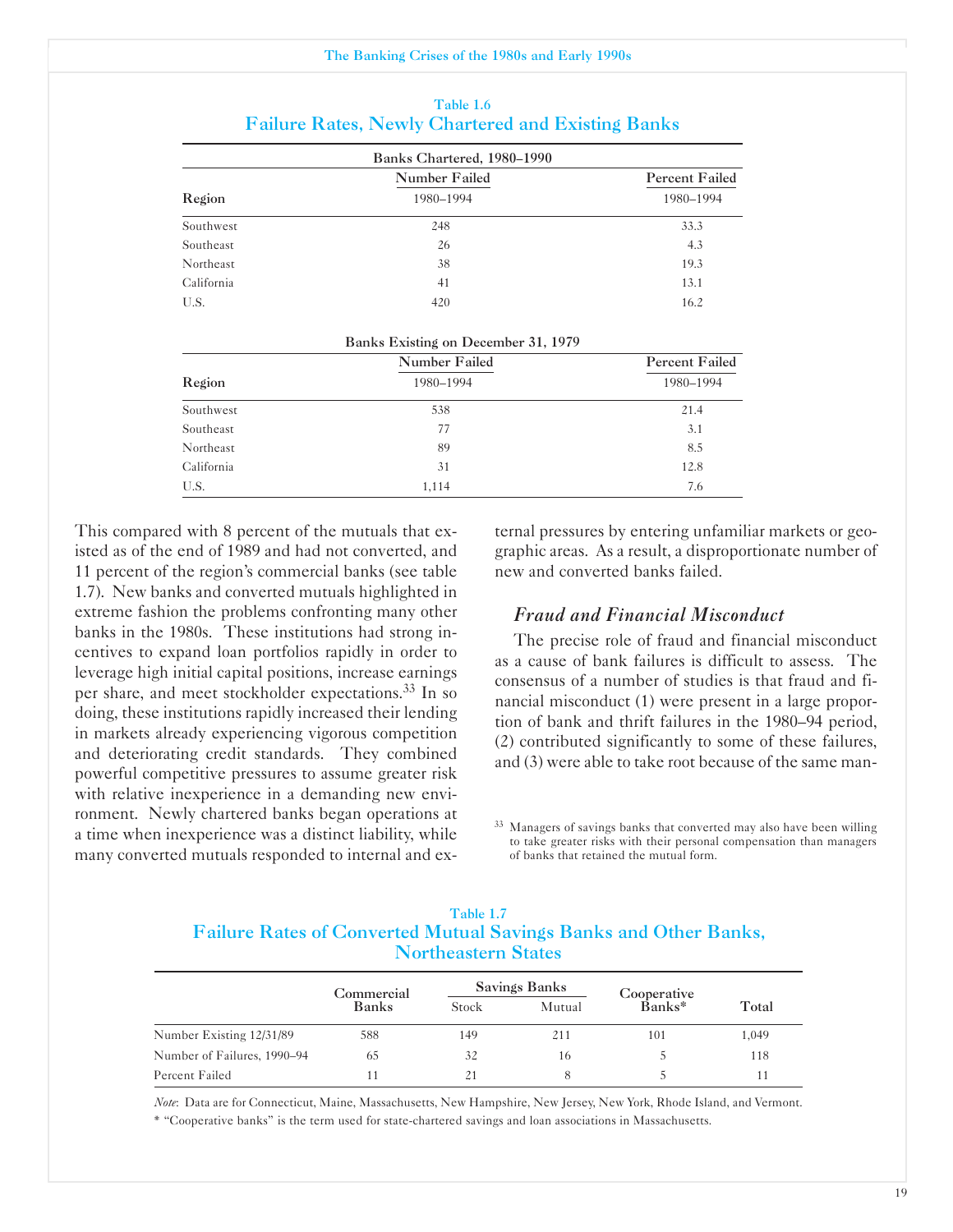Table 1.6

**Failure Rates, Newly Chartered and Existing Banks**

| Banks Chartered, 1980–1990 | | |
|---|---|---|
| Region | Number Failed 1980–1994 | Percent Failed 1980–1994 |
| Southwest | 248 | 33.3 |
| Southeast | 26 | 4.3 |
| Northeast | 38 | 19.3 |
| California | 41 | 13.1 |
| U.S. | 420 | 16.2 |

| Banks Existing on December 31, 1979 | | |
|---|---|---|
| Region | Number Failed 1980–1994 | Percent Failed 1980–1994 |
| Southwest | 538 | 21.4 |
| Southeast | 77 | 3.1 |
| Northeast | 89 | 8.5 |
| California | 31 | 12.8 |
| U.S. | 1,114 | 7.6 |

This compared with 8 percent of the mutuals that existed as of the end of 1989 and had not converted, and 11 percent of the region's commercial banks (see table 1.7). New banks and converted mutuals highlighted in extreme fashion the problems confronting many other banks in the 1980s. These institutions had strong incentives to expand loan portfolios rapidly in order to leverage high initial capital positions, increase earnings per share, and meet stockholder expectations.[33] In so doing, these institutions rapidly increased their lending in markets already experiencing vigorous competition and deteriorating credit standards. They combined powerful competitive pressures to assume greater risk with relative inexperience in a demanding new environment. Newly chartered banks began operations at a time when inexperience was a distinct liability, while many converted mutuals responded to internal and external pressures by entering unfamiliar markets or geographic areas. As a result, a disproportionate number of new and converted banks failed.

### *Fraud and Financial Misconduct*

The precise role of fraud and financial misconduct as a cause of bank failures is difficult to assess. The consensus of a number of studies is that fraud and financial misconduct (1) were present in a large proportion of bank and thrift failures in the 1980–94 period, (2) contributed significantly to some of these failures, and (3) were able to take root because of the same man-

[33] Managers of savings banks that converted may also have been willing to take greater risks with their personal compensation than managers of banks that retained the mutual form.

Table 1.7

**Failure Rates of Converted Mutual Savings Banks and Other Banks, Northeastern States**

| | Commercial Banks | Savings Banks | | Cooperative Banks* | Total |
|---|---|---|---|---|---|
| | | Stock | Mutual | | |
| Number Existing 12/31/89 | 588 | 149 | 211 | 101 | 1,049 |
| Number of Failures, 1990–94 | 65 | 32 | 16 | 5 | 118 |
| Percent Failed | 11 | 21 | 8 | 5 | 11 |

*Note*: Data are for Connecticut, Maine, Massachusetts, New Hampshire, New Jersey, New York, Rhode Island, and Vermont.

* "Cooperative banks" is the term used for state-chartered savings and loan associations in Massachusetts.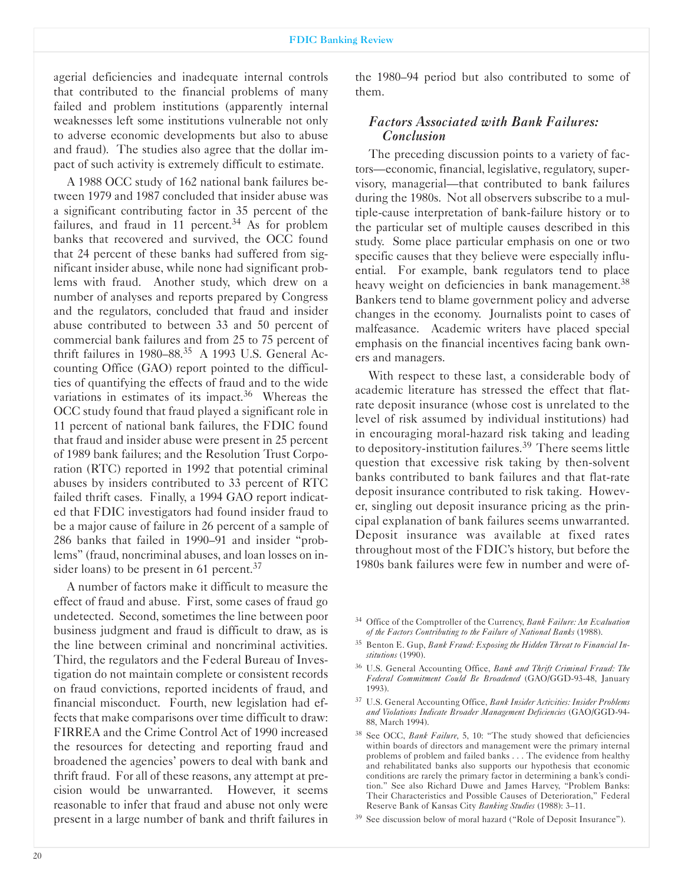agerial deficiencies and inadequate internal controls that contributed to the financial problems of many failed and problem institutions (apparently internal weaknesses left some institutions vulnerable not only to adverse economic developments but also to abuse and fraud). The studies also agree that the dollar impact of such activity is extremely difficult to estimate.

A 1988 OCC study of 162 national bank failures between 1979 and 1987 concluded that insider abuse was a significant contributing factor in 35 percent of the failures, and fraud in 11 percent.[34] As for problem banks that recovered and survived, the OCC found that 24 percent of these banks had suffered from significant insider abuse, while none had significant problems with fraud. Another study, which drew on a number of analyses and reports prepared by Congress and the regulators, concluded that fraud and insider abuse contributed to between 33 and 50 percent of commercial bank failures and from 25 to 75 percent of thrift failures in 1980–88.[35] A 1993 U.S. General Accounting Office (GAO) report pointed to the difficulties of quantifying the effects of fraud and to the wide variations in estimates of its impact.[36] Whereas the OCC study found that fraud played a significant role in 11 percent of national bank failures, the FDIC found that fraud and insider abuse were present in 25 percent of 1989 bank failures; and the Resolution Trust Corporation (RTC) reported in 1992 that potential criminal abuses by insiders contributed to 33 percent of RTC failed thrift cases. Finally, a 1994 GAO report indicated that FDIC investigators had found insider fraud to be a major cause of failure in 26 percent of a sample of 286 banks that failed in 1990–91 and insider "problems" (fraud, noncriminal abuses, and loan losses on insider loans) to be present in 61 percent.[37]

A number of factors make it difficult to measure the effect of fraud and abuse. First, some cases of fraud go undetected. Second, sometimes the line between poor business judgment and fraud is difficult to draw, as is the line between criminal and noncriminal activities. Third, the regulators and the Federal Bureau of Investigation do not maintain complete or consistent records on fraud convictions, reported incidents of fraud, and financial misconduct. Fourth, new legislation had effects that make comparisons over time difficult to draw: FIRREA and the Crime Control Act of 1990 increased the resources for detecting and reporting fraud and broadened the agencies' powers to deal with bank and thrift fraud. For all of these reasons, any attempt at precision would be unwarranted. However, it seems reasonable to infer that fraud and abuse not only were present in a large number of bank and thrift failures in the 1980–94 period but also contributed to some of them.

### *Factors Associated with Bank Failures: Conclusion*

The preceding discussion points to a variety of factors—economic, financial, legislative, regulatory, supervisory, managerial—that contributed to bank failures during the 1980s. Not all observers subscribe to a multiple-cause interpretation of bank-failure history or to the particular set of multiple causes described in this study. Some place particular emphasis on one or two specific causes that they believe were especially influential. For example, bank regulators tend to place heavy weight on deficiencies in bank management.[38] Bankers tend to blame government policy and adverse changes in the economy. Journalists point to cases of malfeasance. Academic writers have placed special emphasis on the financial incentives facing bank owners and managers.

With respect to these last, a considerable body of academic literature has stressed the effect that flat-rate deposit insurance (whose cost is unrelated to the level of risk assumed by individual institutions) had in encouraging moral-hazard risk taking and leading to depository-institution failures.[39] There seems little question that excessive risk taking by then-solvent banks contributed to bank failures and that flat-rate deposit insurance contributed to risk taking. However, singling out deposit insurance pricing as the principal explanation of bank failures seems unwarranted. Deposit insurance was available at fixed rates throughout most of the FDIC's history, but before the 1980s bank failures were few in number and were of-

---

[34] Office of the Comptroller of the Currency, *Bank Failure: An Evaluation of the Factors Contributing to the Failure of National Banks* (1988).

[35] Benton E. Gup, *Bank Fraud: Exposing the Hidden Threat to Financial Institutions* (1990).

[36] U.S. General Accounting Office, *Bank and Thrift Criminal Fraud: The Federal Commitment Could Be Broadened* (GAO/GGD-93-48, January 1993).

[37] U.S. General Accounting Office, *Bank Insider Activities: Insider Problems and Violations Indicate Broader Management Deficiencies* (GAO/GGD-94-88, March 1994).

[38] See OCC, *Bank Failure*, 5, 10: "The study showed that deficiencies within boards of directors and management were the primary internal problems of problem and failed banks . . . The evidence from healthy and rehabilitated banks also supports our hypothesis that economic conditions are rarely the primary factor in determining a bank's condition." See also Richard Duwe and James Harvey, "Problem Banks: Their Characteristics and Possible Causes of Deterioration," Federal Reserve Bank of Kansas City *Banking Studies* (1988): 3–11.

[39] See discussion below of moral hazard ("Role of Deposit Insurance").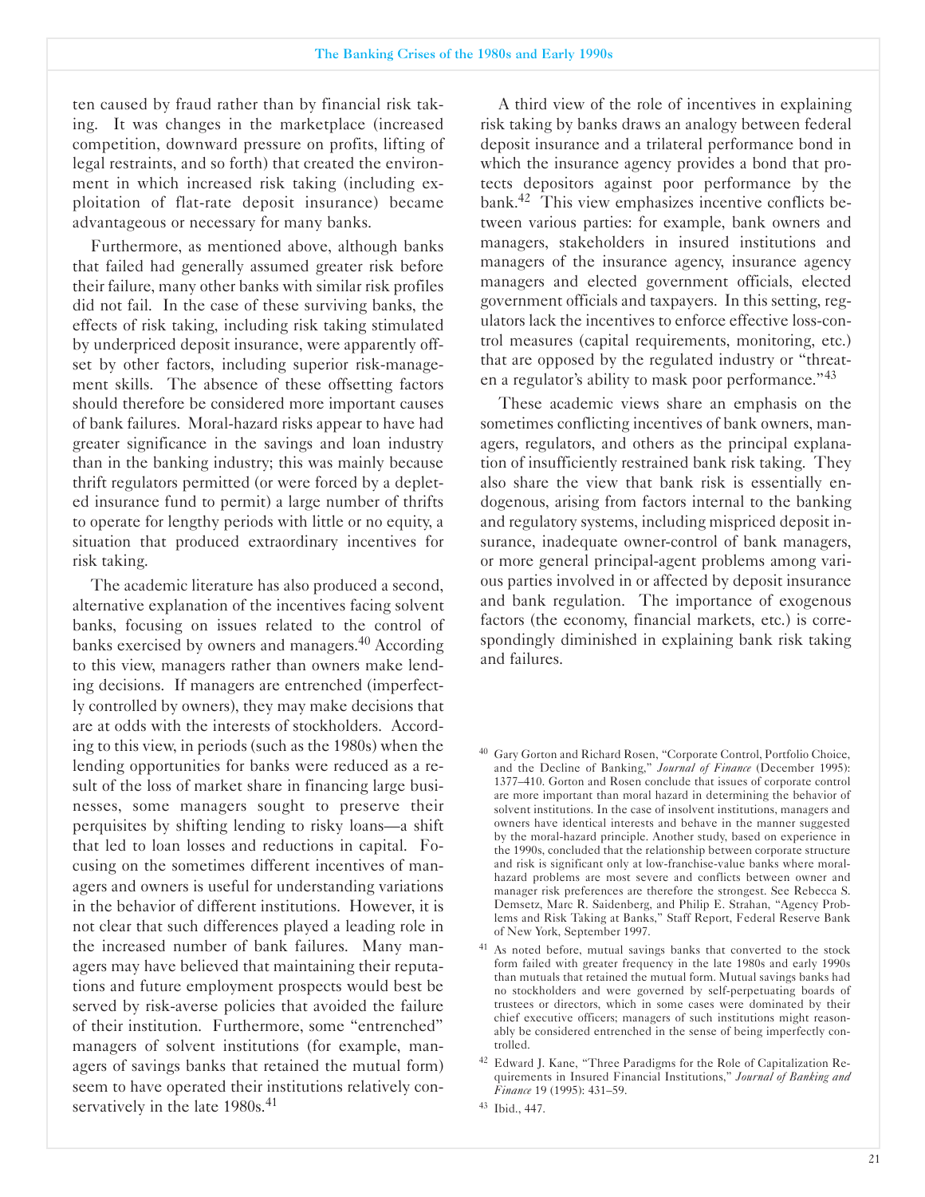ten caused by fraud rather than by financial risk taking. It was changes in the marketplace (increased competition, downward pressure on profits, lifting of legal restraints, and so forth) that created the environment in which increased risk taking (including exploitation of flat-rate deposit insurance) became advantageous or necessary for many banks.

Furthermore, as mentioned above, although banks that failed had generally assumed greater risk before their failure, many other banks with similar risk profiles did not fail. In the case of these surviving banks, the effects of risk taking, including risk taking stimulated by underpriced deposit insurance, were apparently offset by other factors, including superior risk-management skills. The absence of these offsetting factors should therefore be considered more important causes of bank failures. Moral-hazard risks appear to have had greater significance in the savings and loan industry than in the banking industry; this was mainly because thrift regulators permitted (or were forced by a depleted insurance fund to permit) a large number of thrifts to operate for lengthy periods with little or no equity, a situation that produced extraordinary incentives for risk taking.

The academic literature has also produced a second, alternative explanation of the incentives facing solvent banks, focusing on issues related to the control of banks exercised by owners and managers.[40] According to this view, managers rather than owners make lending decisions. If managers are entrenched (imperfectly controlled by owners), they may make decisions that are at odds with the interests of stockholders. According to this view, in periods (such as the 1980s) when the lending opportunities for banks were reduced as a result of the loss of market share in financing large businesses, some managers sought to preserve their perquisites by shifting lending to risky loans—a shift that led to loan losses and reductions in capital. Focusing on the sometimes different incentives of managers and owners is useful for understanding variations in the behavior of different institutions. However, it is not clear that such differences played a leading role in the increased number of bank failures. Many managers may have believed that maintaining their reputations and future employment prospects would best be served by risk-averse policies that avoided the failure of their institution. Furthermore, some "entrenched" managers of solvent institutions (for example, managers of savings banks that retained the mutual form) seem to have operated their institutions relatively conservatively in the late 1980s.[41]

A third view of the role of incentives in explaining risk taking by banks draws an analogy between federal deposit insurance and a trilateral performance bond in which the insurance agency provides a bond that protects depositors against poor performance by the bank.[42] This view emphasizes incentive conflicts between various parties: for example, bank owners and managers, stakeholders in insured institutions and managers of the insurance agency, insurance agency managers and elected government officials, elected government officials and taxpayers. In this setting, regulators lack the incentives to enforce effective loss-control measures (capital requirements, monitoring, etc.) that are opposed by the regulated industry or "threaten a regulator's ability to mask poor performance."[43]

These academic views share an emphasis on the sometimes conflicting incentives of bank owners, managers, regulators, and others as the principal explanation of insufficiently restrained bank risk taking. They also share the view that bank risk is essentially endogenous, arising from factors internal to the banking and regulatory systems, including mispriced deposit insurance, inadequate owner-control of bank managers, or more general principal-agent problems among various parties involved in or affected by deposit insurance and bank regulation. The importance of exogenous factors (the economy, financial markets, etc.) is correspondingly diminished in explaining bank risk taking and failures.

---

[40] Gary Gorton and Richard Rosen, "Corporate Control, Portfolio Choice, and the Decline of Banking," *Journal of Finance* (December 1995): 1377–410. Gorton and Rosen conclude that issues of corporate control are more important than moral hazard in determining the behavior of solvent institutions. In the case of insolvent institutions, managers and owners have identical interests and behave in the manner suggested by the moral-hazard principle. Another study, based on experience in the 1990s, concluded that the relationship between corporate structure and risk is significant only at low-franchise-value banks where moral-hazard problems are most severe and conflicts between owner and manager risk preferences are therefore the strongest. See Rebecca S. Demsetz, Marc R. Saidenberg, and Philip E. Strahan, "Agency Problems and Risk Taking at Banks," Staff Report, Federal Reserve Bank of New York, September 1997.

[41] As noted before, mutual savings banks that converted to the stock form failed with greater frequency in the late 1980s and early 1990s than mutuals that retained the mutual form. Mutual savings banks had no stockholders and were governed by self-perpetuating boards of trustees or directors, which in some cases were dominated by their chief executive officers; managers of such institutions might reasonably be considered entrenched in the sense of being imperfectly controlled.

[42] Edward J. Kane, "Three Paradigms for the Role of Capitalization Requirements in Insured Financial Institutions," *Journal of Banking and Finance* 19 (1995): 431–59.

[43] Ibid., 447.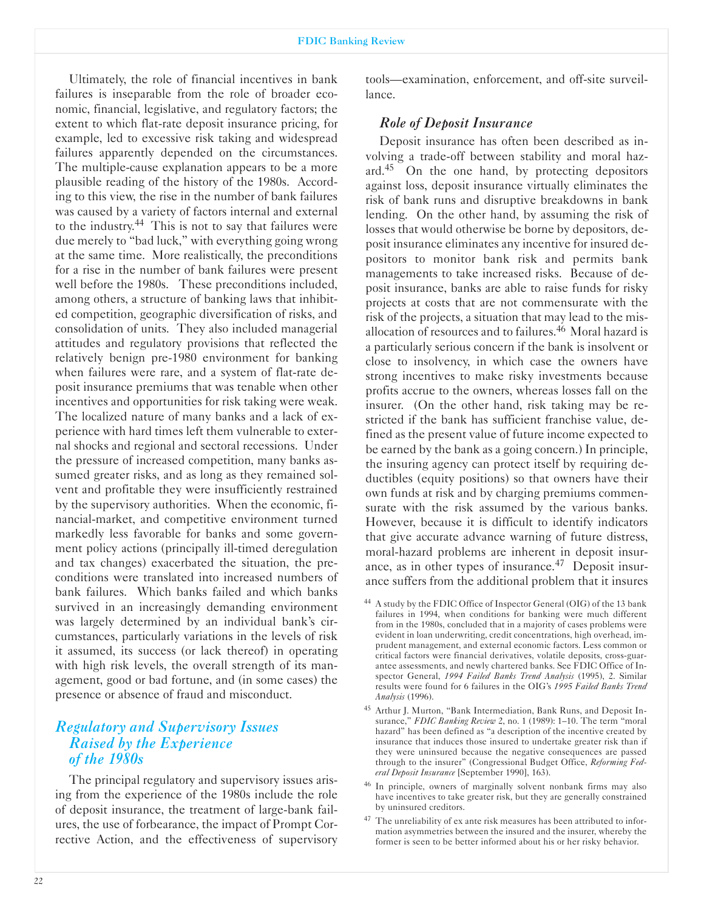Ultimately, the role of financial incentives in bank failures is inseparable from the role of broader economic, financial, legislative, and regulatory factors; the extent to which flat-rate deposit insurance pricing, for example, led to excessive risk taking and widespread failures apparently depended on the circumstances. The multiple-cause explanation appears to be a more plausible reading of the history of the 1980s. According to this view, the rise in the number of bank failures was caused by a variety of factors internal and external to the industry.[44] This is not to say that failures were due merely to "bad luck," with everything going wrong at the same time. More realistically, the preconditions for a rise in the number of bank failures were present well before the 1980s. These preconditions included, among others, a structure of banking laws that inhibited competition, geographic diversification of risks, and consolidation of units. They also included managerial attitudes and regulatory provisions that reflected the relatively benign pre-1980 environment for banking when failures were rare, and a system of flat-rate deposit insurance premiums that was tenable when other incentives and opportunities for risk taking were weak. The localized nature of many banks and a lack of experience with hard times left them vulnerable to external shocks and regional and sectoral recessions. Under the pressure of increased competition, many banks assumed greater risks, and as long as they remained solvent and profitable they were insufficiently restrained by the supervisory authorities. When the economic, financial-market, and competitive environment turned markedly less favorable for banks and some government policy actions (principally ill-timed deregulation and tax changes) exacerbated the situation, the preconditions were translated into increased numbers of bank failures. Which banks failed and which banks survived in an increasingly demanding environment was largely determined by an individual bank's circumstances, particularly variations in the levels of risk it assumed, its success (or lack thereof) in operating with high risk levels, the overall strength of its management, good or bad fortune, and (in some cases) the presence or absence of fraud and misconduct.

## Regulatory and Supervisory Issues Raised by the Experience of the 1980s

The principal regulatory and supervisory issues arising from the experience of the 1980s include the role of deposit insurance, the treatment of large-bank failures, the use of forbearance, the impact of Prompt Corrective Action, and the effectiveness of supervisory tools—examination, enforcement, and off-site surveillance.

### *Role of Deposit Insurance*

Deposit insurance has often been described as involving a trade-off between stability and moral hazard.[45] On the one hand, by protecting depositors against loss, deposit insurance virtually eliminates the risk of bank runs and disruptive breakdowns in bank lending. On the other hand, by assuming the risk of losses that would otherwise be borne by depositors, deposit insurance eliminates any incentive for insured depositors to monitor bank risk and permits bank managements to take increased risks. Because of deposit insurance, banks are able to raise funds for risky projects at costs that are not commensurate with the risk of the projects, a situation that may lead to the misallocation of resources and to failures.[46] Moral hazard is a particularly serious concern if the bank is insolvent or close to insolvency, in which case the owners have strong incentives to make risky investments because profits accrue to the owners, whereas losses fall on the insurer. (On the other hand, risk taking may be restricted if the bank has sufficient franchise value, defined as the present value of future income expected to be earned by the bank as a going concern.) In principle, the insuring agency can protect itself by requiring deductibles (equity positions) so that owners have their own funds at risk and by charging premiums commensurate with the risk assumed by the various banks. However, because it is difficult to identify indicators that give accurate advance warning of future distress, moral-hazard problems are inherent in deposit insurance, as in other types of insurance.[47] Deposit insurance suffers from the additional problem that it insures

---

[44] A study by the FDIC Office of Inspector General (OIG) of the 13 bank failures in 1994, when conditions for banking were much different from in the 1980s, concluded that in a majority of cases problems were evident in loan underwriting, credit concentrations, high overhead, imprudent management, and external economic factors. Less common or critical factors were financial derivatives, volatile deposits, cross-guarantee assessments, and newly chartered banks. See FDIC Office of Inspector General, *1994 Failed Banks Trend Analysis* (1995), 2. Similar results were found for 6 failures in the OIG's *1995 Failed Banks Trend Analysis* (1996).

[45] Arthur J. Murton, "Bank Intermediation, Bank Runs, and Deposit Insurance," *FDIC Banking Review* 2, no. 1 (1989): 1–10. The term "moral hazard" has been defined as "a description of the incentive created by insurance that induces those insured to undertake greater risk than if they were uninsured because the negative consequences are passed through to the insurer" (Congressional Budget Office, *Reforming Federal Deposit Insurance* [September 1990], 163).

[46] In principle, owners of marginally solvent nonbank firms may also have incentives to take greater risk, but they are generally constrained by uninsured creditors.

[47] The unreliability of ex ante risk measures has been attributed to information asymmetries between the insured and the insurer, whereby the former is seen to be better informed about his or her risky behavior.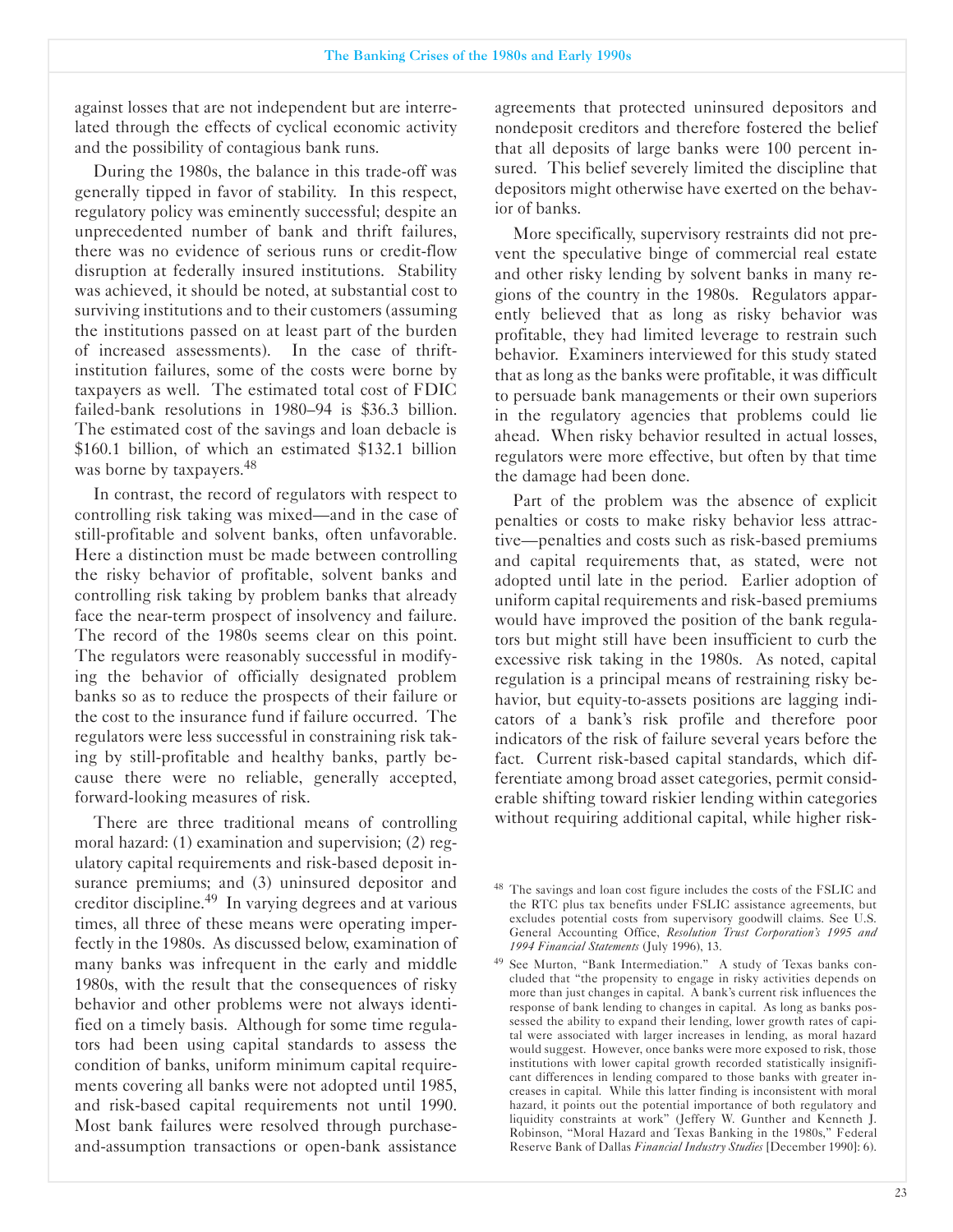against losses that are not independent but are interrelated through the effects of cyclical economic activity and the possibility of contagious bank runs.

During the 1980s, the balance in this trade-off was generally tipped in favor of stability. In this respect, regulatory policy was eminently successful; despite an unprecedented number of bank and thrift failures, there was no evidence of serious runs or credit-flow disruption at federally insured institutions. Stability was achieved, it should be noted, at substantial cost to surviving institutions and to their customers (assuming the institutions passed on at least part of the burden of increased assessments). In the case of thrift-institution failures, some of the costs were borne by taxpayers as well. The estimated total cost of FDIC failed-bank resolutions in 1980–94 is $36.3 billion. The estimated cost of the savings and loan debacle is $160.1 billion, of which an estimated $132.1 billion was borne by taxpayers.[48]

In contrast, the record of regulators with respect to controlling risk taking was mixed—and in the case of still-profitable and solvent banks, often unfavorable. Here a distinction must be made between controlling the risky behavior of profitable, solvent banks and controlling risk taking by problem banks that already face the near-term prospect of insolvency and failure. The record of the 1980s seems clear on this point. The regulators were reasonably successful in modifying the behavior of officially designated problem banks so as to reduce the prospects of their failure or the cost to the insurance fund if failure occurred. The regulators were less successful in constraining risk taking by still-profitable and healthy banks, partly because there were no reliable, generally accepted, forward-looking measures of risk.

There are three traditional means of controlling moral hazard: (1) examination and supervision; (2) regulatory capital requirements and risk-based deposit insurance premiums; and (3) uninsured depositor and creditor discipline.[49] In varying degrees and at various times, all three of these means were operating imperfectly in the 1980s. As discussed below, examination of many banks was infrequent in the early and middle 1980s, with the result that the consequences of risky behavior and other problems were not always identified on a timely basis. Although for some time regulators had been using capital standards to assess the condition of banks, uniform minimum capital requirements covering all banks were not adopted until 1985, and risk-based capital requirements not until 1990. Most bank failures were resolved through purchase-and-assumption transactions or open-bank assistance agreements that protected uninsured depositors and nondeposit creditors and therefore fostered the belief that all deposits of large banks were 100 percent insured. This belief severely limited the discipline that depositors might otherwise have exerted on the behavior of banks.

More specifically, supervisory restraints did not prevent the speculative binge of commercial real estate and other risky lending by solvent banks in many regions of the country in the 1980s. Regulators apparently believed that as long as risky behavior was profitable, they had limited leverage to restrain such behavior. Examiners interviewed for this study stated that as long as the banks were profitable, it was difficult to persuade bank managements or their own superiors in the regulatory agencies that problems could lie ahead. When risky behavior resulted in actual losses, regulators were more effective, but often by that time the damage had been done.

Part of the problem was the absence of explicit penalties or costs to make risky behavior less attractive—penalties and costs such as risk-based premiums and capital requirements that, as stated, were not adopted until late in the period. Earlier adoption of uniform capital requirements and risk-based premiums would have improved the position of the bank regulators but might still have been insufficient to curb the excessive risk taking in the 1980s. As noted, capital regulation is a principal means of restraining risky behavior, but equity-to-assets positions are lagging indicators of a bank's risk profile and therefore poor indicators of the risk of failure several years before the fact. Current risk-based capital standards, which differentiate among broad asset categories, permit considerable shifting toward riskier lending within categories without requiring additional capital, while higher risk-

---

[48] The savings and loan cost figure includes the costs of the FSLIC and the RTC plus tax benefits under FSLIC assistance agreements, but excludes potential costs from supervisory goodwill claims. See U.S. General Accounting Office, *Resolution Trust Corporation's 1995 and 1994 Financial Statements* (July 1996), 13.

[49] See Murton, "Bank Intermediation." A study of Texas banks concluded that "the propensity to engage in risky activities depends on more than just changes in capital. A bank's current risk influences the response of bank lending to changes in capital. As long as banks possessed the ability to expand their lending, lower growth rates of capital were associated with larger increases in lending, as moral hazard would suggest. However, once banks were more exposed to risk, those institutions with lower capital growth recorded statistically insignificant differences in lending compared to those banks with greater increases in capital. While this latter finding is inconsistent with moral hazard, it points out the potential importance of both regulatory and liquidity constraints at work" (Jeffery W. Gunther and Kenneth J. Robinson, "Moral Hazard and Texas Banking in the 1980s," Federal Reserve Bank of Dallas *Financial Industry Studies* [December 1990]: 6).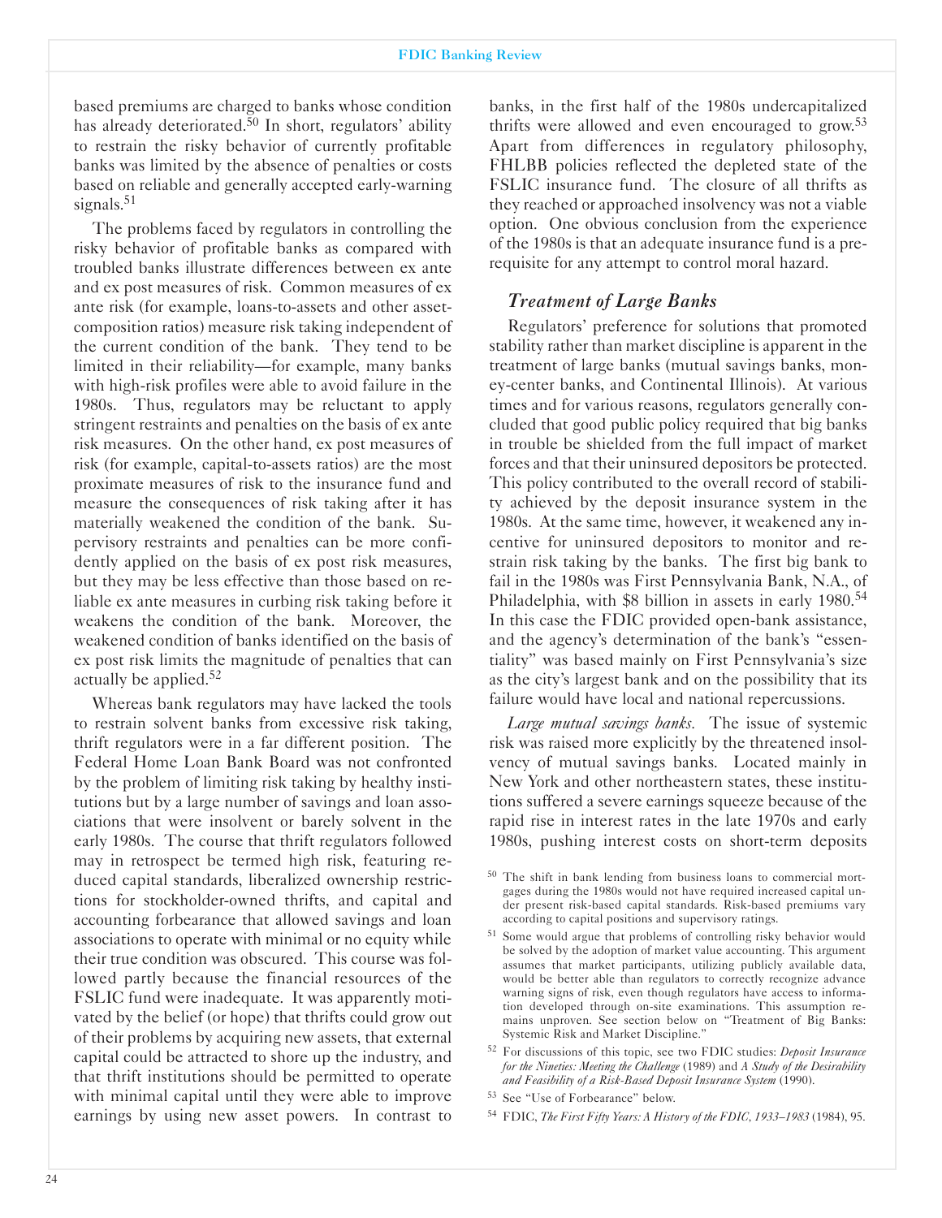based premiums are charged to banks whose condition has already deteriorated.[50] In short, regulators' ability to restrain the risky behavior of currently profitable banks was limited by the absence of penalties or costs based on reliable and generally accepted early-warning signals.[51]

The problems faced by regulators in controlling the risky behavior of profitable banks as compared with troubled banks illustrate differences between ex ante and ex post measures of risk. Common measures of ex ante risk (for example, loans-to-assets and other asset-composition ratios) measure risk taking independent of the current condition of the bank. They tend to be limited in their reliability—for example, many banks with high-risk profiles were able to avoid failure in the 1980s. Thus, regulators may be reluctant to apply stringent restraints and penalties on the basis of ex ante risk measures. On the other hand, ex post measures of risk (for example, capital-to-assets ratios) are the most proximate measures of risk to the insurance fund and measure the consequences of risk taking after it has materially weakened the condition of the bank. Supervisory restraints and penalties can be more confidently applied on the basis of ex post risk measures, but they may be less effective than those based on reliable ex ante measures in curbing risk taking before it weakens the condition of the bank. Moreover, the weakened condition of banks identified on the basis of ex post risk limits the magnitude of penalties that can actually be applied.[52]

Whereas bank regulators may have lacked the tools to restrain solvent banks from excessive risk taking, thrift regulators were in a far different position. The Federal Home Loan Bank Board was not confronted by the problem of limiting risk taking by healthy institutions but by a large number of savings and loan associations that were insolvent or barely solvent in the early 1980s. The course that thrift regulators followed may in retrospect be termed high risk, featuring reduced capital standards, liberalized ownership restrictions for stockholder-owned thrifts, and capital and accounting forbearance that allowed savings and loan associations to operate with minimal or no equity while their true condition was obscured. This course was followed partly because the financial resources of the FSLIC fund were inadequate. It was apparently motivated by the belief (or hope) that thrifts could grow out of their problems by acquiring new assets, that external capital could be attracted to shore up the industry, and that thrift institutions should be permitted to operate with minimal capital until they were able to improve earnings by using new asset powers. In contrast to banks, in the first half of the 1980s undercapitalized thrifts were allowed and even encouraged to grow.[53] Apart from differences in regulatory philosophy, FHLBB policies reflected the depleted state of the FSLIC insurance fund. The closure of all thrifts as they reached or approached insolvency was not a viable option. One obvious conclusion from the experience of the 1980s is that an adequate insurance fund is a prerequisite for any attempt to control moral hazard.

### *Treatment of Large Banks*

Regulators' preference for solutions that promoted stability rather than market discipline is apparent in the treatment of large banks (mutual savings banks, money-center banks, and Continental Illinois). At various times and for various reasons, regulators generally concluded that good public policy required that big banks in trouble be shielded from the full impact of market forces and that their uninsured depositors be protected. This policy contributed to the overall record of stability achieved by the deposit insurance system in the 1980s. At the same time, however, it weakened any incentive for uninsured depositors to monitor and restrain risk taking by the banks. The first big bank to fail in the 1980s was First Pennsylvania Bank, N.A., of Philadelphia, with $8 billion in assets in early 1980.[54] In this case the FDIC provided open-bank assistance, and the agency's determination of the bank's "essentiality" was based mainly on First Pennsylvania's size as the city's largest bank and on the possibility that its failure would have local and national repercussions.

*Large mutual savings banks.* The issue of systemic risk was raised more explicitly by the threatened insolvency of mutual savings banks. Located mainly in New York and other northeastern states, these institutions suffered a severe earnings squeeze because of the rapid rise in interest rates in the late 1970s and early 1980s, pushing interest costs on short-term deposits

---

[50] The shift in bank lending from business loans to commercial mortgages during the 1980s would not have required increased capital under present risk-based capital standards. Risk-based premiums vary according to capital positions and supervisory ratings.

[51] Some would argue that problems of controlling risky behavior would be solved by the adoption of market value accounting. This argument assumes that market participants, utilizing publicly available data, would be better able than regulators to correctly recognize advance warning signs of risk, even though regulators have access to information developed through on-site examinations. This assumption remains unproven. See section below on "Treatment of Big Banks: Systemic Risk and Market Discipline."

[52] For discussions of this topic, see two FDIC studies: *Deposit Insurance for the Nineties: Meeting the Challenge* (1989) and *A Study of the Desirability and Feasibility of a Risk-Based Deposit Insurance System* (1990).

[53] See "Use of Forbearance" below.

[54] FDIC, *The First Fifty Years: A History of the FDIC, 1933–1983* (1984), 95.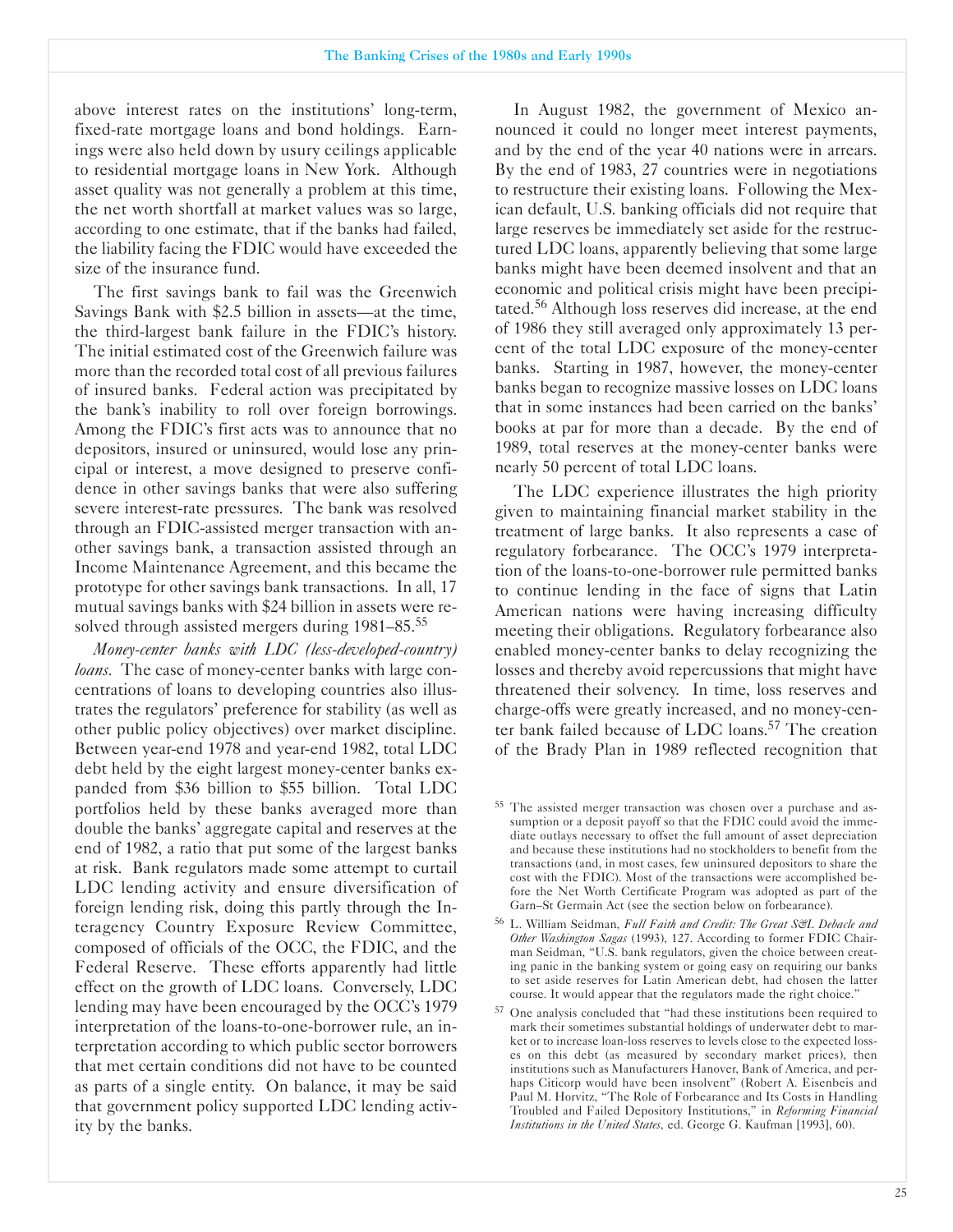above interest rates on the institutions' long-term, fixed-rate mortgage loans and bond holdings. Earnings were also held down by usury ceilings applicable to residential mortgage loans in New York. Although asset quality was not generally a problem at this time, the net worth shortfall at market values was so large, according to one estimate, that if the banks had failed, the liability facing the FDIC would have exceeded the size of the insurance fund.

The first savings bank to fail was the Greenwich Savings Bank with $2.5 billion in assets—at the time, the third-largest bank failure in the FDIC's history. The initial estimated cost of the Greenwich failure was more than the recorded total cost of all previous failures of insured banks. Federal action was precipitated by the bank's inability to roll over foreign borrowings. Among the FDIC's first acts was to announce that no depositors, insured or uninsured, would lose any principal or interest, a move designed to preserve confidence in other savings banks that were also suffering severe interest-rate pressures. The bank was resolved through an FDIC-assisted merger transaction with another savings bank, a transaction assisted through an Income Maintenance Agreement, and this became the prototype for other savings bank transactions. In all, 17 mutual savings banks with $24 billion in assets were resolved through assisted mergers during 1981–85.[55]

*Money-center banks with LDC (less-developed-country) loans.* The case of money-center banks with large concentrations of loans to developing countries also illustrates the regulators' preference for stability (as well as other public policy objectives) over market discipline. Between year-end 1978 and year-end 1982, total LDC debt held by the eight largest money-center banks expanded from $36 billion to $55 billion. Total LDC portfolios held by these banks averaged more than double the banks' aggregate capital and reserves at the end of 1982, a ratio that put some of the largest banks at risk. Bank regulators made some attempt to curtail LDC lending activity and ensure diversification of foreign lending risk, doing this partly through the Interagency Country Exposure Review Committee, composed of officials of the OCC, the FDIC, and the Federal Reserve. These efforts apparently had little effect on the growth of LDC loans. Conversely, LDC lending may have been encouraged by the OCC's 1979 interpretation of the loans-to-one-borrower rule, an interpretation according to which public sector borrowers that met certain conditions did not have to be counted as parts of a single entity. On balance, it may be said that government policy supported LDC lending activity by the banks.

In August 1982, the government of Mexico announced it could no longer meet interest payments, and by the end of the year 40 nations were in arrears. By the end of 1983, 27 countries were in negotiations to restructure their existing loans. Following the Mexican default, U.S. banking officials did not require that large reserves be immediately set aside for the restructured LDC loans, apparently believing that some large banks might have been deemed insolvent and that an economic and political crisis might have been precipitated.[56] Although loss reserves did increase, at the end of 1986 they still averaged only approximately 13 percent of the total LDC exposure of the money-center banks. Starting in 1987, however, the money-center banks began to recognize massive losses on LDC loans that in some instances had been carried on the banks' books at par for more than a decade. By the end of 1989, total reserves at the money-center banks were nearly 50 percent of total LDC loans.

The LDC experience illustrates the high priority given to maintaining financial market stability in the treatment of large banks. It also represents a case of regulatory forbearance. The OCC's 1979 interpretation of the loans-to-one-borrower rule permitted banks to continue lending in the face of signs that Latin American nations were having increasing difficulty meeting their obligations. Regulatory forbearance also enabled money-center banks to delay recognizing the losses and thereby avoid repercussions that might have threatened their solvency. In time, loss reserves and charge-offs were greatly increased, and no money-center bank failed because of LDC loans.[57] The creation of the Brady Plan in 1989 reflected recognition that

---

[55] The assisted merger transaction was chosen over a purchase and assumption or a deposit payoff so that the FDIC could avoid the immediate outlays necessary to offset the full amount of asset depreciation and because these institutions had no stockholders to benefit from the transactions (and, in most cases, few uninsured depositors to share the cost with the FDIC). Most of the transactions were accomplished before the Net Worth Certificate Program was adopted as part of the Garn–St Germain Act (see the section below on forbearance).

[56] L. William Seidman, *Full Faith and Credit: The Great S&L Debacle and Other Washington Sagas* (1993), 127. According to former FDIC Chairman Seidman, "U.S. bank regulators, given the choice between creating panic in the banking system or going easy on requiring our banks to set aside reserves for Latin American debt, had chosen the latter course. It would appear that the regulators made the right choice."

[57] One analysis concluded that "had these institutions been required to mark their sometimes substantial holdings of underwater debt to market or to increase loan-loss reserves to levels close to the expected losses on this debt (as measured by secondary market prices), then institutions such as Manufacturers Hanover, Bank of America, and perhaps Citicorp would have been insolvent" (Robert A. Eisenbeis and Paul M. Horvitz, "The Role of Forbearance and Its Costs in Handling Troubled and Failed Depository Institutions," in *Reforming Financial Institutions in the United States*, ed. George G. Kaufman [1993], 60).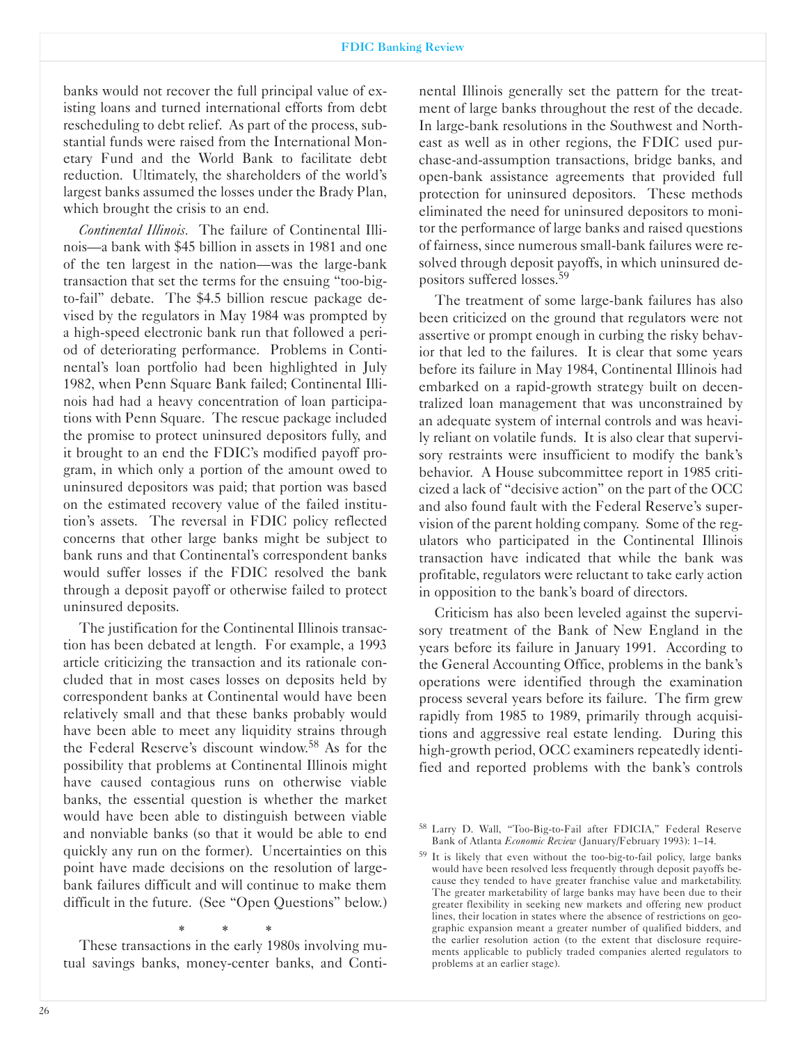banks would not recover the full principal value of existing loans and turned international efforts from debt rescheduling to debt relief. As part of the process, substantial funds were raised from the International Monetary Fund and the World Bank to facilitate debt reduction. Ultimately, the shareholders of the world's largest banks assumed the losses under the Brady Plan, which brought the crisis to an end.

*Continental Illinois.* The failure of Continental Illinois—a bank with $45 billion in assets in 1981 and one of the ten largest in the nation—was the large-bank transaction that set the terms for the ensuing "too-big-to-fail" debate. The $4.5 billion rescue package devised by the regulators in May 1984 was prompted by a high-speed electronic bank run that followed a period of deteriorating performance. Problems in Continental's loan portfolio had been highlighted in July 1982, when Penn Square Bank failed; Continental Illinois had had a heavy concentration of loan participations with Penn Square. The rescue package included the promise to protect uninsured depositors fully, and it brought to an end the FDIC's modified payoff program, in which only a portion of the amount owed to uninsured depositors was paid; that portion was based on the estimated recovery value of the failed institution's assets. The reversal in FDIC policy reflected concerns that other large banks might be subject to bank runs and that Continental's correspondent banks would suffer losses if the FDIC resolved the bank through a deposit payoff or otherwise failed to protect uninsured deposits.

The justification for the Continental Illinois transaction has been debated at length. For example, a 1993 article criticizing the transaction and its rationale concluded that in most cases losses on deposits held by correspondent banks at Continental would have been relatively small and that these banks probably would have been able to meet any liquidity strains through the Federal Reserve's discount window.[58] As for the possibility that problems at Continental Illinois might have caused contagious runs on otherwise viable banks, the essential question is whether the market would have been able to distinguish between viable and nonviable banks (so that it would be able to end quickly any run on the former). Uncertainties on this point have made decisions on the resolution of large-bank failures difficult and will continue to make them difficult in the future. (See "Open Questions" below.)

\* \* \*

These transactions in the early 1980s involving mutual savings banks, money-center banks, and Continental Illinois generally set the pattern for the treatment of large banks throughout the rest of the decade. In large-bank resolutions in the Southwest and Northeast as well as in other regions, the FDIC used purchase-and-assumption transactions, bridge banks, and open-bank assistance agreements that provided full protection for uninsured depositors. These methods eliminated the need for uninsured depositors to monitor the performance of large banks and raised questions of fairness, since numerous small-bank failures were resolved through deposit payoffs, in which uninsured depositors suffered losses.[59]

The treatment of some large-bank failures has also been criticized on the ground that regulators were not assertive or prompt enough in curbing the risky behavior that led to the failures. It is clear that some years before its failure in May 1984, Continental Illinois had embarked on a rapid-growth strategy built on decentralized loan management that was unconstrained by an adequate system of internal controls and was heavily reliant on volatile funds. It is also clear that supervisory restraints were insufficient to modify the bank's behavior. A House subcommittee report in 1985 criticized a lack of "decisive action" on the part of the OCC and also found fault with the Federal Reserve's supervision of the parent holding company. Some of the regulators who participated in the Continental Illinois transaction have indicated that while the bank was profitable, regulators were reluctant to take early action in opposition to the bank's board of directors.

Criticism has also been leveled against the supervisory treatment of the Bank of New England in the years before its failure in January 1991. According to the General Accounting Office, problems in the bank's operations were identified through the examination process several years before its failure. The firm grew rapidly from 1985 to 1989, primarily through acquisitions and aggressive real estate lending. During this high-growth period, OCC examiners repeatedly identified and reported problems with the bank's controls

---

[58] Larry D. Wall, "Too-Big-to-Fail after FDICIA," Federal Reserve Bank of Atlanta *Economic Review* (January/February 1993): 1–14.

[59] It is likely that even without the too-big-to-fail policy, large banks would have been resolved less frequently through deposit payoffs because they tended to have greater franchise value and marketability. The greater marketability of large banks may have been due to their greater flexibility in seeking new markets and offering new product lines, their location in states where the absence of restrictions on geographic expansion meant a greater number of qualified bidders, and the earlier resolution action (to the extent that disclosure requirements applicable to publicly traded companies alerted regulators to problems at an earlier stage).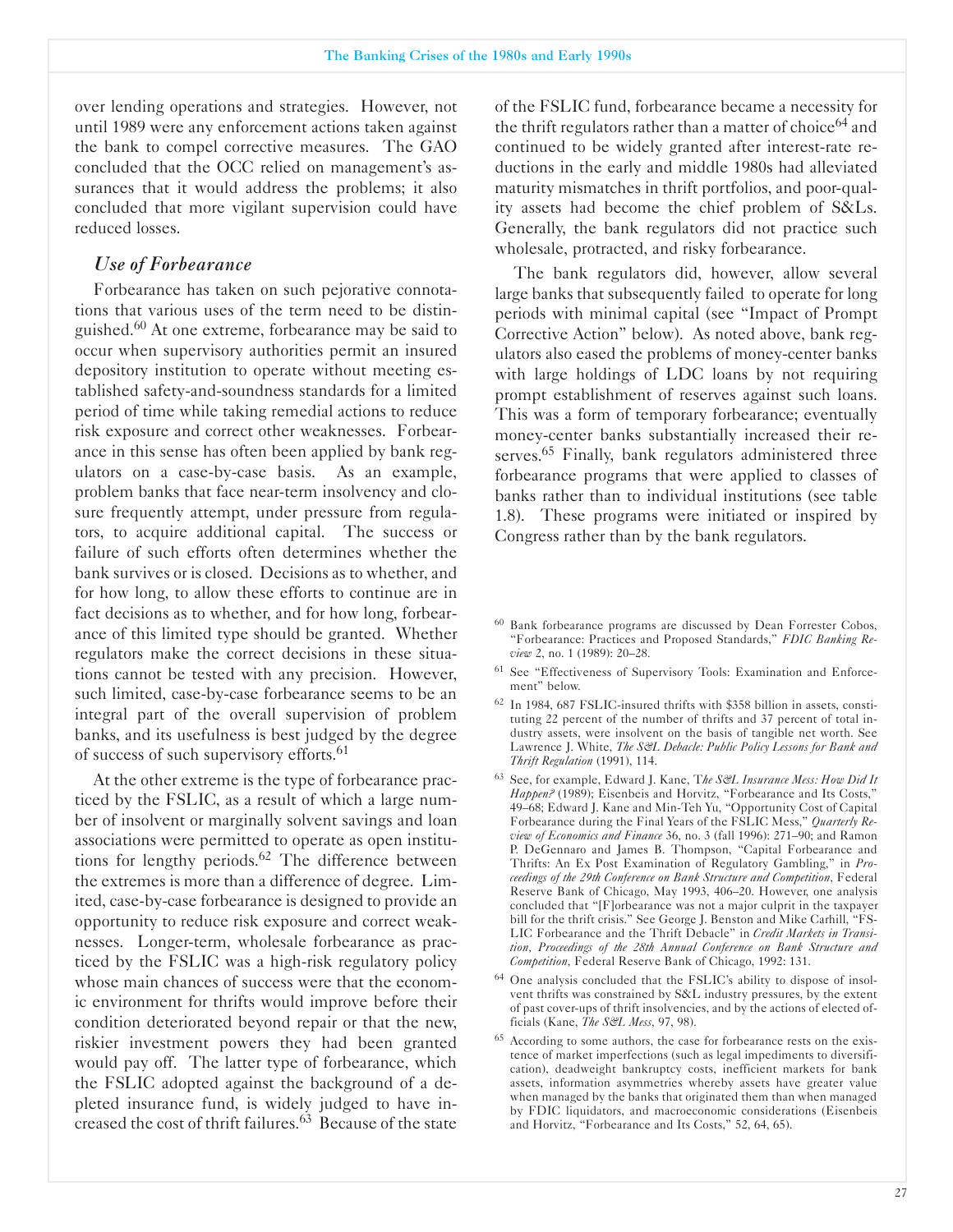over lending operations and strategies. However, not until 1989 were any enforcement actions taken against the bank to compel corrective measures. The GAO concluded that the OCC relied on management's assurances that it would address the problems; it also concluded that more vigilant supervision could have reduced losses.

### *Use of Forbearance*

Forbearance has taken on such pejorative connotations that various uses of the term need to be distinguished.[60] At one extreme, forbearance may be said to occur when supervisory authorities permit an insured depository institution to operate without meeting established safety-and-soundness standards for a limited period of time while taking remedial actions to reduce risk exposure and correct other weaknesses. Forbearance in this sense has often been applied by bank regulators on a case-by-case basis. As an example, problem banks that face near-term insolvency and closure frequently attempt, under pressure from regulators, to acquire additional capital. The success or failure of such efforts often determines whether the bank survives or is closed. Decisions as to whether, and for how long, to allow these efforts to continue are in fact decisions as to whether, and for how long, forbearance of this limited type should be granted. Whether regulators make the correct decisions in these situations cannot be tested with any precision. However, such limited, case-by-case forbearance seems to be an integral part of the overall supervision of problem banks, and its usefulness is best judged by the degree of success of such supervisory efforts.[61]

At the other extreme is the type of forbearance practiced by the FSLIC, as a result of which a large number of insolvent or marginally solvent savings and loan associations were permitted to operate as open institutions for lengthy periods.[62] The difference between the extremes is more than a difference of degree. Limited, case-by-case forbearance is designed to provide an opportunity to reduce risk exposure and correct weaknesses. Longer-term, wholesale forbearance as practiced by the FSLIC was a high-risk regulatory policy whose main chances of success were that the economic environment for thrifts would improve before their condition deteriorated beyond repair or that the new, riskier investment powers they had been granted would pay off. The latter type of forbearance, which the FSLIC adopted against the background of a depleted insurance fund, is widely judged to have increased the cost of thrift failures.[63] Because of the state of the FSLIC fund, forbearance became a necessity for the thrift regulators rather than a matter of choice[64] and continued to be widely granted after interest-rate reductions in the early and middle 1980s had alleviated maturity mismatches in thrift portfolios, and poor-quality assets had become the chief problem of S&Ls. Generally, the bank regulators did not practice such wholesale, protracted, and risky forbearance.

The bank regulators did, however, allow several large banks that subsequently failed to operate for long periods with minimal capital (see "Impact of Prompt Corrective Action" below). As noted above, bank regulators also eased the problems of money-center banks with large holdings of LDC loans by not requiring prompt establishment of reserves against such loans. This was a form of temporary forbearance; eventually money-center banks substantially increased their reserves.[65] Finally, bank regulators administered three forbearance programs that were applied to classes of banks rather than to individual institutions (see table 1.8). These programs were initiated or inspired by Congress rather than by the bank regulators.

---

[60] Bank forbearance programs are discussed by Dean Forrester Cobos, "Forbearance: Practices and Proposed Standards," *FDIC Banking Review* 2, no. 1 (1989): 20–28.

[61] See "Effectiveness of Supervisory Tools: Examination and Enforcement" below.

[62] In 1984, 687 FSLIC-insured thrifts with $358 billion in assets, constituting 22 percent of the number of thrifts and 37 percent of total industry assets, were insolvent on the basis of tangible net worth. See Lawrence J. White, *The S&L Debacle: Public Policy Lessons for Bank and Thrift Regulation* (1991), 114.

[63] See, for example, Edward J. Kane, T*he S&L Insurance Mess: How Did It Happen?* (1989); Eisenbeis and Horvitz, "Forbearance and Its Costs," 49–68; Edward J. Kane and Min-Teh Yu, "Opportunity Cost of Capital Forbearance during the Final Years of the FSLIC Mess," *Quarterly Review of Economics and Finance* 36, no. 3 (fall 1996): 271–90; and Ramon P. DeGennaro and James B. Thompson, "Capital Forbearance and Thrifts: An Ex Post Examination of Regulatory Gambling," in *Proceedings of the 29th Conference on Bank Structure and Competition*, Federal Reserve Bank of Chicago, May 1993, 406–20. However, one analysis concluded that "[F]orbearance was not a major culprit in the taxpayer bill for the thrift crisis." See George J. Benston and Mike Carhill, "FSLIC Forbearance and the Thrift Debacle" in *Credit Markets in Transition, Proceedings of the 28th Annual Conference on Bank Structure and Competition*, Federal Reserve Bank of Chicago, 1992: 131.

[64] One analysis concluded that the FSLIC's ability to dispose of insolvent thrifts was constrained by S&L industry pressures, by the extent of past cover-ups of thrift insolvencies, and by the actions of elected officials (Kane, *The S&L Mess*, 97, 98).

[65] According to some authors, the case for forbearance rests on the existence of market imperfections (such as legal impediments to diversification), deadweight bankruptcy costs, inefficient markets for bank assets, information asymmetries whereby assets have greater value when managed by the banks that originated them than when managed by FDIC liquidators, and macroeconomic considerations (Eisenbeis and Horvitz, "Forbearance and Its Costs," 52, 64, 65).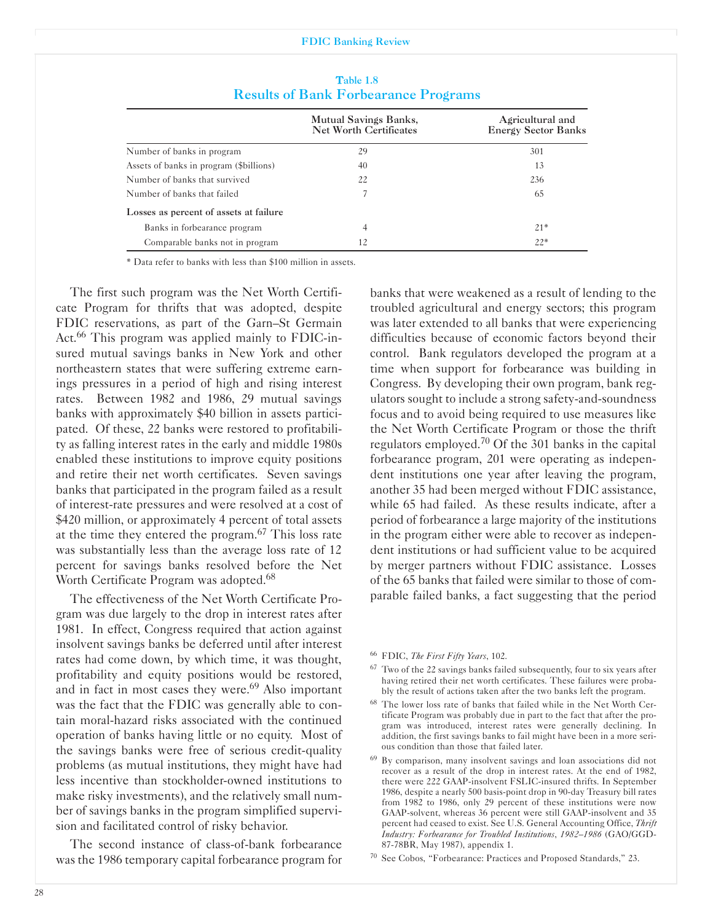**Table 1.8**
**Results of Bank Forbearance Programs**

| | Mutual Savings Banks, Net Worth Certificates | Agricultural and Energy Sector Banks |
|---|---|---|
| Number of banks in program | 29 | 301 |
| Assets of banks in program ($billions) | 40 | 13 |
| Number of banks that survived | 22 | 236 |
| Number of banks that failed | 7 | 65 |
| **Losses as percent of assets at failure** | | |
| Banks in forbearance program | 4 | 21* |
| Comparable banks not in program | 12 | 22* |

* Data refer to banks with less than $100 million in assets.

The first such program was the Net Worth Certificate Program for thrifts that was adopted, despite FDIC reservations, as part of the Garn–St Germain Act.[66] This program was applied mainly to FDIC-insured mutual savings banks in New York and other northeastern states that were suffering extreme earnings pressures in a period of high and rising interest rates. Between 1982 and 1986, 29 mutual savings banks with approximately $40 billion in assets participated. Of these, 22 banks were restored to profitability as falling interest rates in the early and middle 1980s enabled these institutions to improve equity positions and retire their net worth certificates. Seven savings banks that participated in the program failed as a result of interest-rate pressures and were resolved at a cost of $420 million, or approximately 4 percent of total assets at the time they entered the program.[67] This loss rate was substantially less than the average loss rate of 12 percent for savings banks resolved before the Net Worth Certificate Program was adopted.[68]

The effectiveness of the Net Worth Certificate Program was due largely to the drop in interest rates after 1981. In effect, Congress required that action against insolvent savings banks be deferred until after interest rates had come down, by which time, it was thought, profitability and equity positions would be restored, and in fact in most cases they were.[69] Also important was the fact that the FDIC was generally able to contain moral-hazard risks associated with the continued operation of banks having little or no equity. Most of the savings banks were free of serious credit-quality problems (as mutual institutions, they might have had less incentive than stockholder-owned institutions to make risky investments), and the relatively small number of savings banks in the program simplified supervision and facilitated control of risky behavior.

The second instance of class-of-bank forbearance was the 1986 temporary capital forbearance program for banks that were weakened as a result of lending to the troubled agricultural and energy sectors; this program was later extended to all banks that were experiencing difficulties because of economic factors beyond their control. Bank regulators developed the program at a time when support for forbearance was building in Congress. By developing their own program, bank regulators sought to include a strong safety-and-soundness focus and to avoid being required to use measures like the Net Worth Certificate Program or those the thrift regulators employed.[70] Of the 301 banks in the capital forbearance program, 201 were operating as independent institutions one year after leaving the program, another 35 had been merged without FDIC assistance, while 65 had failed. As these results indicate, after a period of forbearance a large majority of the institutions in the program either were able to recover as independent institutions or had sufficient value to be acquired by merger partners without FDIC assistance. Losses of the 65 banks that failed were similar to those of comparable failed banks, a fact suggesting that the period

[66] FDIC, *The First Fifty Years*, 102.

[67] Two of the 22 savings banks failed subsequently, four to six years after having retired their net worth certificates. These failures were probably the result of actions taken after the two banks left the program.

[68] The lower loss rate of banks that failed while in the Net Worth Certificate Program was probably due in part to the fact that after the program was introduced, interest rates were generally declining. In addition, the first savings banks to fail might have been in a more serious condition than those that failed later.

[69] By comparison, many insolvent savings and loan associations did not recover as a result of the drop in interest rates. At the end of 1982, there were 222 GAAP-insolvent FSLIC-insured thrifts. In September 1986, despite a nearly 500 basis-point drop in 90-day Treasury bill rates from 1982 to 1986, only 29 percent of these institutions were now GAAP-solvent, whereas 36 percent were still GAAP-insolvent and 35 percent had ceased to exist. See U.S. General Accounting Office, *Thrift Industry: Forbearance for Troubled Institutions, 1982–1986* (GAO/GGD-87-78BR, May 1987), appendix 1.

[70] See Cobos, "Forbearance: Practices and Proposed Standards," 23.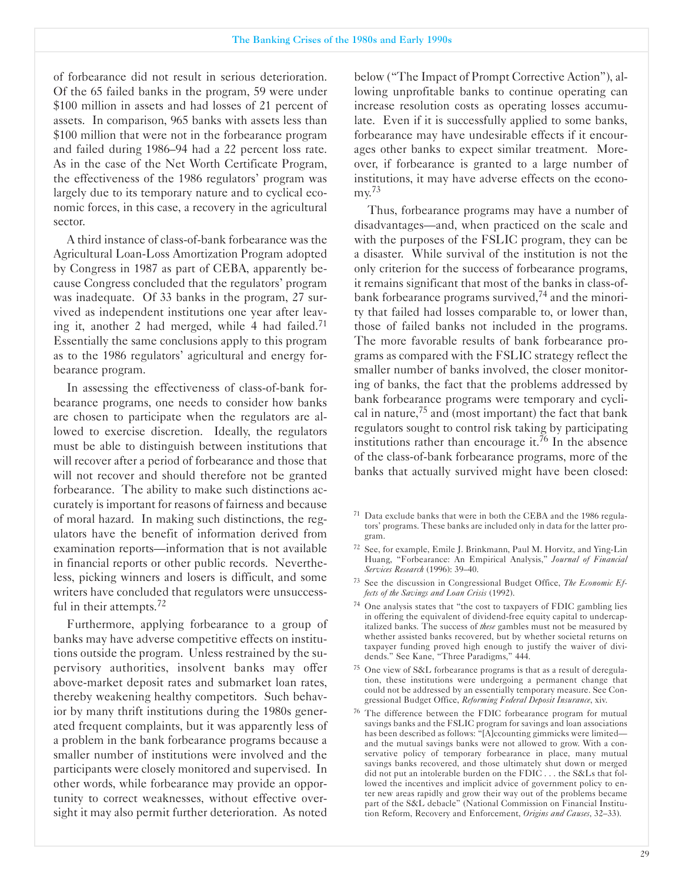of forbearance did not result in serious deterioration. Of the 65 failed banks in the program, 59 were under $100 million in assets and had losses of 21 percent of assets. In comparison, 965 banks with assets less than $100 million that were not in the forbearance program and failed during 1986–94 had a 22 percent loss rate. As in the case of the Net Worth Certificate Program, the effectiveness of the 1986 regulators' program was largely due to its temporary nature and to cyclical economic forces, in this case, a recovery in the agricultural sector.

A third instance of class-of-bank forbearance was the Agricultural Loan-Loss Amortization Program adopted by Congress in 1987 as part of CEBA, apparently because Congress concluded that the regulators' program was inadequate. Of 33 banks in the program, 27 survived as independent institutions one year after leaving it, another 2 had merged, while 4 had failed.[71] Essentially the same conclusions apply to this program as to the 1986 regulators' agricultural and energy forbearance program.

In assessing the effectiveness of class-of-bank forbearance programs, one needs to consider how banks are chosen to participate when the regulators are allowed to exercise discretion. Ideally, the regulators must be able to distinguish between institutions that will recover after a period of forbearance and those that will not recover and should therefore not be granted forbearance. The ability to make such distinctions accurately is important for reasons of fairness and because of moral hazard. In making such distinctions, the regulators have the benefit of information derived from examination reports—information that is not available in financial reports or other public records. Nevertheless, picking winners and losers is difficult, and some writers have concluded that regulators were unsuccessful in their attempts.[72]

Furthermore, applying forbearance to a group of banks may have adverse competitive effects on institutions outside the program. Unless restrained by the supervisory authorities, insolvent banks may offer above-market deposit rates and submarket loan rates, thereby weakening healthy competitors. Such behavior by many thrift institutions during the 1980s generated frequent complaints, but it was apparently less of a problem in the bank forbearance programs because a smaller number of institutions were involved and the participants were closely monitored and supervised. In other words, while forbearance may provide an opportunity to correct weaknesses, without effective oversight it may also permit further deterioration. As noted below ("The Impact of Prompt Corrective Action"), allowing unprofitable banks to continue operating can increase resolution costs as operating losses accumulate. Even if it is successfully applied to some banks, forbearance may have undesirable effects if it encourages other banks to expect similar treatment. Moreover, if forbearance is granted to a large number of institutions, it may have adverse effects on the economy.[73]

Thus, forbearance programs may have a number of disadvantages—and, when practiced on the scale and with the purposes of the FSLIC program, they can be a disaster. While survival of the institution is not the only criterion for the success of forbearance programs, it remains significant that most of the banks in class-of-bank forbearance programs survived,[74] and the minority that failed had losses comparable to, or lower than, those of failed banks not included in the programs. The more favorable results of bank forbearance programs as compared with the FSLIC strategy reflect the smaller number of banks involved, the closer monitoring of banks, the fact that the problems addressed by bank forbearance programs were temporary and cyclical in nature,[75] and (most important) the fact that bank regulators sought to control risk taking by participating institutions rather than encourage it.[76] In the absence of the class-of-bank forbearance programs, more of the banks that actually survived might have been closed:

---

[71] Data exclude banks that were in both the CEBA and the 1986 regulators' programs. These banks are included only in data for the latter program.

[72] See, for example, Emile J. Brinkmann, Paul M. Horvitz, and Ying-Lin Huang, "Forbearance: An Empirical Analysis," *Journal of Financial Services Research* (1996): 39–40.

[73] See the discussion in Congressional Budget Office, *The Economic Effects of the Savings and Loan Crisis* (1992).

[74] One analysis states that "the cost to taxpayers of FDIC gambling lies in offering the equivalent of dividend-free equity capital to undercapitalized banks. The success of *these* gambles must not be measured by whether assisted banks recovered, but by whether societal returns on taxpayer funding proved high enough to justify the waiver of dividends." See Kane, "Three Paradigms," 444.

[75] One view of S&L forbearance programs is that as a result of deregulation, these institutions were undergoing a permanent change that could not be addressed by an essentially temporary measure. See Congressional Budget Office, *Reforming Federal Deposit Insurance*, xiv.

[76] The difference between the FDIC forbearance program for mutual savings banks and the FSLIC program for savings and loan associations has been described as follows: "[A]ccounting gimmicks were limited—and the mutual savings banks were not allowed to grow. With a conservative policy of temporary forbearance in place, many mutual savings banks recovered, and those ultimately shut down or merged did not put an intolerable burden on the FDIC . . . the S&Ls that followed the incentives and implicit advice of government policy to enter new areas rapidly and grow their way out of the problems became part of the S&L debacle" (National Commission on Financial Institution Reform, Recovery and Enforcement, *Origins and Causes*, 32–33).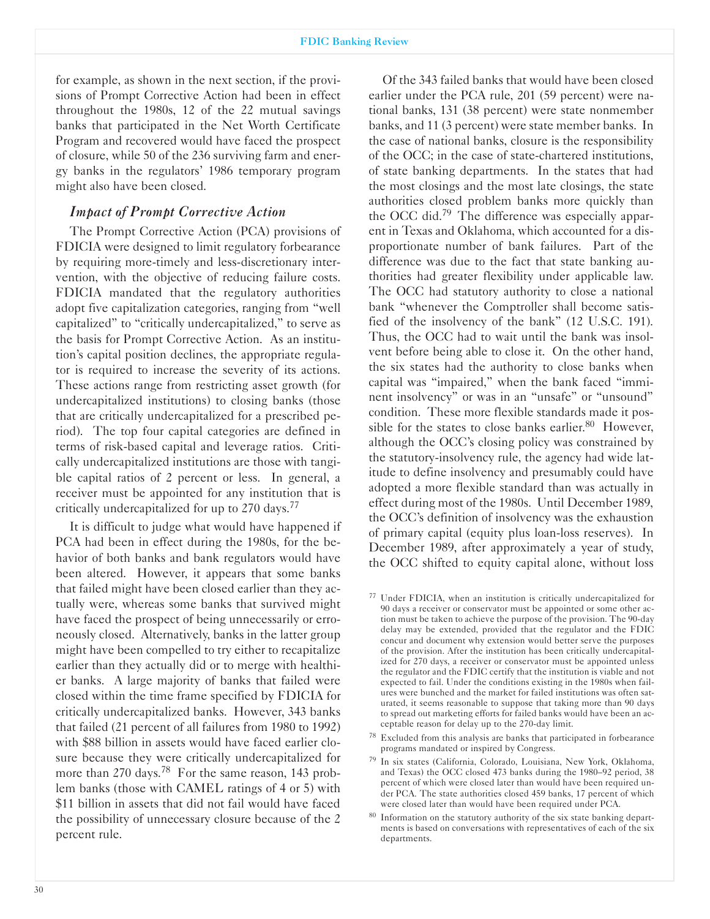for example, as shown in the next section, if the provisions of Prompt Corrective Action had been in effect throughout the 1980s, 12 of the 22 mutual savings banks that participated in the Net Worth Certificate Program and recovered would have faced the prospect of closure, while 50 of the 236 surviving farm and energy banks in the regulators' 1986 temporary program might also have been closed.

### *Impact of Prompt Corrective Action*

The Prompt Corrective Action (PCA) provisions of FDICIA were designed to limit regulatory forbearance by requiring more-timely and less-discretionary intervention, with the objective of reducing failure costs. FDICIA mandated that the regulatory authorities adopt five capitalization categories, ranging from "well capitalized" to "critically undercapitalized," to serve as the basis for Prompt Corrective Action. As an institution's capital position declines, the appropriate regulator is required to increase the severity of its actions. These actions range from restricting asset growth (for undercapitalized institutions) to closing banks (those that are critically undercapitalized for a prescribed period). The top four capital categories are defined in terms of risk-based capital and leverage ratios. Critically undercapitalized institutions are those with tangible capital ratios of 2 percent or less. In general, a receiver must be appointed for any institution that is critically undercapitalized for up to 270 days.[77]

It is difficult to judge what would have happened if PCA had been in effect during the 1980s, for the behavior of both banks and bank regulators would have been altered. However, it appears that some banks that failed might have been closed earlier than they actually were, whereas some banks that survived might have faced the prospect of being unnecessarily or erroneously closed. Alternatively, banks in the latter group might have been compelled to try either to recapitalize earlier than they actually did or to merge with healthier banks. A large majority of banks that failed were closed within the time frame specified by FDICIA for critically undercapitalized banks. However, 343 banks that failed (21 percent of all failures from 1980 to 1992) with $88 billion in assets would have faced earlier closure because they were critically undercapitalized for more than 270 days.[78] For the same reason, 143 problem banks (those with CAMEL ratings of 4 or 5) with $11 billion in assets that did not fail would have faced the possibility of unnecessary closure because of the 2 percent rule.

Of the 343 failed banks that would have been closed earlier under the PCA rule, 201 (59 percent) were national banks, 131 (38 percent) were state nonmember banks, and 11 (3 percent) were state member banks. In the case of national banks, closure is the responsibility of the OCC; in the case of state-chartered institutions, of state banking departments. In the states that had the most closings and the most late closings, the state authorities closed problem banks more quickly than the OCC did.[79] The difference was especially apparent in Texas and Oklahoma, which accounted for a disproportionate number of bank failures. Part of the difference was due to the fact that state banking authorities had greater flexibility under applicable law. The OCC had statutory authority to close a national bank "whenever the Comptroller shall become satisfied of the insolvency of the bank" (12 U.S.C. 191). Thus, the OCC had to wait until the bank was insolvent before being able to close it. On the other hand, the six states had the authority to close banks when capital was "impaired," when the bank faced "imminent insolvency" or was in an "unsafe" or "unsound" condition. These more flexible standards made it possible for the states to close banks earlier.[80] However, although the OCC's closing policy was constrained by the statutory-insolvency rule, the agency had wide latitude to define insolvency and presumably could have adopted a more flexible standard than was actually in effect during most of the 1980s. Until December 1989, the OCC's definition of insolvency was the exhaustion of primary capital (equity plus loan-loss reserves). In December 1989, after approximately a year of study, the OCC shifted to equity capital alone, without loss

---

[77] Under FDICIA, when an institution is critically undercapitalized for 90 days a receiver or conservator must be appointed or some other action must be taken to achieve the purpose of the provision. The 90-day delay may be extended, provided that the regulator and the FDIC concur and document why extension would better serve the purposes of the provision. After the institution has been critically undercapitalized for 270 days, a receiver or conservator must be appointed unless the regulator and the FDIC certify that the institution is viable and not expected to fail. Under the conditions existing in the 1980s when failures were bunched and the market for failed institutions was often saturated, it seems reasonable to suppose that taking more than 90 days to spread out marketing efforts for failed banks would have been an acceptable reason for delay up to the 270-day limit.

[78] Excluded from this analysis are banks that participated in forbearance programs mandated or inspired by Congress.

[79] In six states (California, Colorado, Louisiana, New York, Oklahoma, and Texas) the OCC closed 473 banks during the 1980–92 period, 38 percent of which were closed later than would have been required under PCA. The state authorities closed 459 banks, 17 percent of which were closed later than would have been required under PCA.

[80] Information on the statutory authority of the six state banking departments is based on conversations with representatives of each of the six departments.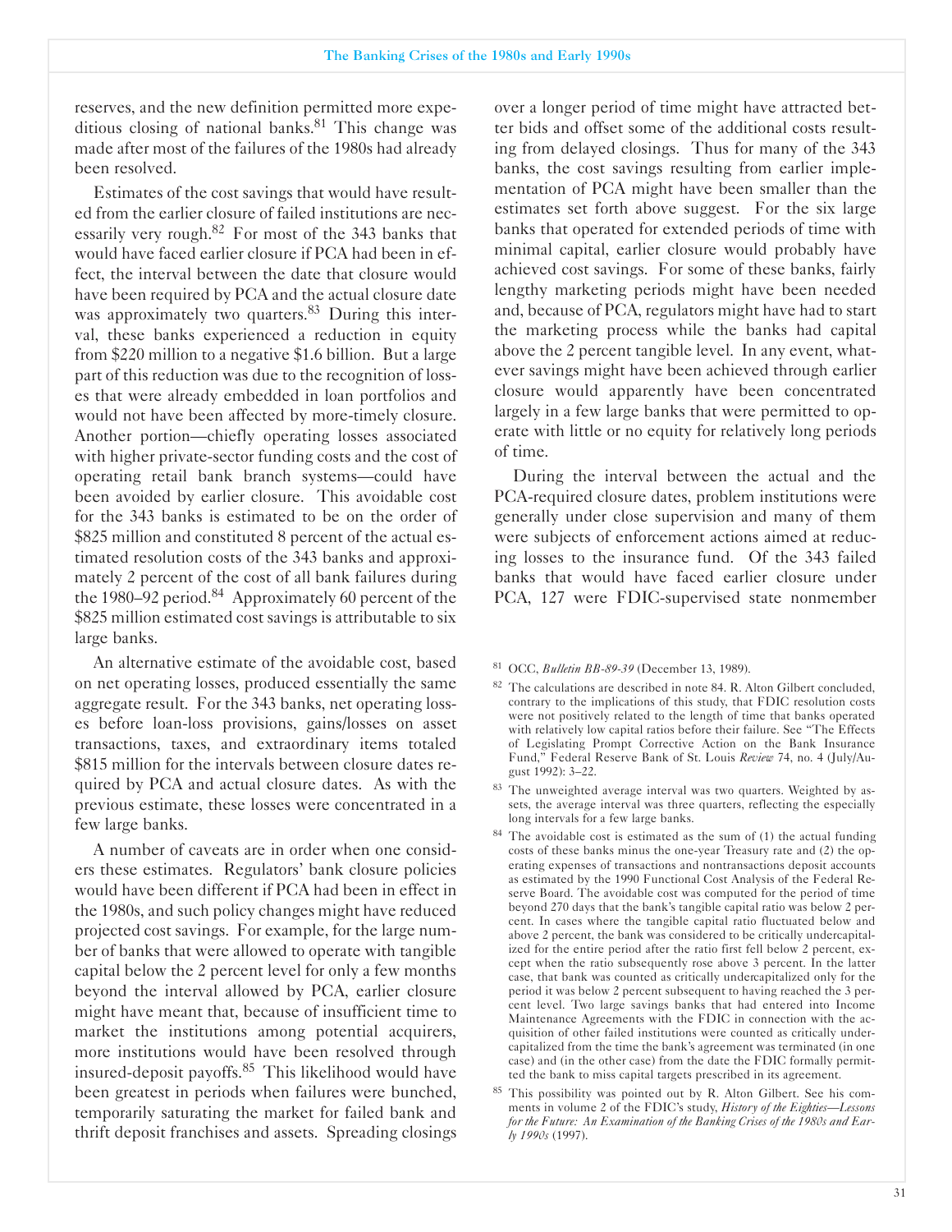reserves, and the new definition permitted more expeditious closing of national banks.[81] This change was made after most of the failures of the 1980s had already been resolved.

Estimates of the cost savings that would have resulted from the earlier closure of failed institutions are necessarily very rough.[82] For most of the 343 banks that would have faced earlier closure if PCA had been in effect, the interval between the date that closure would have been required by PCA and the actual closure date was approximately two quarters.[83] During this interval, these banks experienced a reduction in equity from $220 million to a negative $1.6 billion. But a large part of this reduction was due to the recognition of losses that were already embedded in loan portfolios and would not have been affected by more-timely closure. Another portion—chiefly operating losses associated with higher private-sector funding costs and the cost of operating retail bank branch systems—could have been avoided by earlier closure. This avoidable cost for the 343 banks is estimated to be on the order of $825 million and constituted 8 percent of the actual estimated resolution costs of the 343 banks and approximately 2 percent of the cost of all bank failures during the 1980–92 period.[84] Approximately 60 percent of the $825 million estimated cost savings is attributable to six large banks.

An alternative estimate of the avoidable cost, based on net operating losses, produced essentially the same aggregate result. For the 343 banks, net operating losses before loan-loss provisions, gains/losses on asset transactions, taxes, and extraordinary items totaled $815 million for the intervals between closure dates required by PCA and actual closure dates. As with the previous estimate, these losses were concentrated in a few large banks.

A number of caveats are in order when one considers these estimates. Regulators' bank closure policies would have been different if PCA had been in effect in the 1980s, and such policy changes might have reduced projected cost savings. For example, for the large number of banks that were allowed to operate with tangible capital below the 2 percent level for only a few months beyond the interval allowed by PCA, earlier closure might have meant that, because of insufficient time to market the institutions among potential acquirers, more institutions would have been resolved through insured-deposit payoffs.[85] This likelihood would have been greatest in periods when failures were bunched, temporarily saturating the market for failed bank and thrift deposit franchises and assets. Spreading closings over a longer period of time might have attracted better bids and offset some of the additional costs resulting from delayed closings. Thus for many of the 343 banks, the cost savings resulting from earlier implementation of PCA might have been smaller than the estimates set forth above suggest. For the six large banks that operated for extended periods of time with minimal capital, earlier closure would probably have achieved cost savings. For some of these banks, fairly lengthy marketing periods might have been needed and, because of PCA, regulators might have had to start the marketing process while the banks had capital above the 2 percent tangible level. In any event, whatever savings might have been achieved through earlier closure would apparently have been concentrated largely in a few large banks that were permitted to operate with little or no equity for relatively long periods of time.

During the interval between the actual and the PCA-required closure dates, problem institutions were generally under close supervision and many of them were subjects of enforcement actions aimed at reducing losses to the insurance fund. Of the 343 failed banks that would have faced earlier closure under PCA, 127 were FDIC-supervised state nonmember

---

[81] OCC, *Bulletin BB-89-39* (December 13, 1989).

[82] The calculations are described in note 84. R. Alton Gilbert concluded, contrary to the implications of this study, that FDIC resolution costs were not positively related to the length of time that banks operated with relatively low capital ratios before their failure. See "The Effects of Legislating Prompt Corrective Action on the Bank Insurance Fund," Federal Reserve Bank of St. Louis *Review* 74, no. 4 (July/August 1992): 3–22.

[83] The unweighted average interval was two quarters. Weighted by assets, the average interval was three quarters, reflecting the especially long intervals for a few large banks.

[84] The avoidable cost is estimated as the sum of (1) the actual funding costs of these banks minus the one-year Treasury rate and (2) the operating expenses of transactions and nontransactions deposit accounts as estimated by the 1990 Functional Cost Analysis of the Federal Reserve Board. The avoidable cost was computed for the period of time beyond 270 days that the bank's tangible capital ratio was below 2 percent. In cases where the tangible capital ratio fluctuated below and above 2 percent, the bank was considered to be critically undercapitalized for the entire period after the ratio first fell below 2 percent, except when the ratio subsequently rose above 3 percent. In the latter case, that bank was counted as critically undercapitalized only for the period it was below 2 percent subsequent to having reached the 3 percent level. Two large savings banks that had entered into Income Maintenance Agreements with the FDIC in connection with the acquisition of other failed institutions were counted as critically undercapitalized from the time the bank's agreement was terminated (in one case) and (in the other case) from the date the FDIC formally permitted the bank to miss capital targets prescribed in its agreement.

[85] This possibility was pointed out by R. Alton Gilbert. See his comments in volume 2 of the FDIC's study, *History of the Eighties—Lessons for the Future: An Examination of the Banking Crises of the 1980s and Early 1990s* (1997).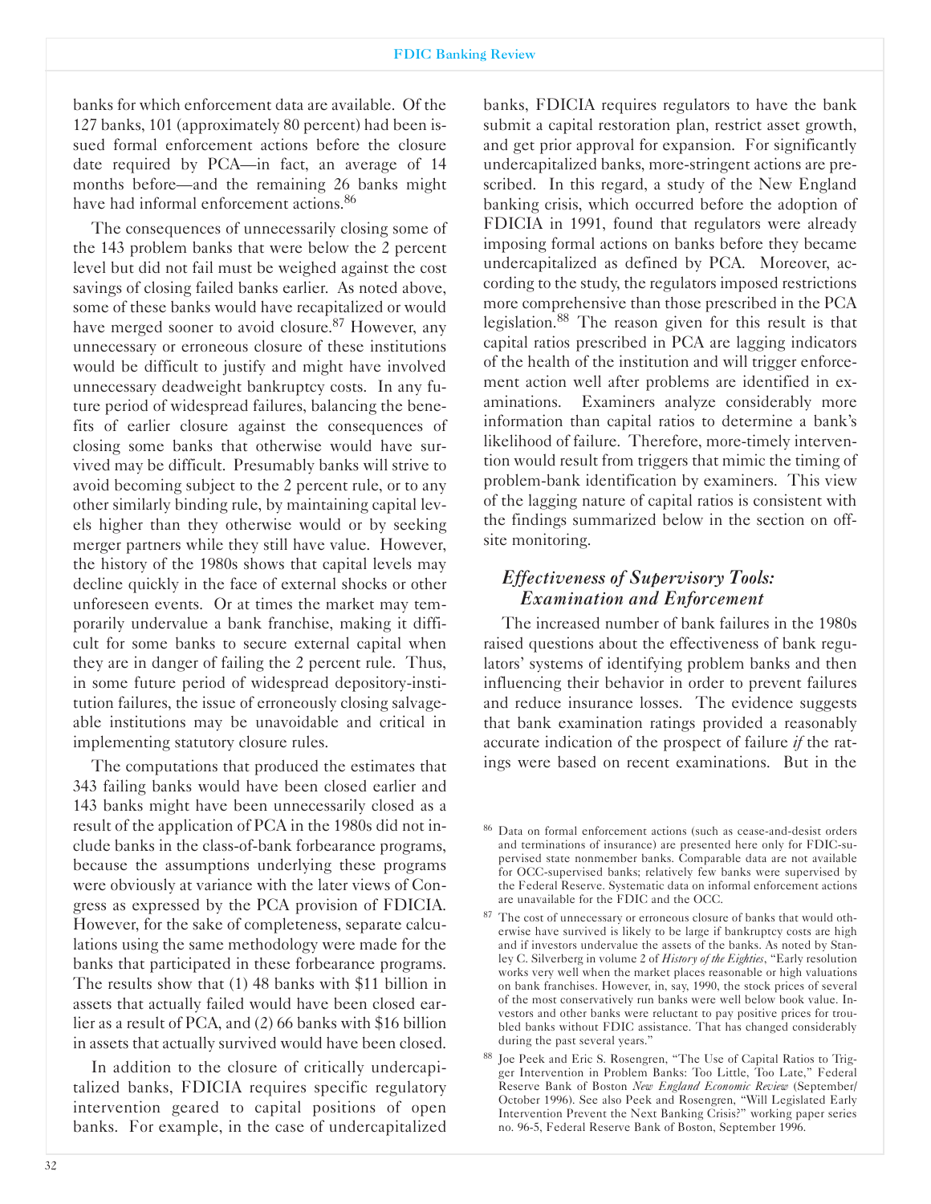banks for which enforcement data are available. Of the 127 banks, 101 (approximately 80 percent) had been issued formal enforcement actions before the closure date required by PCA—in fact, an average of 14 months before—and the remaining 26 banks might have had informal enforcement actions.[86]

The consequences of unnecessarily closing some of the 143 problem banks that were below the 2 percent level but did not fail must be weighed against the cost savings of closing failed banks earlier. As noted above, some of these banks would have recapitalized or would have merged sooner to avoid closure.[87] However, any unnecessary or erroneous closure of these institutions would be difficult to justify and might have involved unnecessary deadweight bankruptcy costs. In any future period of widespread failures, balancing the benefits of earlier closure against the consequences of closing some banks that otherwise would have survived may be difficult. Presumably banks will strive to avoid becoming subject to the 2 percent rule, or to any other similarly binding rule, by maintaining capital levels higher than they otherwise would or by seeking merger partners while they still have value. However, the history of the 1980s shows that capital levels may decline quickly in the face of external shocks or other unforeseen events. Or at times the market may temporarily undervalue a bank franchise, making it difficult for some banks to secure external capital when they are in danger of failing the 2 percent rule. Thus, in some future period of widespread depository-institution failures, the issue of erroneously closing salvageable institutions may be unavoidable and critical in implementing statutory closure rules.

The computations that produced the estimates that 343 failing banks would have been closed earlier and 143 banks might have been unnecessarily closed as a result of the application of PCA in the 1980s did not include banks in the class-of-bank forbearance programs, because the assumptions underlying these programs were obviously at variance with the later views of Congress as expressed by the PCA provision of FDICIA. However, for the sake of completeness, separate calculations using the same methodology were made for the banks that participated in these forbearance programs. The results show that (1) 48 banks with $11 billion in assets that actually failed would have been closed earlier as a result of PCA, and (2) 66 banks with $16 billion in assets that actually survived would have been closed.

In addition to the closure of critically undercapitalized banks, FDICIA requires specific regulatory intervention geared to capital positions of open banks. For example, in the case of undercapitalized banks, FDICIA requires regulators to have the bank submit a capital restoration plan, restrict asset growth, and get prior approval for expansion. For significantly undercapitalized banks, more-stringent actions are prescribed. In this regard, a study of the New England banking crisis, which occurred before the adoption of FDICIA in 1991, found that regulators were already imposing formal actions on banks before they became undercapitalized as defined by PCA. Moreover, according to the study, the regulators imposed restrictions more comprehensive than those prescribed in the PCA legislation.[88] The reason given for this result is that capital ratios prescribed in PCA are lagging indicators of the health of the institution and will trigger enforcement action well after problems are identified in examinations. Examiners analyze considerably more information than capital ratios to determine a bank's likelihood of failure. Therefore, more-timely intervention would result from triggers that mimic the timing of problem-bank identification by examiners. This view of the lagging nature of capital ratios is consistent with the findings summarized below in the section on off-site monitoring.

### *Effectiveness of Supervisory Tools: Examination and Enforcement*

The increased number of bank failures in the 1980s raised questions about the effectiveness of bank regulators' systems of identifying problem banks and then influencing their behavior in order to prevent failures and reduce insurance losses. The evidence suggests that bank examination ratings provided a reasonably accurate indication of the prospect of failure *if* the ratings were based on recent examinations. But in the

---

[86] Data on formal enforcement actions (such as cease-and-desist orders and terminations of insurance) are presented here only for FDIC-supervised state nonmember banks. Comparable data are not available for OCC-supervised banks; relatively few banks were supervised by the Federal Reserve. Systematic data on informal enforcement actions are unavailable for the FDIC and the OCC.

[87] The cost of unnecessary or erroneous closure of banks that would otherwise have survived is likely to be large if bankruptcy costs are high and if investors undervalue the assets of the banks. As noted by Stanley C. Silverberg in volume 2 of *History of the Eighties*, "Early resolution works very well when the market places reasonable or high valuations on bank franchises. However, in, say, 1990, the stock prices of several of the most conservatively run banks were well below book value. Investors and other banks were reluctant to pay positive prices for troubled banks without FDIC assistance. That has changed considerably during the past several years."

[88] Joe Peek and Eric S. Rosengren, "The Use of Capital Ratios to Trigger Intervention in Problem Banks: Too Little, Too Late," Federal Reserve Bank of Boston *New England Economic Review* (September/October 1996). See also Peek and Rosengren, "Will Legislated Early Intervention Prevent the Next Banking Crisis?" working paper series no. 96-5, Federal Reserve Bank of Boston, September 1996.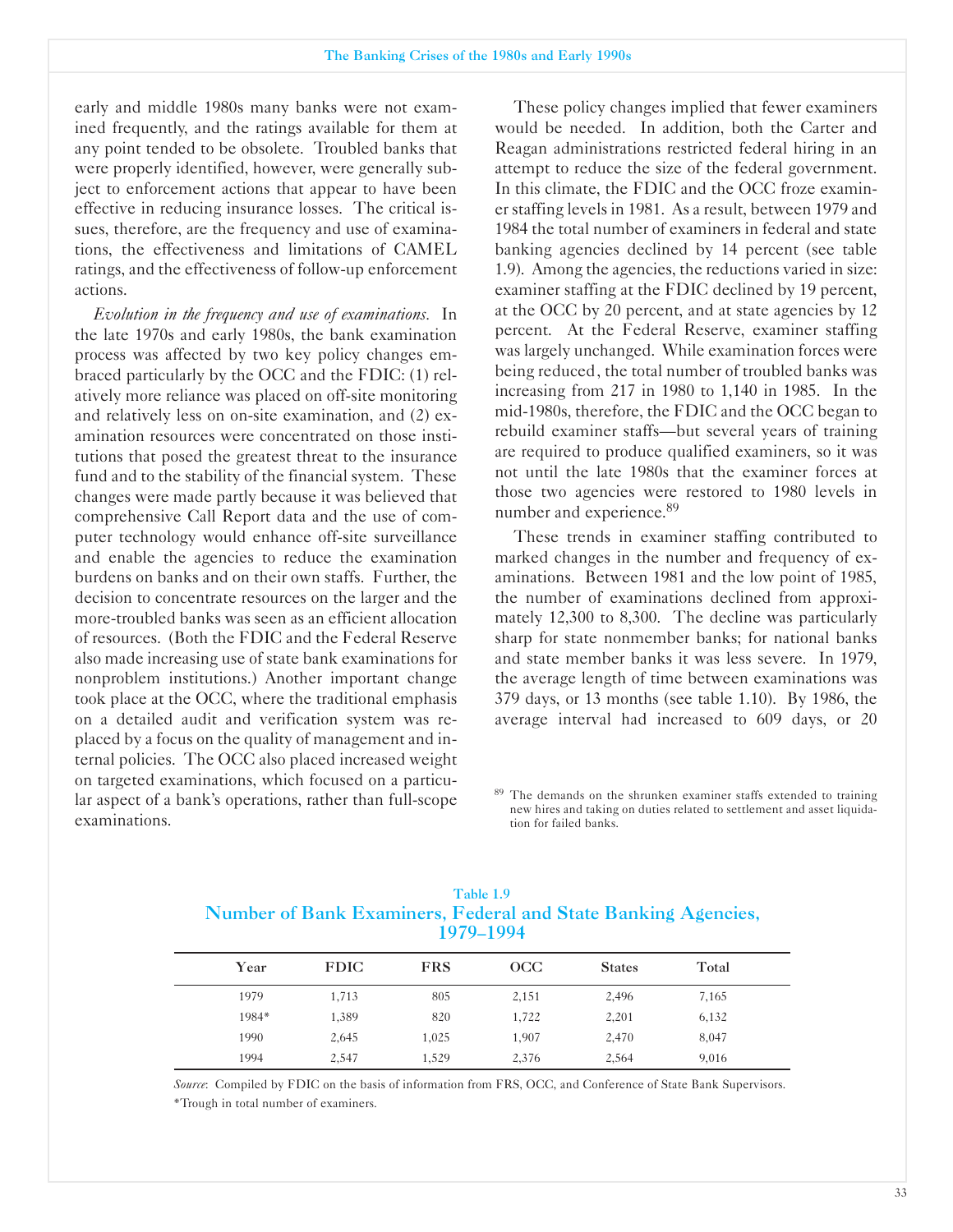early and middle 1980s many banks were not examined frequently, and the ratings available for them at any point tended to be obsolete. Troubled banks that were properly identified, however, were generally subject to enforcement actions that appear to have been effective in reducing insurance losses. The critical issues, therefore, are the frequency and use of examinations, the effectiveness and limitations of CAMEL ratings, and the effectiveness of follow-up enforcement actions.

*Evolution in the frequency and use of examinations.* In the late 1970s and early 1980s, the bank examination process was affected by two key policy changes embraced particularly by the OCC and the FDIC: (1) relatively more reliance was placed on off-site monitoring and relatively less on on-site examination, and (2) examination resources were concentrated on those institutions that posed the greatest threat to the insurance fund and to the stability of the financial system. These changes were made partly because it was believed that comprehensive Call Report data and the use of computer technology would enhance off-site surveillance and enable the agencies to reduce the examination burdens on banks and on their own staffs. Further, the decision to concentrate resources on the larger and the more-troubled banks was seen as an efficient allocation of resources. (Both the FDIC and the Federal Reserve also made increasing use of state bank examinations for nonproblem institutions.) Another important change took place at the OCC, where the traditional emphasis on a detailed audit and verification system was replaced by a focus on the quality of management and internal policies. The OCC also placed increased weight on targeted examinations, which focused on a particular aspect of a bank's operations, rather than full-scope examinations.

These policy changes implied that fewer examiners would be needed. In addition, both the Carter and Reagan administrations restricted federal hiring in an attempt to reduce the size of the federal government. In this climate, the FDIC and the OCC froze examiner staffing levels in 1981. As a result, between 1979 and 1984 the total number of examiners in federal and state banking agencies declined by 14 percent (see table 1.9). Among the agencies, the reductions varied in size: examiner staffing at the FDIC declined by 19 percent, at the OCC by 20 percent, and at state agencies by 12 percent. At the Federal Reserve, examiner staffing was largely unchanged. While examination forces were being reduced, the total number of troubled banks was increasing from 217 in 1980 to 1,140 in 1985. In the mid-1980s, therefore, the FDIC and the OCC began to rebuild examiner staffs—but several years of training are required to produce qualified examiners, so it was not until the late 1980s that the examiner forces at those two agencies were restored to 1980 levels in number and experience.[89]

These trends in examiner staffing contributed to marked changes in the number and frequency of examinations. Between 1981 and the low point of 1985, the number of examinations declined from approximately 12,300 to 8,300. The decline was particularly sharp for state nonmember banks; for national banks and state member banks it was less severe. In 1979, the average length of time between examinations was 379 days, or 13 months (see table 1.10). By 1986, the average interval had increased to 609 days, or 20

[89] The demands on the shrunken examiner staffs extended to training new hires and taking on duties related to settlement and asset liquidation for failed banks.

Table 1.9
**Number of Bank Examiners, Federal and State Banking Agencies, 1979–1994**

| Year | FDIC | FRS | OCC | States | Total |
|---|---|---|---|---|---|
| 1979 | 1,713 | 805 | 2,151 | 2,496 | 7,165 |
| 1984* | 1,389 | 820 | 1,722 | 2,201 | 6,132 |
| 1990 | 2,645 | 1,025 | 1,907 | 2,470 | 8,047 |
| 1994 | 2,547 | 1,529 | 2,376 | 2,564 | 9,016 |

*Source*: Compiled by FDIC on the basis of information from FRS, OCC, and Conference of State Bank Supervisors.
*Trough in total number of examiners.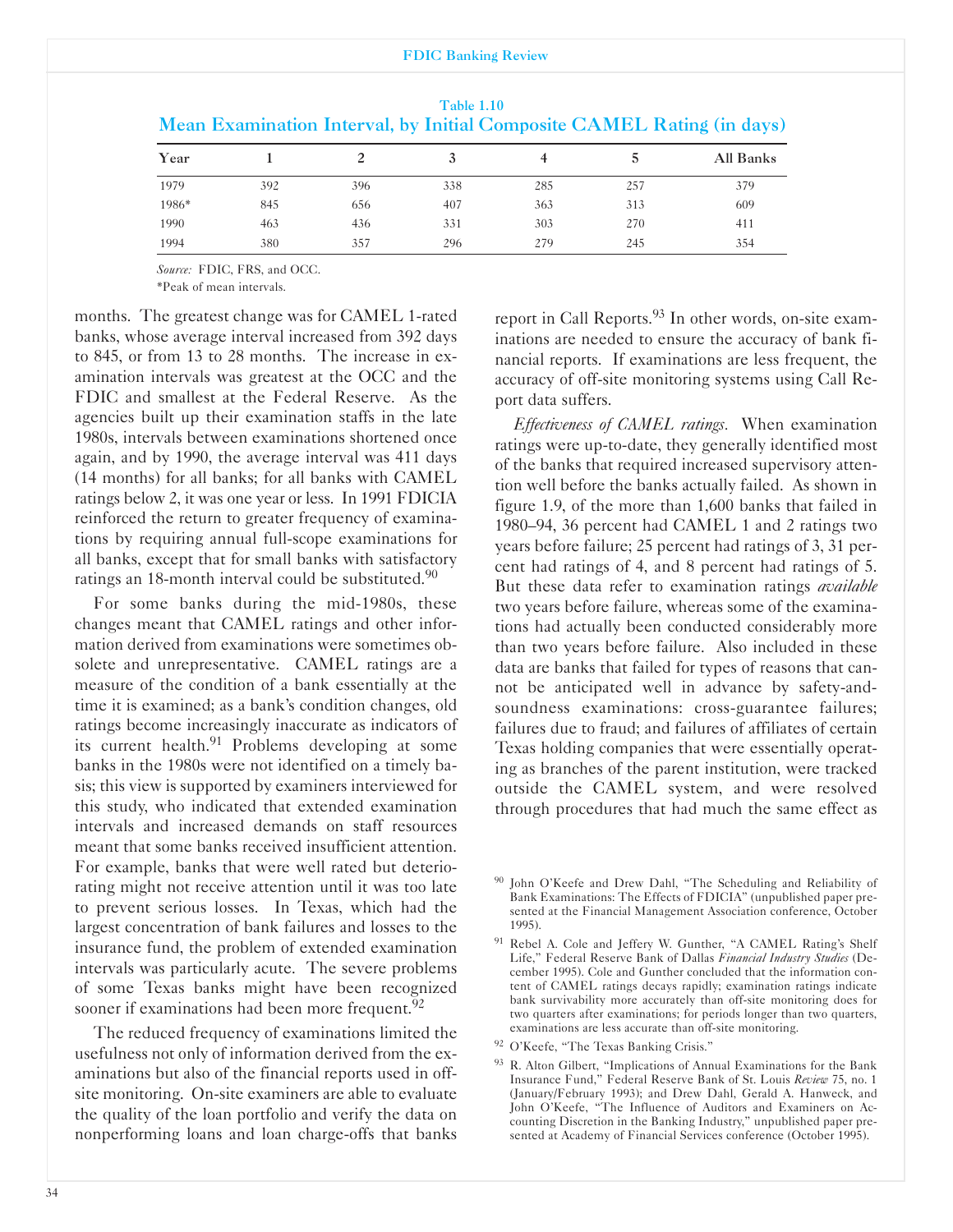Table 1.10

**Mean Examination Interval, by Initial Composite CAMEL Rating (in days)**

| Year | 1 | 2 | 3 | 4 | 5 | All Banks |
|---|---|---|---|---|---|---|
| 1979 | 392 | 396 | 338 | 285 | 257 | 379 |
| 1986* | 845 | 656 | 407 | 363 | 313 | 609 |
| 1990 | 463 | 436 | 331 | 303 | 270 | 411 |
| 1994 | 380 | 357 | 296 | 279 | 245 | 354 |

*Source:* FDIC, FRS, and OCC.
*Peak of mean intervals.

months. The greatest change was for CAMEL 1-rated banks, whose average interval increased from 392 days to 845, or from 13 to 28 months. The increase in examination intervals was greatest at the OCC and the FDIC and smallest at the Federal Reserve. As the agencies built up their examination staffs in the late 1980s, intervals between examinations shortened once again, and by 1990, the average interval was 411 days (14 months) for all banks; for all banks with CAMEL ratings below 2, it was one year or less. In 1991 FDICIA reinforced the return to greater frequency of examinations by requiring annual full-scope examinations for all banks, except that for small banks with satisfactory ratings an 18-month interval could be substituted.[90]

For some banks during the mid-1980s, these changes meant that CAMEL ratings and other information derived from examinations were sometimes obsolete and unrepresentative. CAMEL ratings are a measure of the condition of a bank essentially at the time it is examined; as a bank's condition changes, old ratings become increasingly inaccurate as indicators of its current health.[91] Problems developing at some banks in the 1980s were not identified on a timely basis; this view is supported by examiners interviewed for this study, who indicated that extended examination intervals and increased demands on staff resources meant that some banks received insufficient attention. For example, banks that were well rated but deteriorating might not receive attention until it was too late to prevent serious losses. In Texas, which had the largest concentration of bank failures and losses to the insurance fund, the problem of extended examination intervals was particularly acute. The severe problems of some Texas banks might have been recognized sooner if examinations had been more frequent.[92]

The reduced frequency of examinations limited the usefulness not only of information derived from the examinations but also of the financial reports used in off-site monitoring. On-site examiners are able to evaluate the quality of the loan portfolio and verify the data on nonperforming loans and loan charge-offs that banks report in Call Reports.[93] In other words, on-site examinations are needed to ensure the accuracy of bank financial reports. If examinations are less frequent, the accuracy of off-site monitoring systems using Call Report data suffers.

*Effectiveness of CAMEL ratings.* When examination ratings were up-to-date, they generally identified most of the banks that required increased supervisory attention well before the banks actually failed. As shown in figure 1.9, of the more than 1,600 banks that failed in 1980–94, 36 percent had CAMEL 1 and 2 ratings two years before failure; 25 percent had ratings of 3, 31 percent had ratings of 4, and 8 percent had ratings of 5. But these data refer to examination ratings *available* two years before failure, whereas some of the examinations had actually been conducted considerably more than two years before failure. Also included in these data are banks that failed for types of reasons that cannot be anticipated well in advance by safety-and-soundness examinations: cross-guarantee failures; failures due to fraud; and failures of affiliates of certain Texas holding companies that were essentially operating as branches of the parent institution, were tracked outside the CAMEL system, and were resolved through procedures that had much the same effect as

---

[90] John O'Keefe and Drew Dahl, "The Scheduling and Reliability of Bank Examinations: The Effects of FDICIA" (unpublished paper presented at the Financial Management Association conference, October 1995).

[91] Rebel A. Cole and Jeffery W. Gunther, "A CAMEL Rating's Shelf Life," Federal Reserve Bank of Dallas *Financial Industry Studies* (December 1995). Cole and Gunther concluded that the information content of CAMEL ratings decays rapidly; examination ratings indicate bank survivability more accurately than off-site monitoring does for two quarters after examinations; for periods longer than two quarters, examinations are less accurate than off-site monitoring.

[92] O'Keefe, "The Texas Banking Crisis."

[93] R. Alton Gilbert, "Implications of Annual Examinations for the Bank Insurance Fund," Federal Reserve Bank of St. Louis *Review* 75, no. 1 (January/February 1993); and Drew Dahl, Gerald A. Hanweck, and John O'Keefe, "The Influence of Auditors and Examiners on Accounting Discretion in the Banking Industry," unpublished paper presented at Academy of Financial Services conference (October 1995).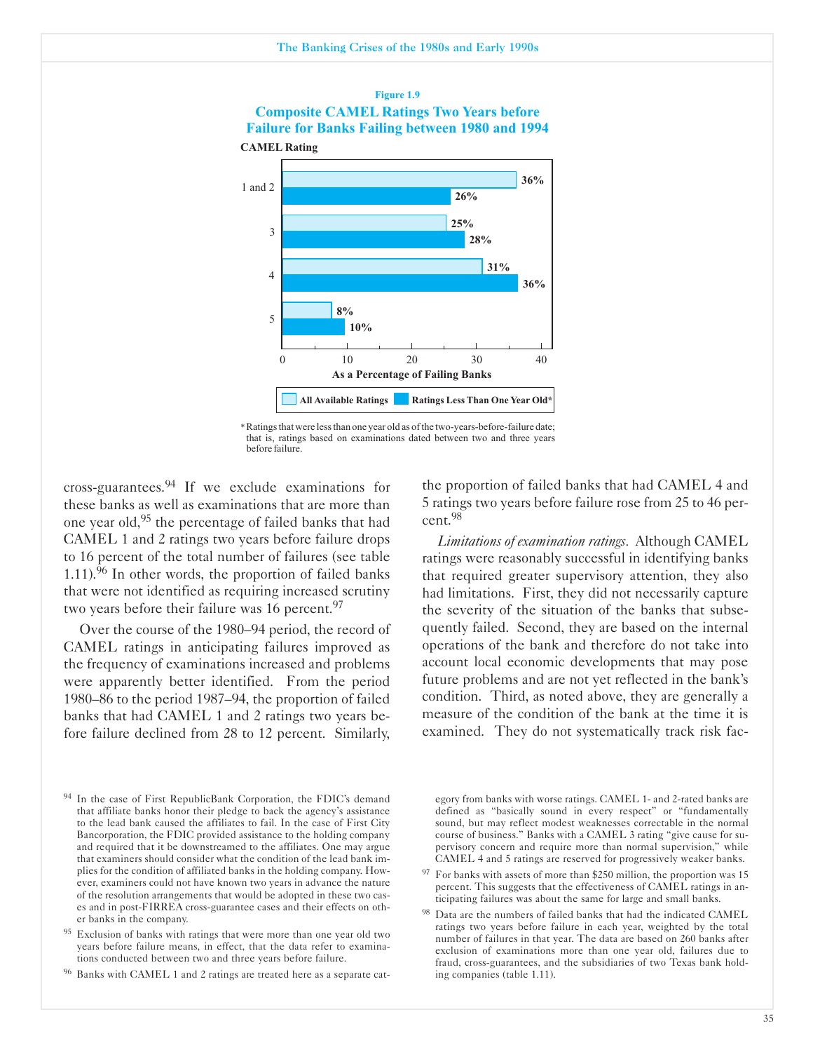**Figure 1.9**

**Composite CAMEL Ratings Two Years before Failure for Banks Failing between 1980 and 1994**

| CAMEL Rating | All Available Ratings | Ratings Less Than One Year Old* |
|---|---|---|
| 1 and 2 | 36% | 26% |
| 3 | 25% | 28% |
| 4 | 31% | 36% |
| 5 | 8% | 10% |

As a Percentage of Failing Banks

\* Ratings that were less than one year old as of the two-years-before-failure date; that is, ratings based on examinations dated between two and three years before failure.

cross-guarantees.[94] If we exclude examinations for these banks as well as examinations that are more than one year old,[95] the percentage of failed banks that had CAMEL 1 and 2 ratings two years before failure drops to 16 percent of the total number of failures (see table 1.11).[96] In other words, the proportion of failed banks that were not identified as requiring increased scrutiny two years before their failure was 16 percent.[97]

Over the course of the 1980–94 period, the record of CAMEL ratings in anticipating failures improved as the frequency of examinations increased and problems were apparently better identified. From the period 1980–86 to the period 1987–94, the proportion of failed banks that had CAMEL 1 and 2 ratings two years before failure declined from 28 to 12 percent. Similarly, the proportion of failed banks that had CAMEL 4 and 5 ratings two years before failure rose from 25 to 46 percent.[98]

*Limitations of examination ratings*. Although CAMEL ratings were reasonably successful in identifying banks that required greater supervisory attention, they also had limitations. First, they did not necessarily capture the severity of the situation of the banks that subsequently failed. Second, they are based on the internal operations of the bank and therefore do not take into account local economic developments that may pose future problems and are not yet reflected in the bank's condition. Third, as noted above, they are generally a measure of the condition of the bank at the time it is examined. They do not systematically track risk fac-

---

[94] In the case of First RepublicBank Corporation, the FDIC's demand that affiliate banks honor their pledge to back the agency's assistance to the lead bank caused the affiliates to fail. In the case of First City Bancorporation, the FDIC provided assistance to the holding company and required that it be downstreamed to the affiliates. One may argue that examiners should consider what the condition of the lead bank implies for the condition of affiliated banks in the holding company. However, examiners could not have known two years in advance the nature of the resolution arrangements that would be adopted in these two cases and in post-FIRREA cross-guarantee cases and their effects on other banks in the company.

[95] Exclusion of banks with ratings that were more than one year old two years before failure means, in effect, that the data refer to examinations conducted between two and three years before failure.

[96] Banks with CAMEL 1 and 2 ratings are treated here as a separate category from banks with worse ratings. CAMEL 1- and 2-rated banks are defined as "basically sound in every respect" or "fundamentally sound, but may reflect modest weaknesses correctable in the normal course of business." Banks with a CAMEL 3 rating "give cause for supervisory concern and require more than normal supervision," while CAMEL 4 and 5 ratings are reserved for progressively weaker banks.

[97] For banks with assets of more than $250 million, the proportion was 15 percent. This suggests that the effectiveness of CAMEL ratings in anticipating failures was about the same for large and small banks.

[98] Data are the numbers of failed banks that had the indicated CAMEL ratings two years before failure in each year, weighted by the total number of failures in that year. The data are based on 260 banks after exclusion of examinations more than one year old, failures due to fraud, cross-guarantees, and the subsidiaries of two Texas bank holding companies (table 1.11).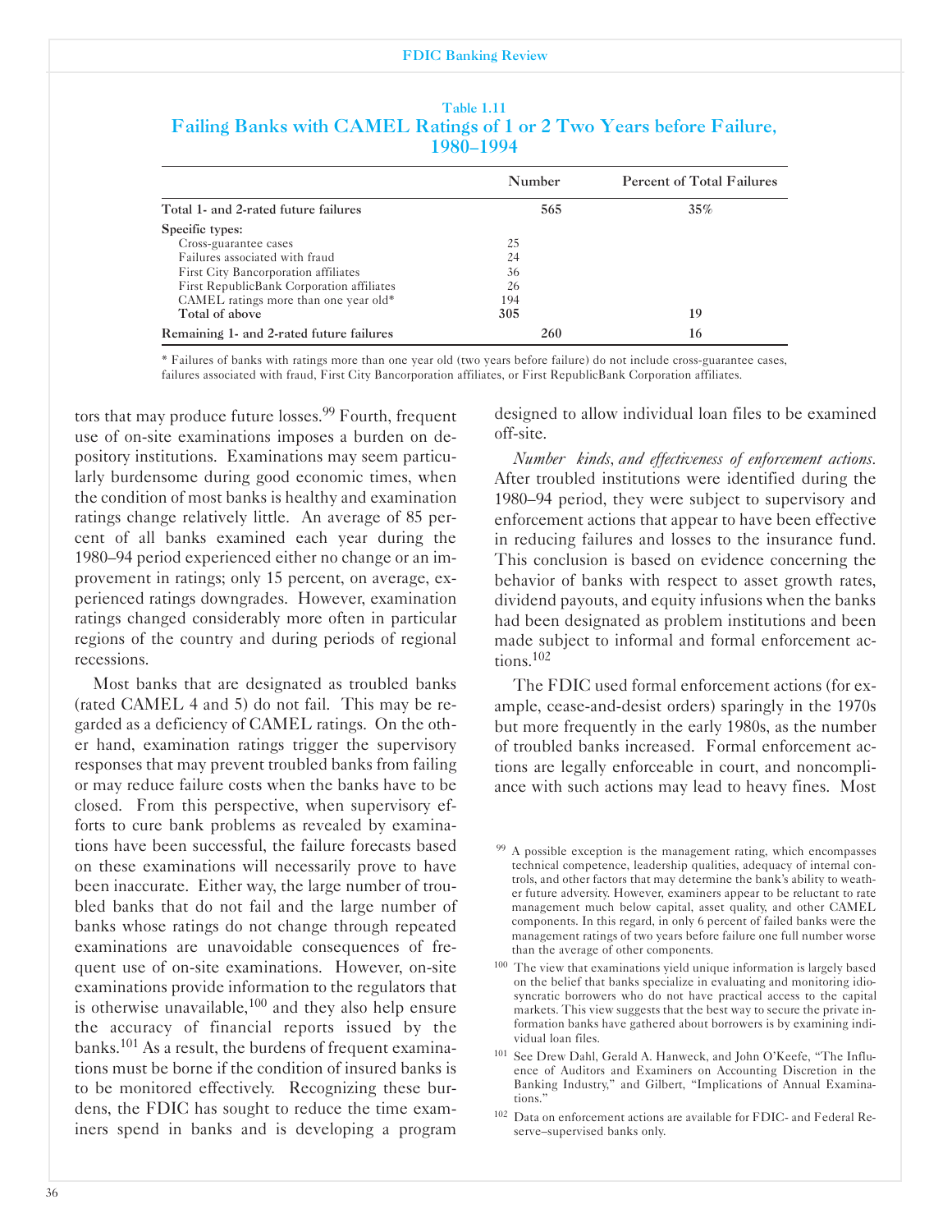Table 1.11

**Failing Banks with CAMEL Ratings of 1 or 2 Two Years before Failure, 1980–1994**

| | Number | Percent of Total Failures |
|---|---|---|
| **Total 1- and 2-rated future failures** | **565** | **35%** |
| **Specific types:** | | |
| Cross-guarantee cases | 25 | |
| Failures associated with fraud | 24 | |
| First City Bancorporation affiliates | 36 | |
| First RepublicBank Corporation affiliates | 26 | |
| CAMEL ratings more than one year old* | 194 | |
| **Total of above** | **305** | **19** |
| **Remaining 1- and 2-rated future failures** | **260** | **16** |

\* Failures of banks with ratings more than one year old (two years before failure) do not include cross-guarantee cases, failures associated with fraud, First City Bancorporation affiliates, or First RepublicBank Corporation affiliates.

tors that may produce future losses.[99] Fourth, frequent use of on-site examinations imposes a burden on depository institutions. Examinations may seem particularly burdensome during good economic times, when the condition of most banks is healthy and examination ratings change relatively little. An average of 85 percent of all banks examined each year during the 1980–94 period experienced either no change or an improvement in ratings; only 15 percent, on average, experienced ratings downgrades. However, examination ratings changed considerably more often in particular regions of the country and during periods of regional recessions.

Most banks that are designated as troubled banks (rated CAMEL 4 and 5) do not fail. This may be regarded as a deficiency of CAMEL ratings. On the other hand, examination ratings trigger the supervisory responses that may prevent troubled banks from failing or may reduce failure costs when the banks have to be closed. From this perspective, when supervisory efforts to cure bank problems as revealed by examinations have been successful, the failure forecasts based on these examinations will necessarily prove to have been inaccurate. Either way, the large number of troubled banks that do not fail and the large number of banks whose ratings do not change through repeated examinations are unavoidable consequences of frequent use of on-site examinations. However, on-site examinations provide information to the regulators that is otherwise unavailable,[100] and they also help ensure the accuracy of financial reports issued by the banks.[101] As a result, the burdens of frequent examinations must be borne if the condition of insured banks is to be monitored effectively. Recognizing these burdens, the FDIC has sought to reduce the time examiners spend in banks and is developing a program designed to allow individual loan files to be examined off-site.

*Number kinds, and effectiveness of enforcement actions.* After troubled institutions were identified during the 1980–94 period, they were subject to supervisory and enforcement actions that appear to have been effective in reducing failures and losses to the insurance fund. This conclusion is based on evidence concerning the behavior of banks with respect to asset growth rates, dividend payouts, and equity infusions when the banks had been designated as problem institutions and been made subject to informal and formal enforcement actions.[102]

The FDIC used formal enforcement actions (for example, cease-and-desist orders) sparingly in the 1970s but more frequently in the early 1980s, as the number of troubled banks increased. Formal enforcement actions are legally enforceable in court, and noncompliance with such actions may lead to heavy fines. Most

[99] A possible exception is the management rating, which encompasses technical competence, leadership qualities, adequacy of internal controls, and other factors that may determine the bank's ability to weather future adversity. However, examiners appear to be reluctant to rate management much below capital, asset quality, and other CAMEL components. In this regard, in only 6 percent of failed banks were the management ratings of two years before failure one full number worse than the average of other components.

[100] The view that examinations yield unique information is largely based on the belief that banks specialize in evaluating and monitoring idiosyncratic borrowers who do not have practical access to the capital markets. This view suggests that the best way to secure the private information banks have gathered about borrowers is by examining individual loan files.

[101] See Drew Dahl, Gerald A. Hanweck, and John O'Keefe, "The Influence of Auditors and Examiners on Accounting Discretion in the Banking Industry," and Gilbert, "Implications of Annual Examinations."

[102] Data on enforcement actions are available for FDIC- and Federal Reserve–supervised banks only.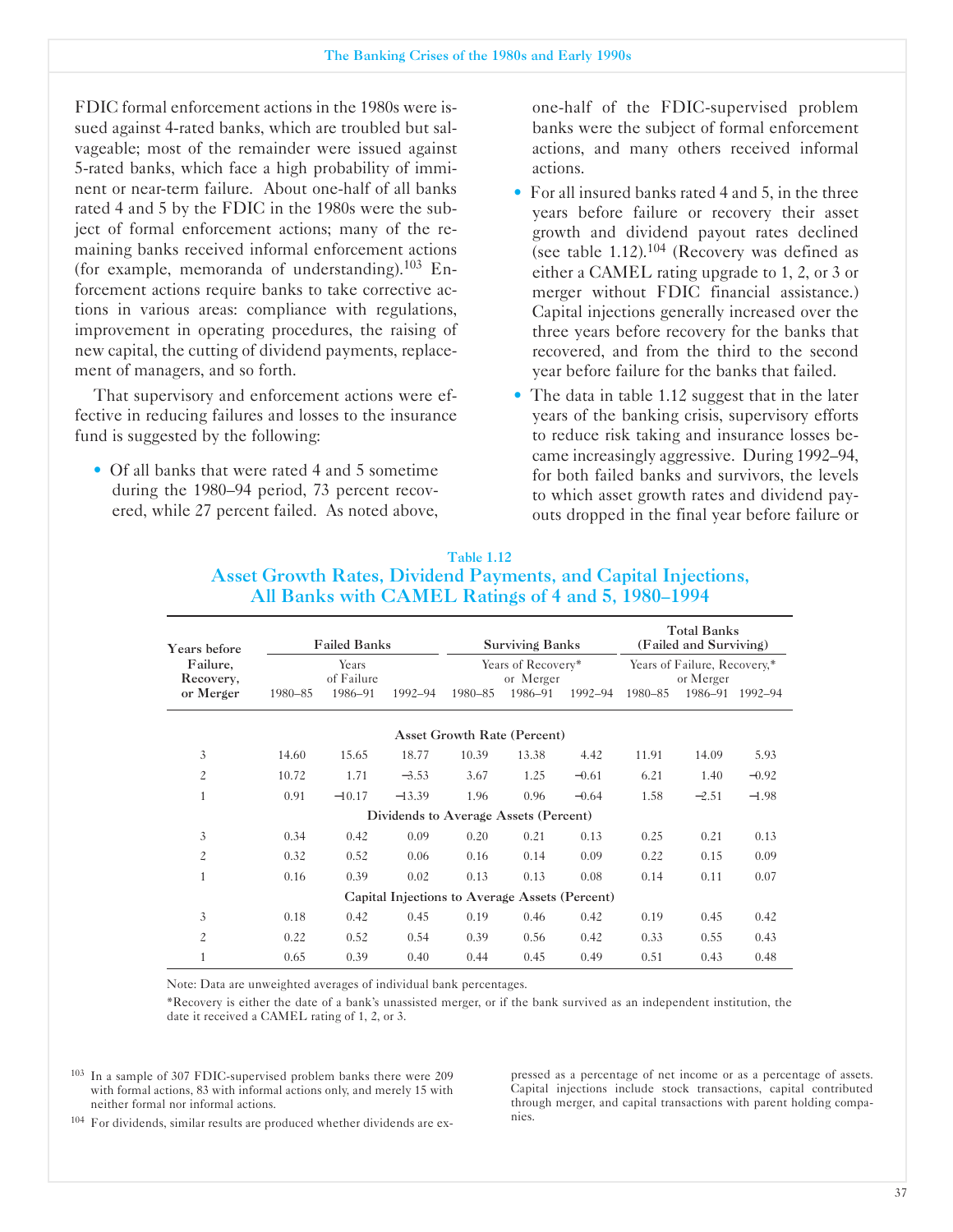FDIC formal enforcement actions in the 1980s were issued against 4-rated banks, which are troubled but salvageable; most of the remainder were issued against 5-rated banks, which face a high probability of imminent or near-term failure. About one-half of all banks rated 4 and 5 by the FDIC in the 1980s were the subject of formal enforcement actions; many of the remaining banks received informal enforcement actions (for example, memoranda of understanding).[103] Enforcement actions require banks to take corrective actions in various areas: compliance with regulations, improvement in operating procedures, the raising of new capital, the cutting of dividend payments, replacement of managers, and so forth.

That supervisory and enforcement actions were effective in reducing failures and losses to the insurance fund is suggested by the following:

- Of all banks that were rated 4 and 5 sometime during the 1980–94 period, 73 percent recovered, while 27 percent failed. As noted above, one-half of the FDIC-supervised problem banks were the subject of formal enforcement actions, and many others received informal actions.
- For all insured banks rated 4 and 5, in the three years before failure or recovery their asset growth and dividend payout rates declined (see table 1.12).[104] (Recovery was defined as either a CAMEL rating upgrade to 1, 2, or 3 or merger without FDIC financial assistance.) Capital injections generally increased over the three years before recovery for the banks that recovered, and from the third to the second year before failure for the banks that failed.
- The data in table 1.12 suggest that in the later years of the banking crisis, supervisory efforts to reduce risk taking and insurance losses became increasingly aggressive. During 1992–94, for both failed banks and survivors, the levels to which asset growth rates and dividend payouts dropped in the final year before failure or

Table 1.12

**Asset Growth Rates, Dividend Payments, and Capital Injections, All Banks with CAMEL Ratings of 4 and 5, 1980–1994**

| Years before Failure, Recovery, or Merger | Failed Banks | | | Surviving Banks | | | Total Banks (Failed and Surviving) | | |
|---|---|---|---|---|---|---|---|---|---|
| | Years of Failure | | | Years of Recovery* or Merger | | | Years of Failure, Recovery,* or Merger | | |
| | 1980–85 | 1986–91 | 1992–94 | 1980–85 | 1986–91 | 1992–94 | 1980–85 | 1986–91 | 1992–94 |
| **Asset Growth Rate (Percent)** | | | | | | | | | |
| 3 | 14.60 | 15.65 | 18.77 | 10.39 | 13.38 | 4.42 | 11.91 | 14.09 | 5.93 |
| 2 | 10.72 | 1.71 | –3.53 | 3.67 | 1.25 | –0.61 | 6.21 | 1.40 | –0.92 |
| 1 | 0.91 | –10.17 | –13.39 | 1.96 | 0.96 | –0.64 | 1.58 | –2.51 | –1.98 |
| **Dividends to Average Assets (Percent)** | | | | | | | | | |
| 3 | 0.34 | 0.42 | 0.09 | 0.20 | 0.21 | 0.13 | 0.25 | 0.21 | 0.13 |
| 2 | 0.32 | 0.52 | 0.06 | 0.16 | 0.14 | 0.09 | 0.22 | 0.15 | 0.09 |
| 1 | 0.16 | 0.39 | 0.02 | 0.13 | 0.13 | 0.08 | 0.14 | 0.11 | 0.07 |
| **Capital Injections to Average Assets (Percent)** | | | | | | | | | |
| 3 | 0.18 | 0.42 | 0.45 | 0.19 | 0.46 | 0.42 | 0.19 | 0.45 | 0.42 |
| 2 | 0.22 | 0.52 | 0.54 | 0.39 | 0.56 | 0.42 | 0.33 | 0.55 | 0.43 |
| 1 | 0.65 | 0.39 | 0.40 | 0.44 | 0.45 | 0.49 | 0.51 | 0.43 | 0.48 |

Note: Data are unweighted averages of individual bank percentages.

*Recovery is either the date of a bank's unassisted merger, or if the bank survived as an independent institution, the date it received a CAMEL rating of 1, 2, or 3.

[103] In a sample of 307 FDIC-supervised problem banks there were 209 with formal actions, 83 with informal actions only, and merely 15 with neither formal nor informal actions.

[104] For dividends, similar results are produced whether dividends are expressed as a percentage of net income or as a percentage of assets. Capital injections include stock transactions, capital contributed through merger, and capital transactions with parent holding companies.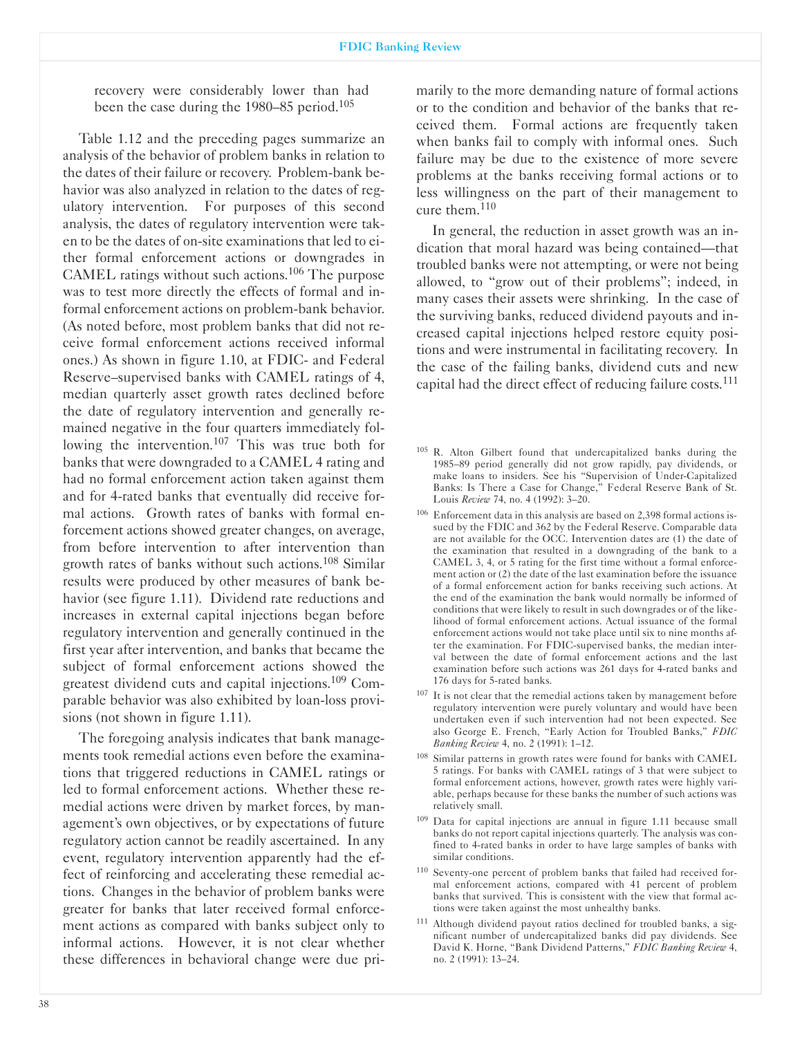recovery were considerably lower than had been the case during the 1980–85 period.[105]

Table 1.12 and the preceding pages summarize an analysis of the behavior of problem banks in relation to the dates of their failure or recovery. Problem-bank behavior was also analyzed in relation to the dates of regulatory intervention. For purposes of this second analysis, the dates of regulatory intervention were taken to be the dates of on-site examinations that led to either formal enforcement actions or downgrades in CAMEL ratings without such actions.[106] The purpose was to test more directly the effects of formal and informal enforcement actions on problem-bank behavior. (As noted before, most problem banks that did not receive formal enforcement actions received informal ones.) As shown in figure 1.10, at FDIC- and Federal Reserve–supervised banks with CAMEL ratings of 4, median quarterly asset growth rates declined before the date of regulatory intervention and generally remained negative in the four quarters immediately following the intervention.[107] This was true both for banks that were downgraded to a CAMEL 4 rating and had no formal enforcement action taken against them and for 4-rated banks that eventually did receive formal actions. Growth rates of banks with formal enforcement actions showed greater changes, on average, from before intervention to after intervention than growth rates of banks without such actions.[108] Similar results were produced by other measures of bank behavior (see figure 1.11). Dividend rate reductions and increases in external capital injections began before regulatory intervention and generally continued in the first year after intervention, and banks that became the subject of formal enforcement actions showed the greatest dividend cuts and capital injections.[109] Comparable behavior was also exhibited by loan-loss provisions (not shown in figure 1.11).

The foregoing analysis indicates that bank managements took remedial actions even before the examinations that triggered reductions in CAMEL ratings or led to formal enforcement actions. Whether these remedial actions were driven by market forces, by management's own objectives, or by expectations of future regulatory action cannot be readily ascertained. In any event, regulatory intervention apparently had the effect of reinforcing and accelerating these remedial actions. Changes in the behavior of problem banks were greater for banks that later received formal enforcement actions as compared with banks subject only to informal actions. However, it is not clear whether these differences in behavioral change were due primarily to the more demanding nature of formal actions or to the condition and behavior of the banks that received them. Formal actions are frequently taken when banks fail to comply with informal ones. Such failure may be due to the existence of more severe problems at the banks receiving formal actions or to less willingness on the part of their management to cure them.[110]

In general, the reduction in asset growth was an indication that moral hazard was being contained—that troubled banks were not attempting, or were not being allowed, to "grow out of their problems"; indeed, in many cases their assets were shrinking. In the case of the surviving banks, reduced dividend payouts and increased capital injections helped restore equity positions and were instrumental in facilitating recovery. In the case of the failing banks, dividend cuts and new capital had the direct effect of reducing failure costs.[111]

---

[105] R. Alton Gilbert found that undercapitalized banks during the 1985–89 period generally did not grow rapidly, pay dividends, or make loans to insiders. See his "Supervision of Under-Capitalized Banks: Is There a Case for Change," Federal Reserve Bank of St. Louis *Review* 74, no. 4 (1992): 3–20.

[106] Enforcement data in this analysis are based on 2,398 formal actions issued by the FDIC and 362 by the Federal Reserve. Comparable data are not available for the OCC. Intervention dates are (1) the date of the examination that resulted in a downgrading of the bank to a CAMEL 3, 4, or 5 rating for the first time without a formal enforcement action or (2) the date of the last examination before the issuance of a formal enforcement action for banks receiving such actions. At the end of the examination the bank would normally be informed of conditions that were likely to result in such downgrades or of the likelihood of formal enforcement actions. Actual issuance of the formal enforcement actions would not take place until six to nine months after the examination. For FDIC-supervised banks, the median interval between the date of formal enforcement actions and the last examination before such actions was 261 days for 4-rated banks and 176 days for 5-rated banks.

[107] It is not clear that the remedial actions taken by management before regulatory intervention were purely voluntary and would have been undertaken even if such intervention had not been expected. See also George E. French, "Early Action for Troubled Banks," *FDIC Banking Review* 4, no. 2 (1991): 1–12.

[108] Similar patterns in growth rates were found for banks with CAMEL 5 ratings. For banks with CAMEL ratings of 3 that were subject to formal enforcement actions, however, growth rates were highly variable, perhaps because for these banks the number of such actions was relatively small.

[109] Data for capital injections are annual in figure 1.11 because small banks do not report capital injections quarterly. The analysis was confined to 4-rated banks in order to have large samples of banks with similar conditions.

[110] Seventy-one percent of problem banks that failed had received formal enforcement actions, compared with 41 percent of problem banks that survived. This is consistent with the view that formal actions were taken against the most unhealthy banks.

[111] Although dividend payout ratios declined for troubled banks, a significant number of undercapitalized banks did pay dividends. See David K. Horne, "Bank Dividend Patterns," *FDIC Banking Review* 4, no. 2 (1991): 13–24.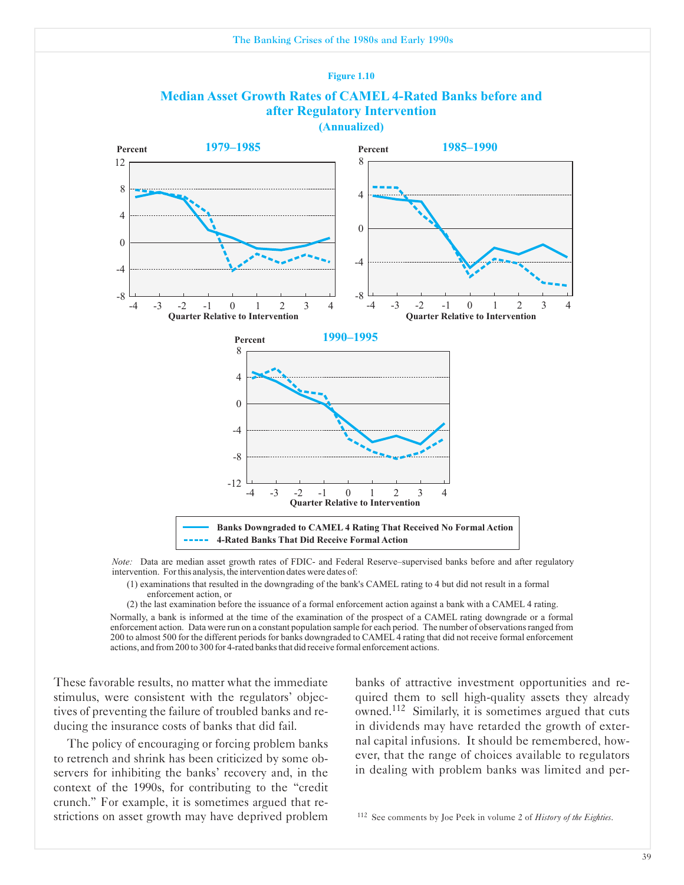Figure 1.10

**Median Asset Growth Rates of CAMEL 4-Rated Banks before and after Regulatory Intervention**

**(Annualized)**

*Note:* Data are median asset growth rates of FDIC- and Federal Reserve–supervised banks before and after regulatory intervention. For this analysis, the intervention dates were dates of:

(1) examinations that resulted in the downgrading of the bank's CAMEL rating to 4 but did not result in a formal enforcement action, or

(2) the last examination before the issuance of a formal enforcement action against a bank with a CAMEL 4 rating.

Normally, a bank is informed at the time of the examination of the prospect of a CAMEL rating downgrade or a formal enforcement action. Data were run on a constant population sample for each period. The number of observations ranged from 200 to almost 500 for the different periods for banks downgraded to CAMEL 4 rating that did not receive formal enforcement actions, and from 200 to 300 for 4-rated banks that did receive formal enforcement actions.

These favorable results, no matter what the immediate stimulus, were consistent with the regulators' objectives of preventing the failure of troubled banks and reducing the insurance costs of banks that did fail.

The policy of encouraging or forcing problem banks to retrench and shrink has been criticized by some observers for inhibiting the banks' recovery and, in the context of the 1990s, for contributing to the "credit crunch." For example, it is sometimes argued that restrictions on asset growth may have deprived problem banks of attractive investment opportunities and required them to sell high-quality assets they already owned.[112] Similarly, it is sometimes argued that cuts in dividends may have retarded the growth of external capital infusions. It should be remembered, however, that the range of choices available to regulators in dealing with problem banks was limited and per-

[112] See comments by Joe Peek in volume 2 of *History of the Eighties*.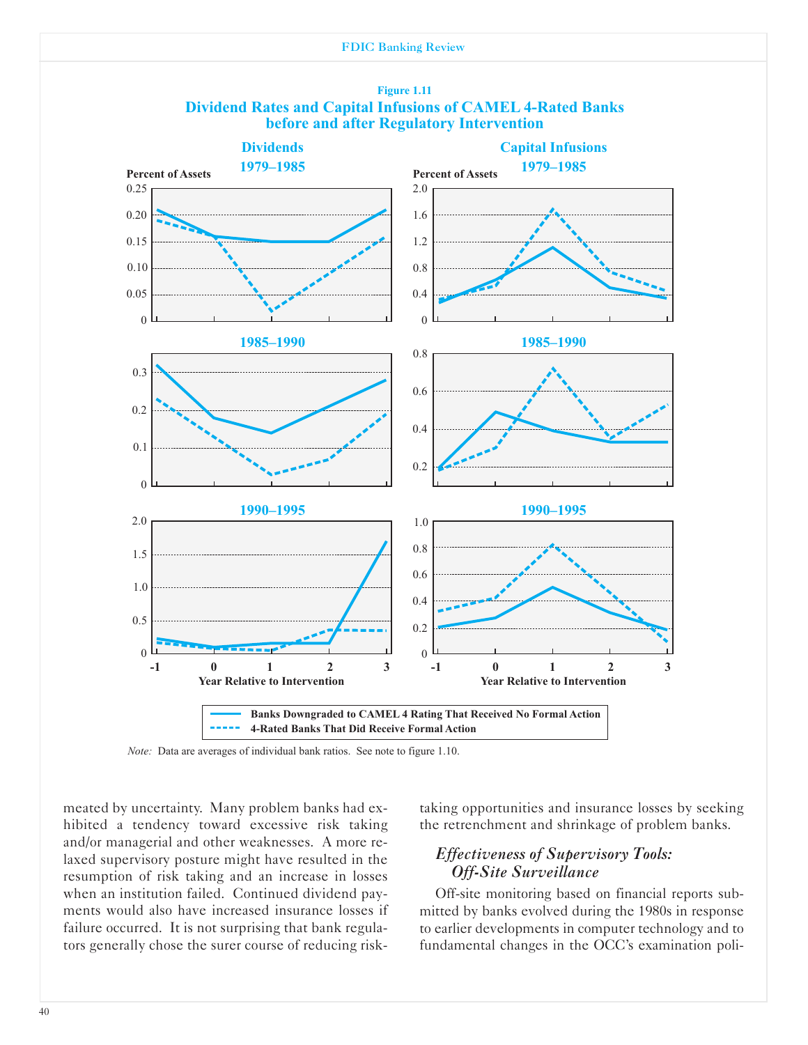**Figure 1.11**
**Dividend Rates and Capital Infusions of CAMEL 4-Rated Banks before and after Regulatory Intervention**

Note: Data are averages of individual bank ratios. See note to figure 1.10.

meated by uncertainty. Many problem banks had exhibited a tendency toward excessive risk taking and/or managerial and other weaknesses. A more relaxed supervisory posture might have resulted in the resumption of risk taking and an increase in losses when an institution failed. Continued dividend payments would also have increased insurance losses if failure occurred. It is not surprising that bank regulators generally chose the surer course of reducing risk-taking opportunities and insurance losses by seeking the retrenchment and shrinkage of problem banks.

### *Effectiveness of Supervisory Tools: Off-Site Surveillance*

Off-site monitoring based on financial reports submitted by banks evolved during the 1980s in response to earlier developments in computer technology and to fundamental changes in the OCC's examination poli-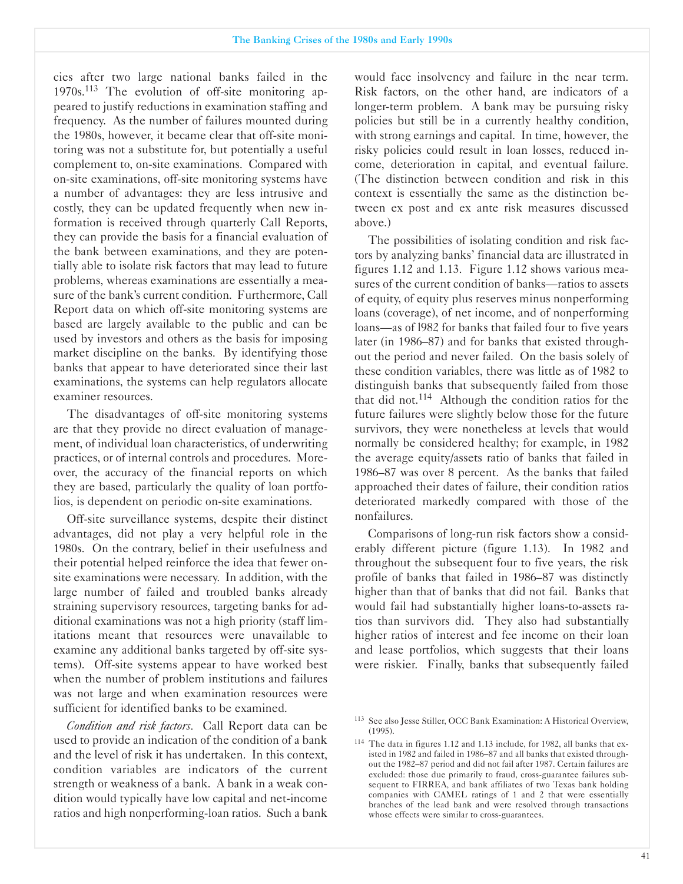cies after two large national banks failed in the 1970s.[113] The evolution of off-site monitoring appeared to justify reductions in examination staffing and frequency. As the number of failures mounted during the 1980s, however, it became clear that off-site monitoring was not a substitute for, but potentially a useful complement to, on-site examinations. Compared with on-site examinations, off-site monitoring systems have a number of advantages: they are less intrusive and costly, they can be updated frequently when new information is received through quarterly Call Reports, they can provide the basis for a financial evaluation of the bank between examinations, and they are potentially able to isolate risk factors that may lead to future problems, whereas examinations are essentially a measure of the bank's current condition. Furthermore, Call Report data on which off-site monitoring systems are based are largely available to the public and can be used by investors and others as the basis for imposing market discipline on the banks. By identifying those banks that appear to have deteriorated since their last examinations, the systems can help regulators allocate examiner resources.

The disadvantages of off-site monitoring systems are that they provide no direct evaluation of management, of individual loan characteristics, of underwriting practices, or of internal controls and procedures. Moreover, the accuracy of the financial reports on which they are based, particularly the quality of loan portfolios, is dependent on periodic on-site examinations.

Off-site surveillance systems, despite their distinct advantages, did not play a very helpful role in the 1980s. On the contrary, belief in their usefulness and their potential helped reinforce the idea that fewer on-site examinations were necessary. In addition, with the large number of failed and troubled banks already straining supervisory resources, targeting banks for additional examinations was not a high priority (staff limitations meant that resources were unavailable to examine any additional banks targeted by off-site systems). Off-site systems appear to have worked best when the number of problem institutions and failures was not large and when examination resources were sufficient for identified banks to be examined.

*Condition and risk factors.* Call Report data can be used to provide an indication of the condition of a bank and the level of risk it has undertaken. In this context, condition variables are indicators of the current strength or weakness of a bank. A bank in a weak condition would typically have low capital and net-income ratios and high nonperforming-loan ratios. Such a bank would face insolvency and failure in the near term. Risk factors, on the other hand, are indicators of a longer-term problem. A bank may be pursuing risky policies but still be in a currently healthy condition, with strong earnings and capital. In time, however, the risky policies could result in loan losses, reduced income, deterioration in capital, and eventual failure. (The distinction between condition and risk in this context is essentially the same as the distinction between ex post and ex ante risk measures discussed above.)

The possibilities of isolating condition and risk factors by analyzing banks' financial data are illustrated in figures 1.12 and 1.13. Figure 1.12 shows various measures of the current condition of banks—ratios to assets of equity, of equity plus reserves minus nonperforming loans (coverage), of net income, and of nonperforming loans—as of 1982 for banks that failed four to five years later (in 1986–87) and for banks that existed throughout the period and never failed. On the basis solely of these condition variables, there was little as of 1982 to distinguish banks that subsequently failed from those that did not.[114] Although the condition ratios for the future failures were slightly below those for the future survivors, they were nonetheless at levels that would normally be considered healthy; for example, in 1982 the average equity/assets ratio of banks that failed in 1986–87 was over 8 percent. As the banks that failed approached their dates of failure, their condition ratios deteriorated markedly compared with those of the nonfailures.

Comparisons of long-run risk factors show a considerably different picture (figure 1.13). In 1982 and throughout the subsequent four to five years, the risk profile of banks that failed in 1986–87 was distinctly higher than that of banks that did not fail. Banks that would fail had substantially higher loans-to-assets ratios than survivors did. They also had substantially higher ratios of interest and fee income on their loan and lease portfolios, which suggests that their loans were riskier. Finally, banks that subsequently failed

---

[113] See also Jesse Stiller, OCC Bank Examination: A Historical Overview, (1995).

[114] The data in figures 1.12 and 1.13 include, for 1982, all banks that existed in 1982 and failed in 1986–87 and all banks that existed throughout the 1982–87 period and did not fail after 1987. Certain failures are excluded: those due primarily to fraud, cross-guarantee failures subsequent to FIRREA, and bank affiliates of two Texas bank holding companies with CAMEL ratings of 1 and 2 that were essentially branches of the lead bank and were resolved through transactions whose effects were similar to cross-guarantees.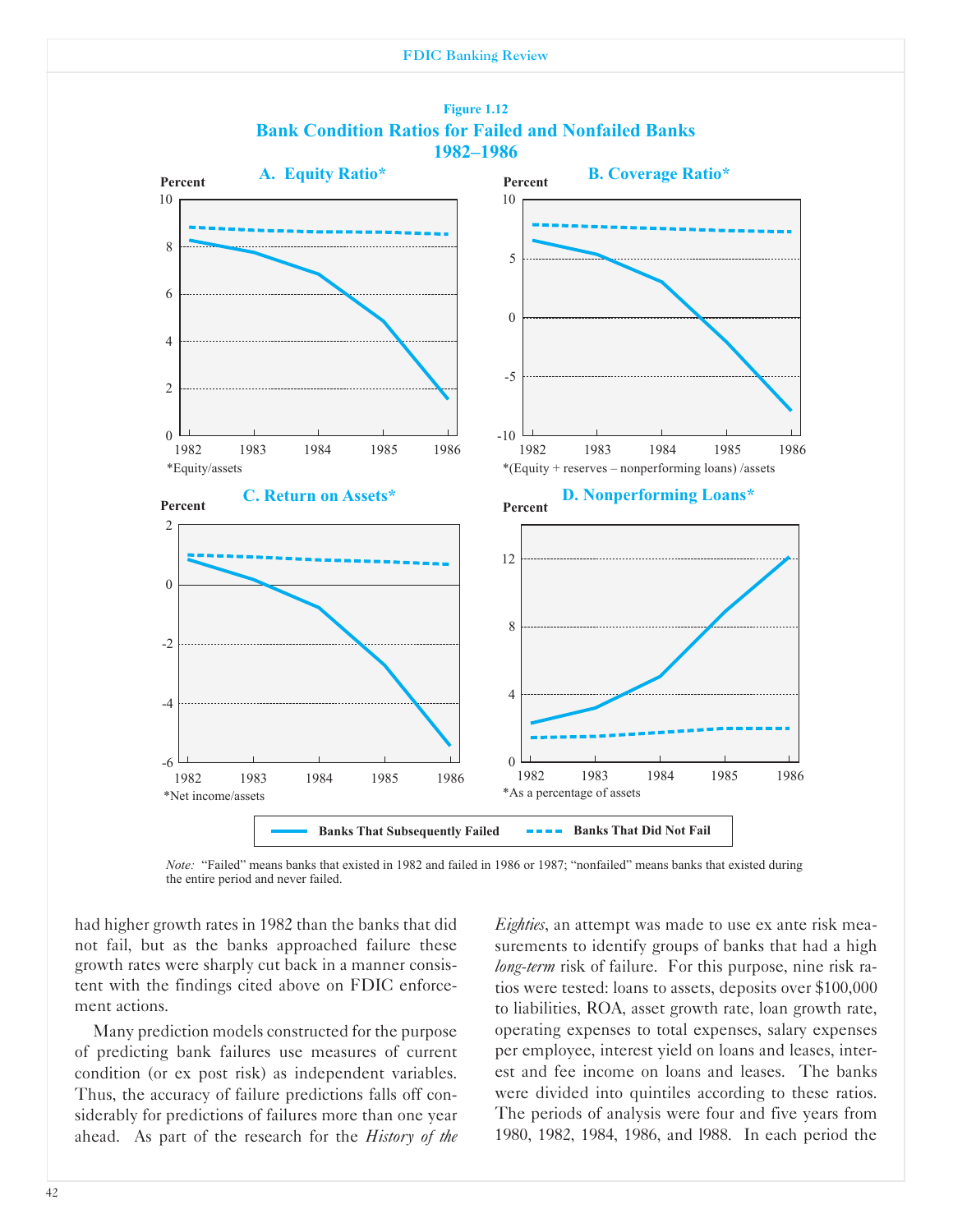**Figure 1.12**

**Bank Condition Ratios for Failed and Nonfailed Banks 1982–1986**

**A. Equity Ratio***

*Equity/assets

**B. Coverage Ratio***

*(Equity + reserves – nonperforming loans) /assets

**C. Return on Assets***

*Net income/assets

**D. Nonperforming Loans***

*As a percentage of assets

Banks That Subsequently Failed — Banks That Did Not Fail

*Note:* "Failed" means banks that existed in 1982 and failed in 1986 or 1987; "nonfailed" means banks that existed during the entire period and never failed.

had higher growth rates in 1982 than the banks that did not fail, but as the banks approached failure these growth rates were sharply cut back in a manner consistent with the findings cited above on FDIC enforcement actions.

Many prediction models constructed for the purpose of predicting bank failures use measures of current condition (or ex post risk) as independent variables. Thus, the accuracy of failure predictions falls off considerably for predictions of failures more than one year ahead. As part of the research for the *History of the Eighties*, an attempt was made to use ex ante risk measurements to identify groups of banks that had a high *long-term* risk of failure. For this purpose, nine risk ratios were tested: loans to assets, deposits over $100,000 to liabilities, ROA, asset growth rate, loan growth rate, operating expenses to total expenses, salary expenses per employee, interest yield on loans and leases, interest and fee income on loans and leases. The banks were divided into quintiles according to these ratios. The periods of analysis were four and five years from 1980, 1982, 1984, 1986, and 1988. In each period the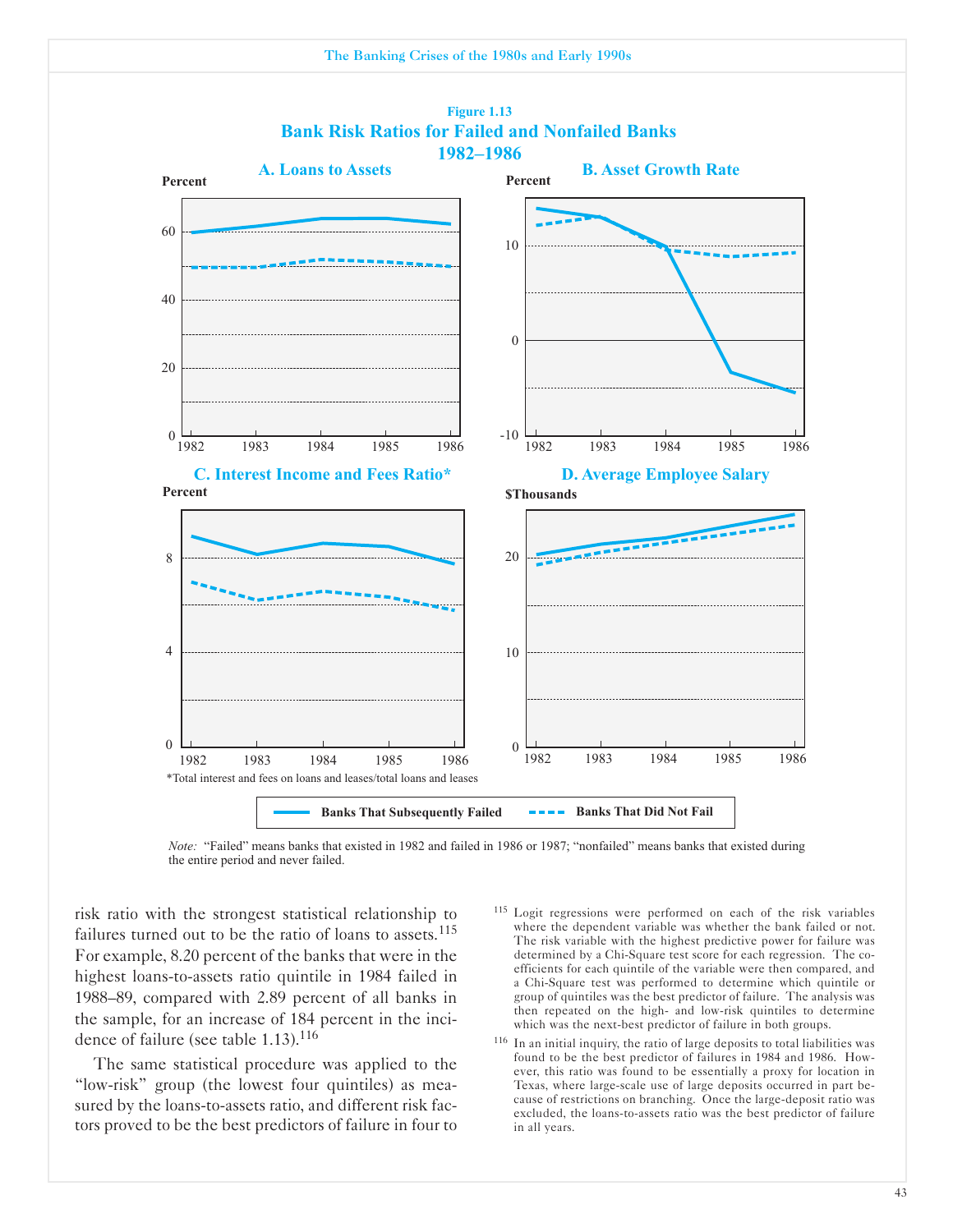**Figure 1.13**

**Bank Risk Ratios for Failed and Nonfailed Banks 1982–1986**

**A. Loans to Assets** (Percent)

**B. Asset Growth Rate** (Percent)

**C. Interest Income and Fees Ratio*** (Percent)

**D. Average Employee Salary** ($Thousands)

*Total interest and fees on loans and leases/total loans and leases

Banks That Subsequently Failed — Banks That Did Not Fail

*Note:* "Failed" means banks that existed in 1982 and failed in 1986 or 1987; "nonfailed" means banks that existed during the entire period and never failed.

risk ratio with the strongest statistical relationship to failures turned out to be the ratio of loans to assets.[115] For example, 8.20 percent of the banks that were in the highest loans-to-assets ratio quintile in 1984 failed in 1988–89, compared with 2.89 percent of all banks in the sample, for an increase of 184 percent in the incidence of failure (see table 1.13).[116]

The same statistical procedure was applied to the "low-risk" group (the lowest four quintiles) as measured by the loans-to-assets ratio, and different risk factors proved to be the best predictors of failure in four to

[115] Logit regressions were performed on each of the risk variables where the dependent variable was whether the bank failed or not. The risk variable with the highest predictive power for failure was determined by a Chi-Square test score for each regression. The coefficients for each quintile of the variable were then compared, and a Chi-Square test was performed to determine which quintile or group of quintiles was the best predictor of failure. The analysis was then repeated on the high- and low-risk quintiles to determine which was the next-best predictor of failure in both groups.

[116] In an initial inquiry, the ratio of large deposits to total liabilities was found to be the best predictor of failures in 1984 and 1986. However, this ratio was found to be essentially a proxy for location in Texas, where large-scale use of large deposits occurred in part because of restrictions on branching. Once the large-deposit ratio was excluded, the loans-to-assets ratio was the best predictor of failure in all years.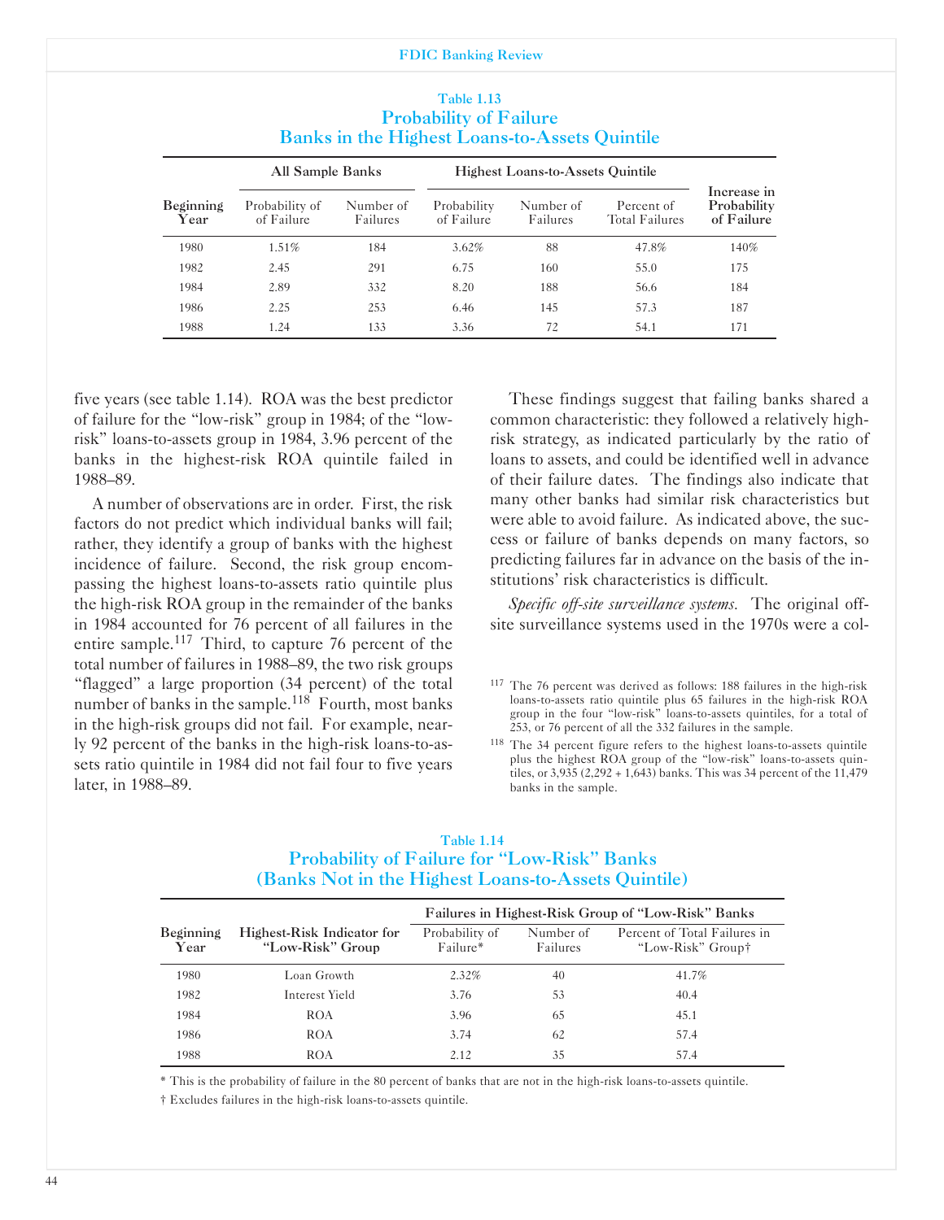Table 1.13

**Probability of Failure**
**Banks in the Highest Loans-to-Assets Quintile**

| Beginning Year | All Sample Banks | | Highest Loans-to-Assets Quintile | | | Increase in Probability of Failure |
|---|---|---|---|---|---|---|
| | Probability of of Failure | Number of Failures | Probability of Failure | Number of Failures | Percent of Total Failures | |
| 1980 | 1.51% | 184 | 3.62% | 88 | 47.8% | 140% |
| 1982 | 2.45 | 291 | 6.75 | 160 | 55.0 | 175 |
| 1984 | 2.89 | 332 | 8.20 | 188 | 56.6 | 184 |
| 1986 | 2.25 | 253 | 6.46 | 145 | 57.3 | 187 |
| 1988 | 1.24 | 133 | 3.36 | 72 | 54.1 | 171 |

five years (see table 1.14). ROA was the best predictor of failure for the "low-risk" group in 1984; of the "low-risk" loans-to-assets group in 1984, 3.96 percent of the banks in the highest-risk ROA quintile failed in 1988–89.

A number of observations are in order. First, the risk factors do not predict which individual banks will fail; rather, they identify a group of banks with the highest incidence of failure. Second, the risk group encompassing the highest loans-to-assets ratio quintile plus the high-risk ROA group in the remainder of the banks in 1984 accounted for 76 percent of all failures in the entire sample.[117] Third, to capture 76 percent of the total number of failures in 1988–89, the two risk groups "flagged" a large proportion (34 percent) of the total number of banks in the sample.[118] Fourth, most banks in the high-risk groups did not fail. For example, nearly 92 percent of the banks in the high-risk loans-to-assets ratio quintile in 1984 did not fail four to five years later, in 1988–89.

These findings suggest that failing banks shared a common characteristic: they followed a relatively high-risk strategy, as indicated particularly by the ratio of loans to assets, and could be identified well in advance of their failure dates. The findings also indicate that many other banks had similar risk characteristics but were able to avoid failure. As indicated above, the success or failure of banks depends on many factors, so predicting failures far in advance on the basis of the institutions' risk characteristics is difficult.

*Specific off-site surveillance systems.* The original off-site surveillance systems used in the 1970s were a col-

[117] The 76 percent was derived as follows: 188 failures in the high-risk loans-to-assets ratio quintile plus 65 failures in the high-risk ROA group in the four "low-risk" loans-to-assets quintiles, for a total of 253, or 76 percent of all the 332 failures in the sample.

[118] The 34 percent figure refers to the highest loans-to-assets quintile plus the highest ROA group of the "low-risk" loans-to-assets quintiles, or 3,935 (2,292 + 1,643) banks. This was 34 percent of the 11,479 banks in the sample.

Table 1.14

**Probability of Failure for "Low-Risk" Banks**
**(Banks Not in the Highest Loans-to-Assets Quintile)**

| Beginning Year | Highest-Risk Indicator for "Low-Risk" Group | Failures in Highest-Risk Group of "Low-Risk" Banks | | |
|---|---|---|---|---|
| | | Probability of Failure* | Number of Failures | Percent of Total Failures in "Low-Risk" Group† |
| 1980 | Loan Growth | 2.32% | 40 | 41.7% |
| 1982 | Interest Yield | 3.76 | 53 | 40.4 |
| 1984 | ROA | 3.96 | 65 | 45.1 |
| 1986 | ROA | 3.74 | 62 | 57.4 |
| 1988 | ROA | 2.12 | 35 | 57.4 |

* This is the probability of failure in the 80 percent of banks that are not in the high-risk loans-to-assets quintile.

† Excludes failures in the high-risk loans-to-assets quintile.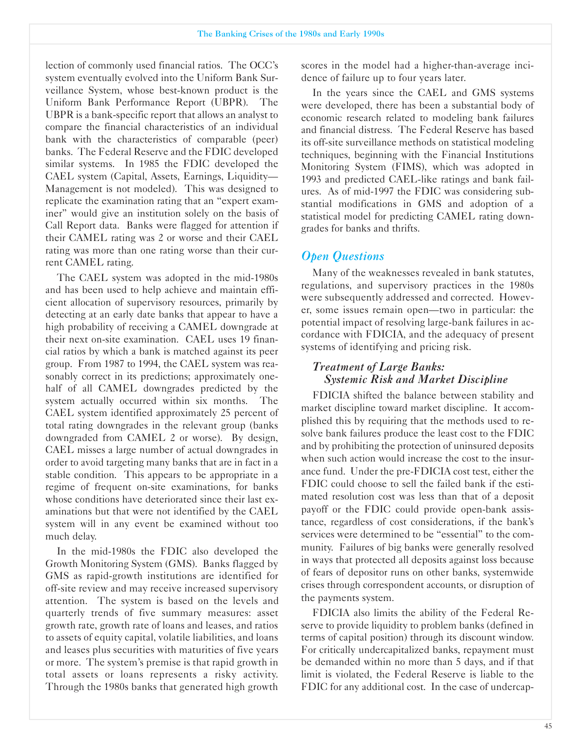lection of commonly used financial ratios. The OCC's system eventually evolved into the Uniform Bank Surveillance System, whose best-known product is the Uniform Bank Performance Report (UBPR). The UBPR is a bank-specific report that allows an analyst to compare the financial characteristics of an individual bank with the characteristics of comparable (peer) banks. The Federal Reserve and the FDIC developed similar systems. In 1985 the FDIC developed the CAEL system (Capital, Assets, Earnings, Liquidity—Management is not modeled). This was designed to replicate the examination rating that an "expert examiner" would give an institution solely on the basis of Call Report data. Banks were flagged for attention if their CAMEL rating was 2 or worse and their CAEL rating was more than one rating worse than their current CAMEL rating.

The CAEL system was adopted in the mid-1980s and has been used to help achieve and maintain efficient allocation of supervisory resources, primarily by detecting at an early date banks that appear to have a high probability of receiving a CAMEL downgrade at their next on-site examination. CAEL uses 19 financial ratios by which a bank is matched against its peer group. From 1987 to 1994, the CAEL system was reasonably correct in its predictions; approximately one-half of all CAMEL downgrades predicted by the system actually occurred within six months. The CAEL system identified approximately 25 percent of total rating downgrades in the relevant group (banks downgraded from CAMEL 2 or worse). By design, CAEL misses a large number of actual downgrades in order to avoid targeting many banks that are in fact in a stable condition. This appears to be appropriate in a regime of frequent on-site examinations, for banks whose conditions have deteriorated since their last examinations but that were not identified by the CAEL system will in any event be examined without too much delay.

In the mid-1980s the FDIC also developed the Growth Monitoring System (GMS). Banks flagged by GMS as rapid-growth institutions are identified for off-site review and may receive increased supervisory attention. The system is based on the levels and quarterly trends of five summary measures: asset growth rate, growth rate of loans and leases, and ratios to assets of equity capital, volatile liabilities, and loans and leases plus securities with maturities of five years or more. The system's premise is that rapid growth in total assets or loans represents a risky activity. Through the 1980s banks that generated high growth scores in the model had a higher-than-average incidence of failure up to four years later.

In the years since the CAEL and GMS systems were developed, there has been a substantial body of economic research related to modeling bank failures and financial distress. The Federal Reserve has based its off-site surveillance methods on statistical modeling techniques, beginning with the Financial Institutions Monitoring System (FIMS), which was adopted in 1993 and predicted CAEL-like ratings and bank failures. As of mid-1997 the FDIC was considering substantial modifications in GMS and adoption of a statistical model for predicting CAMEL rating downgrades for banks and thrifts.

## *Open Questions*

Many of the weaknesses revealed in bank statutes, regulations, and supervisory practices in the 1980s were subsequently addressed and corrected. However, some issues remain open—two in particular: the potential impact of resolving large-bank failures in accordance with FDICIA, and the adequacy of present systems of identifying and pricing risk.

### *Treatment of Large Banks: Systemic Risk and Market Discipline*

FDICIA shifted the balance between stability and market discipline toward market discipline. It accomplished this by requiring that the methods used to resolve bank failures produce the least cost to the FDIC and by prohibiting the protection of uninsured deposits when such action would increase the cost to the insurance fund. Under the pre-FDICIA cost test, either the FDIC could choose to sell the failed bank if the estimated resolution cost was less than that of a deposit payoff or the FDIC could provide open-bank assistance, regardless of cost considerations, if the bank's services were determined to be "essential" to the community. Failures of big banks were generally resolved in ways that protected all deposits against loss because of fears of depositor runs on other banks, systemwide crises through correspondent accounts, or disruption of the payments system.

FDICIA also limits the ability of the Federal Reserve to provide liquidity to problem banks (defined in terms of capital position) through its discount window. For critically undercapitalized banks, repayment must be demanded within no more than 5 days, and if that limit is violated, the Federal Reserve is liable to the FDIC for any additional cost. In the case of undercap-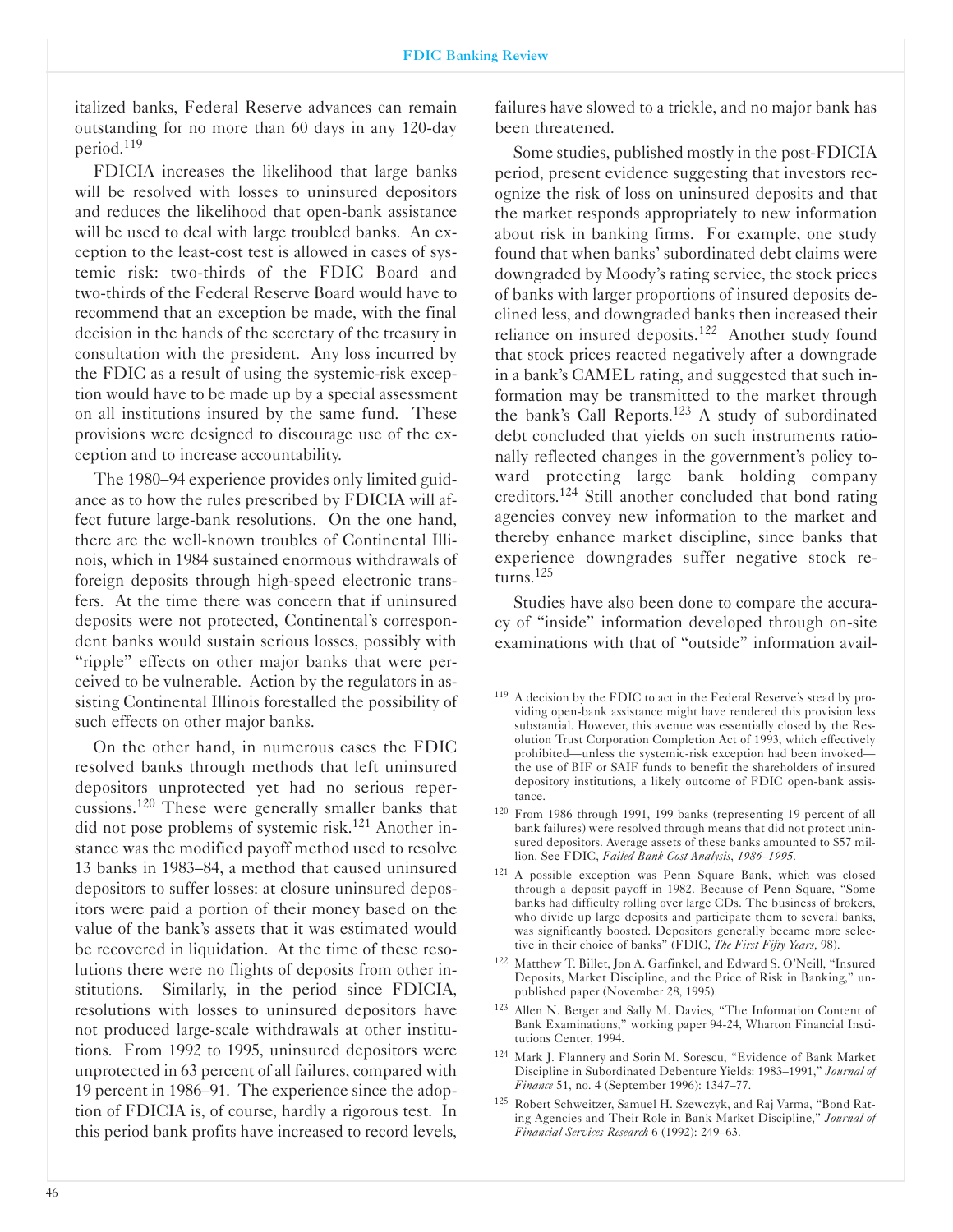italized banks, Federal Reserve advances can remain outstanding for no more than 60 days in any 120-day period.[119]

FDICIA increases the likelihood that large banks will be resolved with losses to uninsured depositors and reduces the likelihood that open-bank assistance will be used to deal with large troubled banks. An exception to the least-cost test is allowed in cases of systemic risk: two-thirds of the FDIC Board and two-thirds of the Federal Reserve Board would have to recommend that an exception be made, with the final decision in the hands of the secretary of the treasury in consultation with the president. Any loss incurred by the FDIC as a result of using the systemic-risk exception would have to be made up by a special assessment on all institutions insured by the same fund. These provisions were designed to discourage use of the exception and to increase accountability.

The 1980–94 experience provides only limited guidance as to how the rules prescribed by FDICIA will affect future large-bank resolutions. On the one hand, there are the well-known troubles of Continental Illinois, which in 1984 sustained enormous withdrawals of foreign deposits through high-speed electronic transfers. At the time there was concern that if uninsured deposits were not protected, Continental's correspondent banks would sustain serious losses, possibly with "ripple" effects on other major banks that were perceived to be vulnerable. Action by the regulators in assisting Continental Illinois forestalled the possibility of such effects on other major banks.

On the other hand, in numerous cases the FDIC resolved banks through methods that left uninsured depositors unprotected yet had no serious repercussions.[120] These were generally smaller banks that did not pose problems of systemic risk.[121] Another instance was the modified payoff method used to resolve 13 banks in 1983–84, a method that caused uninsured depositors to suffer losses: at closure uninsured depositors were paid a portion of their money based on the value of the bank's assets that it was estimated would be recovered in liquidation. At the time of these resolutions there were no flights of deposits from other institutions. Similarly, in the period since FDICIA, resolutions with losses to uninsured depositors have not produced large-scale withdrawals at other institutions. From 1992 to 1995, uninsured depositors were unprotected in 63 percent of all failures, compared with 19 percent in 1986–91. The experience since the adoption of FDICIA is, of course, hardly a rigorous test. In this period bank profits have increased to record levels, failures have slowed to a trickle, and no major bank has been threatened.

Some studies, published mostly in the post-FDICIA period, present evidence suggesting that investors recognize the risk of loss on uninsured deposits and that the market responds appropriately to new information about risk in banking firms. For example, one study found that when banks' subordinated debt claims were downgraded by Moody's rating service, the stock prices of banks with larger proportions of insured deposits declined less, and downgraded banks then increased their reliance on insured deposits.[122] Another study found that stock prices reacted negatively after a downgrade in a bank's CAMEL rating, and suggested that such information may be transmitted to the market through the bank's Call Reports.[123] A study of subordinated debt concluded that yields on such instruments rationally reflected changes in the government's policy toward protecting large bank holding company creditors.[124] Still another concluded that bond rating agencies convey new information to the market and thereby enhance market discipline, since banks that experience downgrades suffer negative stock returns.[125]

Studies have also been done to compare the accuracy of "inside" information developed through on-site examinations with that of "outside" information avail-

---

[119] A decision by the FDIC to act in the Federal Reserve's stead by providing open-bank assistance might have rendered this provision less substantial. However, this avenue was essentially closed by the Resolution Trust Corporation Completion Act of 1993, which effectively prohibited—unless the systemic-risk exception had been invoked—the use of BIF or SAIF funds to benefit the shareholders of insured depository institutions, a likely outcome of FDIC open-bank assistance.

[120] From 1986 through 1991, 199 banks (representing 19 percent of all bank failures) were resolved through means that did not protect uninsured depositors. Average assets of these banks amounted to $57 million. See FDIC, *Failed Bank Cost Analysis, 1986–1995*.

[121] A possible exception was Penn Square Bank, which was closed through a deposit payoff in 1982. Because of Penn Square, "Some banks had difficulty rolling over large CDs. The business of brokers, who divide up large deposits and participate them to several banks, was significantly boosted. Depositors generally became more selective in their choice of banks" (FDIC, *The First Fifty Years*, 98).

[122] Matthew T. Billet, Jon A. Garfinkel, and Edward S. O'Neill, "Insured Deposits, Market Discipline, and the Price of Risk in Banking," unpublished paper (November 28, 1995).

[123] Allen N. Berger and Sally M. Davies, "The Information Content of Bank Examinations," working paper 94-24, Wharton Financial Institutions Center, 1994.

[124] Mark J. Flannery and Sorin M. Sorescu, "Evidence of Bank Market Discipline in Subordinated Debenture Yields: 1983–1991," *Journal of Finance* 51, no. 4 (September 1996): 1347–77.

[125] Robert Schweitzer, Samuel H. Szewczyk, and Raj Varma, "Bond Rating Agencies and Their Role in Bank Market Discipline," *Journal of Financial Services Research* 6 (1992): 249–63.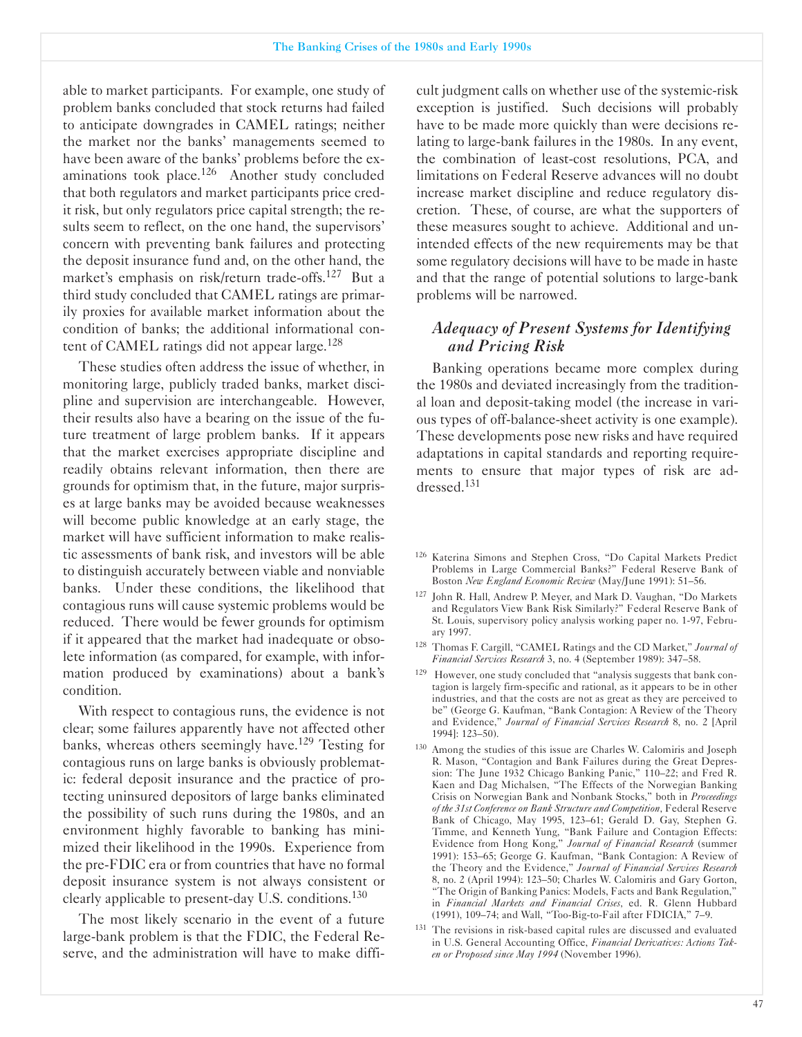able to market participants. For example, one study of problem banks concluded that stock returns had failed to anticipate downgrades in CAMEL ratings; neither the market nor the banks' managements seemed to have been aware of the banks' problems before the examinations took place.[126] Another study concluded that both regulators and market participants price credit risk, but only regulators price capital strength; the results seem to reflect, on the one hand, the supervisors' concern with preventing bank failures and protecting the deposit insurance fund and, on the other hand, the market's emphasis on risk/return trade-offs.[127] But a third study concluded that CAMEL ratings are primarily proxies for available market information about the condition of banks; the additional informational content of CAMEL ratings did not appear large.[128]

These studies often address the issue of whether, in monitoring large, publicly traded banks, market discipline and supervision are interchangeable. However, their results also have a bearing on the issue of the future treatment of large problem banks. If it appears that the market exercises appropriate discipline and readily obtains relevant information, then there are grounds for optimism that, in the future, major surprises at large banks may be avoided because weaknesses will become public knowledge at an early stage, the market will have sufficient information to make realistic assessments of bank risk, and investors will be able to distinguish accurately between viable and nonviable banks. Under these conditions, the likelihood that contagious runs will cause systemic problems would be reduced. There would be fewer grounds for optimism if it appeared that the market had inadequate or obsolete information (as compared, for example, with information produced by examinations) about a bank's condition.

With respect to contagious runs, the evidence is not clear; some failures apparently have not affected other banks, whereas others seemingly have.[129] Testing for contagious runs on large banks is obviously problematic: federal deposit insurance and the practice of protecting uninsured depositors of large banks eliminated the possibility of such runs during the 1980s, and an environment highly favorable to banking has minimized their likelihood in the 1990s. Experience from the pre-FDIC era or from countries that have no formal deposit insurance system is not always consistent or clearly applicable to present-day U.S. conditions.[130]

The most likely scenario in the event of a future large-bank problem is that the FDIC, the Federal Reserve, and the administration will have to make difficult judgment calls on whether use of the systemic-risk exception is justified. Such decisions will probably have to be made more quickly than were decisions relating to large-bank failures in the 1980s. In any event, the combination of least-cost resolutions, PCA, and limitations on Federal Reserve advances will no doubt increase market discipline and reduce regulatory discretion. These, of course, are what the supporters of these measures sought to achieve. Additional and unintended effects of the new requirements may be that some regulatory decisions will have to be made in haste and that the range of potential solutions to large-bank problems will be narrowed.

### *Adequacy of Present Systems for Identifying and Pricing Risk*

Banking operations became more complex during the 1980s and deviated increasingly from the traditional loan and deposit-taking model (the increase in various types of off-balance-sheet activity is one example). These developments pose new risks and have required adaptations in capital standards and reporting requirements to ensure that major types of risk are addressed.[131]

---

[126] Katerina Simons and Stephen Cross, "Do Capital Markets Predict Problems in Large Commercial Banks?" Federal Reserve Bank of Boston *New England Economic Review* (May/June 1991): 51–56.

[127] John R. Hall, Andrew P. Meyer, and Mark D. Vaughan, "Do Markets and Regulators View Bank Risk Similarly?" Federal Reserve Bank of St. Louis, supervisory policy analysis working paper no. 1-97, February 1997.

[128] Thomas F. Cargill, "CAMEL Ratings and the CD Market," *Journal of Financial Services Research* 3, no. 4 (September 1989): 347–58.

[129] However, one study concluded that "analysis suggests that bank contagion is largely firm-specific and rational, as it appears to be in other industries, and that the costs are not as great as they are perceived to be" (George G. Kaufman, "Bank Contagion: A Review of the Theory and Evidence," *Journal of Financial Services Research* 8, no. 2 [April 1994]: 123–50).

[130] Among the studies of this issue are Charles W. Calomiris and Joseph R. Mason, "Contagion and Bank Failures during the Great Depression: The June 1932 Chicago Banking Panic," 110–22; and Fred R. Kaen and Dag Michalsen, "The Effects of the Norwegian Banking Crisis on Norwegian Bank and Nonbank Stocks," both in *Proceedings of the 31st Conference on Bank Structure and Competition*, Federal Reserve Bank of Chicago, May 1995, 123–61; Gerald D. Gay, Stephen G. Timme, and Kenneth Yung, "Bank Failure and Contagion Effects: Evidence from Hong Kong," *Journal of Financial Research* (summer 1991): 153–65; George G. Kaufman, "Bank Contagion: A Review of the Theory and the Evidence," *Journal of Financial Services Research* 8, no. 2 (April 1994): 123–50; Charles W. Calomiris and Gary Gorton, "The Origin of Banking Panics: Models, Facts and Bank Regulation," in *Financial Markets and Financial Crises*, ed. R. Glenn Hubbard (1991), 109–74; and Wall, "Too-Big-to-Fail after FDICIA," 7–9.

[131] The revisions in risk-based capital rules are discussed and evaluated in U.S. General Accounting Office, *Financial Derivatives: Actions Taken or Proposed since May 1994* (November 1996).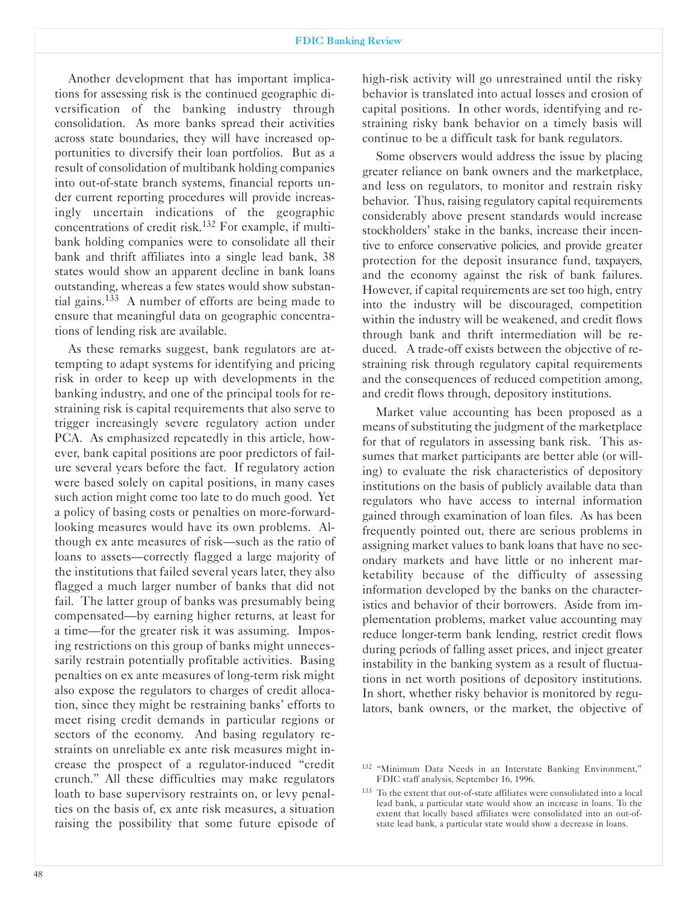Another development that has important implications for assessing risk is the continued geographic diversification of the banking industry through consolidation. As more banks spread their activities across state boundaries, they will have increased opportunities to diversify their loan portfolios. But as a result of consolidation of multibank holding companies into out-of-state branch systems, financial reports under current reporting procedures will provide increasingly uncertain indications of the geographic concentrations of credit risk.[132] For example, if multibank holding companies were to consolidate all their bank and thrift affiliates into a single lead bank, 38 states would show an apparent decline in bank loans outstanding, whereas a few states would show substantial gains.[133] A number of efforts are being made to ensure that meaningful data on geographic concentrations of lending risk are available.

As these remarks suggest, bank regulators are attempting to adapt systems for identifying and pricing risk in order to keep up with developments in the banking industry, and one of the principal tools for restraining risk is capital requirements that also serve to trigger increasingly severe regulatory action under PCA. As emphasized repeatedly in this article, however, bank capital positions are poor predictors of failure several years before the fact. If regulatory action were based solely on capital positions, in many cases such action might come too late to do much good. Yet a policy of basing costs or penalties on more-forward-looking measures would have its own problems. Although ex ante measures of risk—such as the ratio of loans to assets—correctly flagged a large majority of the institutions that failed several years later, they also flagged a much larger number of banks that did not fail. The latter group of banks was presumably being compensated—by earning higher returns, at least for a time—for the greater risk it was assuming. Imposing restrictions on this group of banks might unnecessarily restrain potentially profitable activities. Basing penalties on ex ante measures of long-term risk might also expose the regulators to charges of credit allocation, since they might be restraining banks' efforts to meet rising credit demands in particular regions or sectors of the economy. And basing regulatory restraints on unreliable ex ante risk measures might increase the prospect of a regulator-induced "credit crunch." All these difficulties may make regulators loath to base supervisory restraints on, or levy penalties on the basis of, ex ante risk measures, a situation raising the possibility that some future episode of high-risk activity will go unrestrained until the risky behavior is translated into actual losses and erosion of capital positions. In other words, identifying and restraining risky bank behavior on a timely basis will continue to be a difficult task for bank regulators.

Some observers would address the issue by placing greater reliance on bank owners and the marketplace, and less on regulators, to monitor and restrain risky behavior. Thus, raising regulatory capital requirements considerably above present standards would increase stockholders' stake in the banks, increase their incentive to enforce conservative policies, and provide greater protection for the deposit insurance fund, taxpayers, and the economy against the risk of bank failures. However, if capital requirements are set too high, entry into the industry will be discouraged, competition within the industry will be weakened, and credit flows through bank and thrift intermediation will be reduced. A trade-off exists between the objective of restraining risk through regulatory capital requirements and the consequences of reduced competition among, and credit flows through, depository institutions.

Market value accounting has been proposed as a means of substituting the judgment of the marketplace for that of regulators in assessing bank risk. This assumes that market participants are better able (or willing) to evaluate the risk characteristics of depository institutions on the basis of publicly available data than regulators who have access to internal information gained through examination of loan files. As has been frequently pointed out, there are serious problems in assigning market values to bank loans that have no secondary markets and have little or no inherent marketability because of the difficulty of assessing information developed by the banks on the characteristics and behavior of their borrowers. Aside from implementation problems, market value accounting may reduce longer-term bank lending, restrict credit flows during periods of falling asset prices, and inject greater instability in the banking system as a result of fluctuations in net worth positions of depository institutions. In short, whether risky behavior is monitored by regulators, bank owners, or the market, the objective of

[132] "Minimum Data Needs in an Interstate Banking Environment," FDIC staff analysis, September 16, 1996.

[133] To the extent that out-of-state affiliates were consolidated into a local lead bank, a particular state would show an increase in loans. To the extent that locally based affiliates were consolidated into an out-of-state lead bank, a particular state would show a decrease in loans.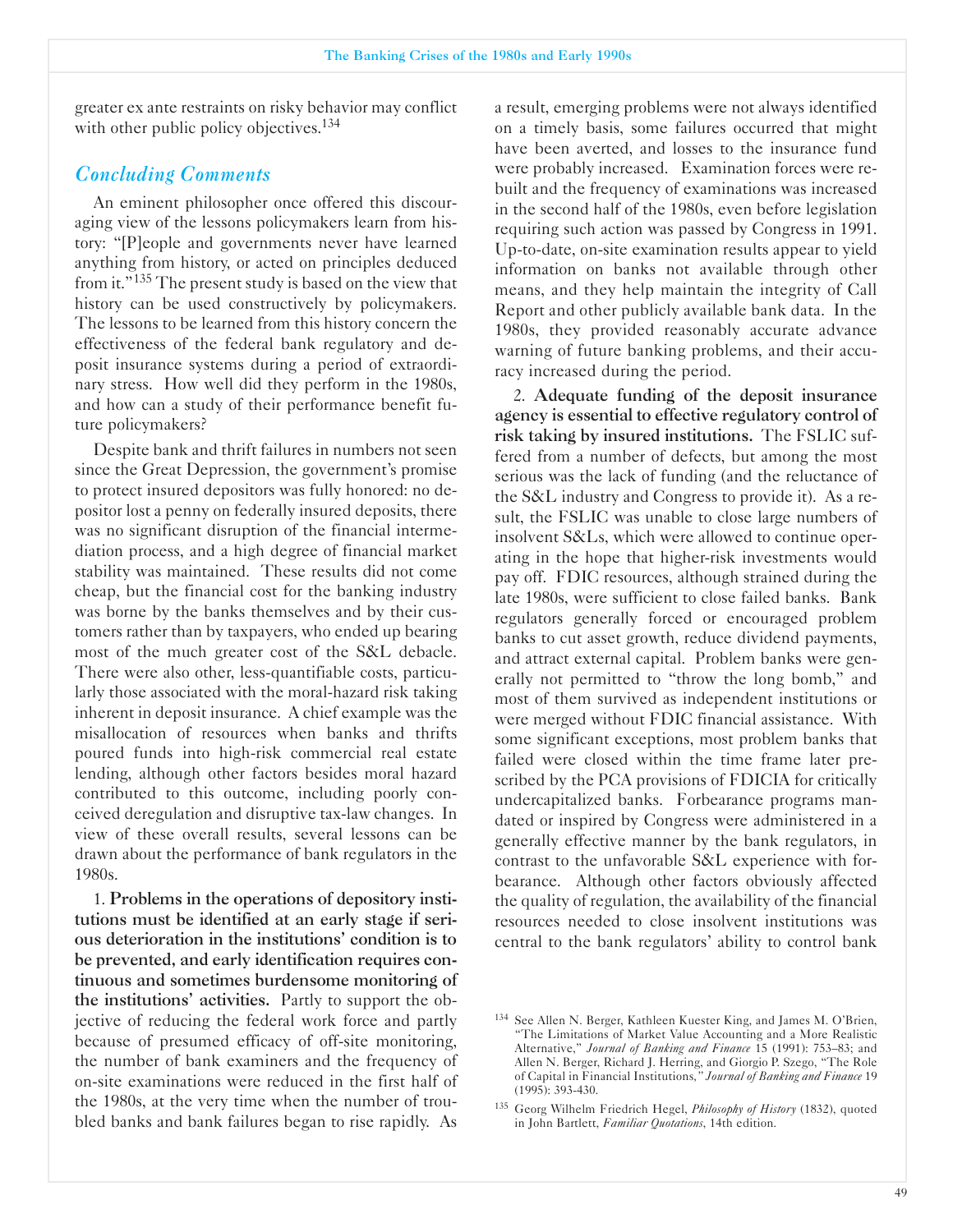greater ex ante restraints on risky behavior may conflict with other public policy objectives.[134]

## *Concluding Comments*

An eminent philosopher once offered this discouraging view of the lessons policymakers learn from history: "[P]eople and governments never have learned anything from history, or acted on principles deduced from it."[135] The present study is based on the view that history can be used constructively by policymakers. The lessons to be learned from this history concern the effectiveness of the federal bank regulatory and deposit insurance systems during a period of extraordinary stress. How well did they perform in the 1980s, and how can a study of their performance benefit future policymakers?

Despite bank and thrift failures in numbers not seen since the Great Depression, the government's promise to protect insured depositors was fully honored: no depositor lost a penny on federally insured deposits, there was no significant disruption of the financial intermediation process, and a high degree of financial market stability was maintained. These results did not come cheap, but the financial cost for the banking industry was borne by the banks themselves and by their customers rather than by taxpayers, who ended up bearing most of the much greater cost of the S&L debacle. There were also other, less-quantifiable costs, particularly those associated with the moral-hazard risk taking inherent in deposit insurance. A chief example was the misallocation of resources when banks and thrifts poured funds into high-risk commercial real estate lending, although other factors besides moral hazard contributed to this outcome, including poorly conceived deregulation and disruptive tax-law changes. In view of these overall results, several lessons can be drawn about the performance of bank regulators in the 1980s.

1. **Problems in the operations of depository institutions must be identified at an early stage if serious deterioration in the institutions' condition is to be prevented, and early identification requires continuous and sometimes burdensome monitoring of the institutions' activities.** Partly to support the objective of reducing the federal work force and partly because of presumed efficacy of off-site monitoring, the number of bank examiners and the frequency of on-site examinations were reduced in the first half of the 1980s, at the very time when the number of troubled banks and bank failures began to rise rapidly. As a result, emerging problems were not always identified on a timely basis, some failures occurred that might have been averted, and losses to the insurance fund were probably increased. Examination forces were rebuilt and the frequency of examinations was increased in the second half of the 1980s, even before legislation requiring such action was passed by Congress in 1991. Up-to-date, on-site examination results appear to yield information on banks not available through other means, and they help maintain the integrity of Call Report and other publicly available bank data. In the 1980s, they provided reasonably accurate advance warning of future banking problems, and their accuracy increased during the period.

2. **Adequate funding of the deposit insurance agency is essential to effective regulatory control of risk taking by insured institutions.** The FSLIC suffered from a number of defects, but among the most serious was the lack of funding (and the reluctance of the S&L industry and Congress to provide it). As a result, the FSLIC was unable to close large numbers of insolvent S&Ls, which were allowed to continue operating in the hope that higher-risk investments would pay off. FDIC resources, although strained during the late 1980s, were sufficient to close failed banks. Bank regulators generally forced or encouraged problem banks to cut asset growth, reduce dividend payments, and attract external capital. Problem banks were generally not permitted to "throw the long bomb," and most of them survived as independent institutions or were merged without FDIC financial assistance. With some significant exceptions, most problem banks that failed were closed within the time frame later prescribed by the PCA provisions of FDICIA for critically undercapitalized banks. Forbearance programs mandated or inspired by Congress were administered in a generally effective manner by the bank regulators, in contrast to the unfavorable S&L experience with forbearance. Although other factors obviously affected the quality of regulation, the availability of the financial resources needed to close insolvent institutions was central to the bank regulators' ability to control bank

[134] See Allen N. Berger, Kathleen Kuester King, and James M. O'Brien, "The Limitations of Market Value Accounting and a More Realistic Alternative," *Journal of Banking and Finance* 15 (1991): 753–83; and Allen N. Berger, Richard J. Herring, and Giorgio P. Szego, "The Role of Capital in Financial Institutions," *Journal of Banking and Finance* 19 (1995): 393-430.

[135] Georg Wilhelm Friedrich Hegel, *Philosophy of History* (1832), quoted in John Bartlett, *Familiar Quotations*, 14th edition.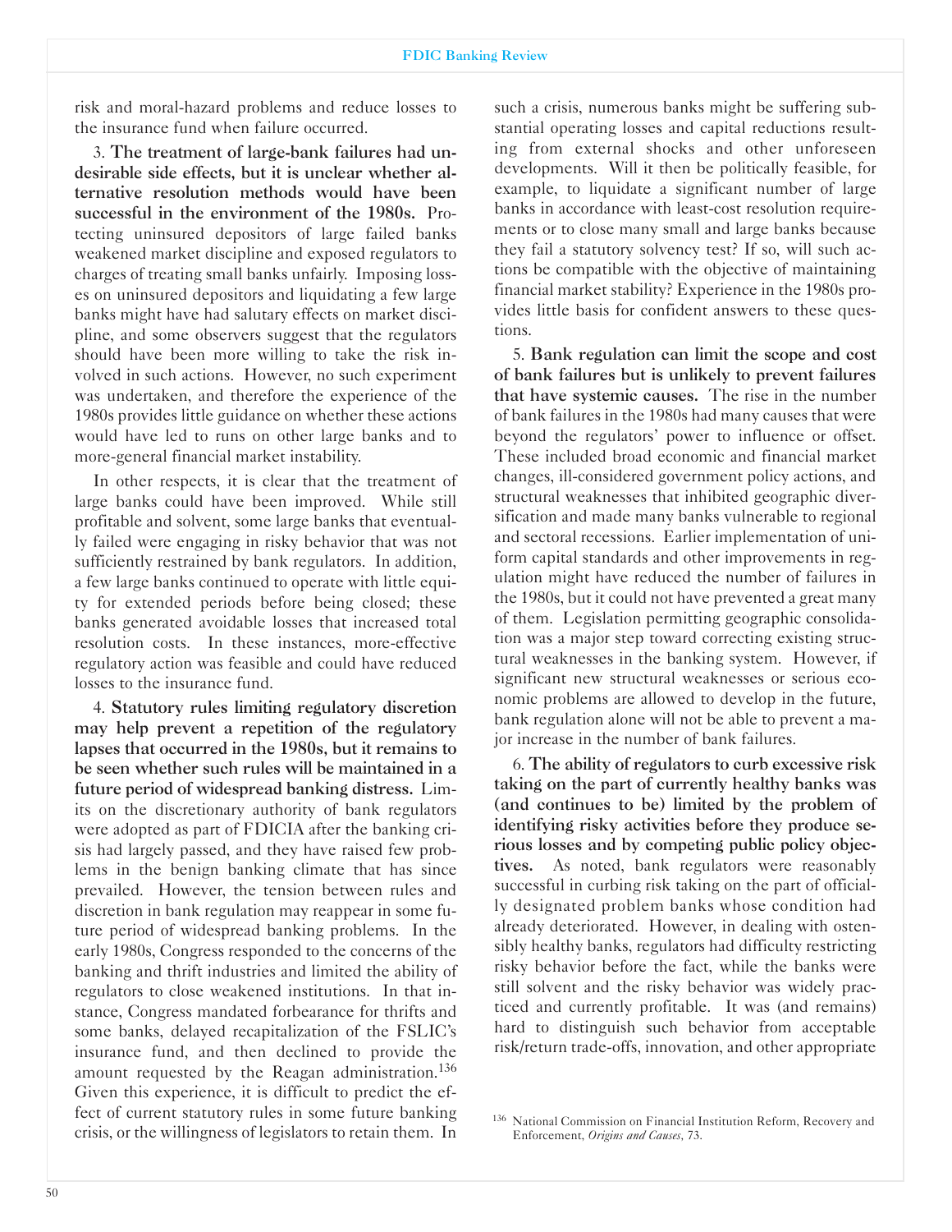risk and moral-hazard problems and reduce losses to the insurance fund when failure occurred.

3. **The treatment of large-bank failures had undesirable side effects, but it is unclear whether alternative resolution methods would have been successful in the environment of the 1980s.** Protecting uninsured depositors of large failed banks weakened market discipline and exposed regulators to charges of treating small banks unfairly. Imposing losses on uninsured depositors and liquidating a few large banks might have had salutary effects on market discipline, and some observers suggest that the regulators should have been more willing to take the risk involved in such actions. However, no such experiment was undertaken, and therefore the experience of the 1980s provides little guidance on whether these actions would have led to runs on other large banks and to more-general financial market instability.

In other respects, it is clear that the treatment of large banks could have been improved. While still profitable and solvent, some large banks that eventually failed were engaging in risky behavior that was not sufficiently restrained by bank regulators. In addition, a few large banks continued to operate with little equity for extended periods before being closed; these banks generated avoidable losses that increased total resolution costs. In these instances, more-effective regulatory action was feasible and could have reduced losses to the insurance fund.

4. **Statutory rules limiting regulatory discretion may help prevent a repetition of the regulatory lapses that occurred in the 1980s, but it remains to be seen whether such rules will be maintained in a future period of widespread banking distress.** Limits on the discretionary authority of bank regulators were adopted as part of FDICIA after the banking crisis had largely passed, and they have raised few problems in the benign banking climate that has since prevailed. However, the tension between rules and discretion in bank regulation may reappear in some future period of widespread banking problems. In the early 1980s, Congress responded to the concerns of the banking and thrift industries and limited the ability of regulators to close weakened institutions. In that instance, Congress mandated forbearance for thrifts and some banks, delayed recapitalization of the FSLIC's insurance fund, and then declined to provide the amount requested by the Reagan administration.[136] Given this experience, it is difficult to predict the effect of current statutory rules in some future banking crisis, or the willingness of legislators to retain them. In such a crisis, numerous banks might be suffering substantial operating losses and capital reductions resulting from external shocks and other unforeseen developments. Will it then be politically feasible, for example, to liquidate a significant number of large banks in accordance with least-cost resolution requirements or to close many small and large banks because they fail a statutory solvency test? If so, will such actions be compatible with the objective of maintaining financial market stability? Experience in the 1980s provides little basis for confident answers to these questions.

5. **Bank regulation can limit the scope and cost of bank failures but is unlikely to prevent failures that have systemic causes.** The rise in the number of bank failures in the 1980s had many causes that were beyond the regulators' power to influence or offset. These included broad economic and financial market changes, ill-considered government policy actions, and structural weaknesses that inhibited geographic diversification and made many banks vulnerable to regional and sectoral recessions. Earlier implementation of uniform capital standards and other improvements in regulation might have reduced the number of failures in the 1980s, but it could not have prevented a great many of them. Legislation permitting geographic consolidation was a major step toward correcting existing structural weaknesses in the banking system. However, if significant new structural weaknesses or serious economic problems are allowed to develop in the future, bank regulation alone will not be able to prevent a major increase in the number of bank failures.

6. **The ability of regulators to curb excessive risk taking on the part of currently healthy banks was (and continues to be) limited by the problem of identifying risky activities before they produce serious losses and by competing public policy objectives.** As noted, bank regulators were reasonably successful in curbing risk taking on the part of officially designated problem banks whose condition had already deteriorated. However, in dealing with ostensibly healthy banks, regulators had difficulty restricting risky behavior before the fact, while the banks were still solvent and the risky behavior was widely practiced and currently profitable. It was (and remains) hard to distinguish such behavior from acceptable risk/return trade-offs, innovation, and other appropriate

[136] National Commission on Financial Institution Reform, Recovery and Enforcement, *Origins and Causes*, 73.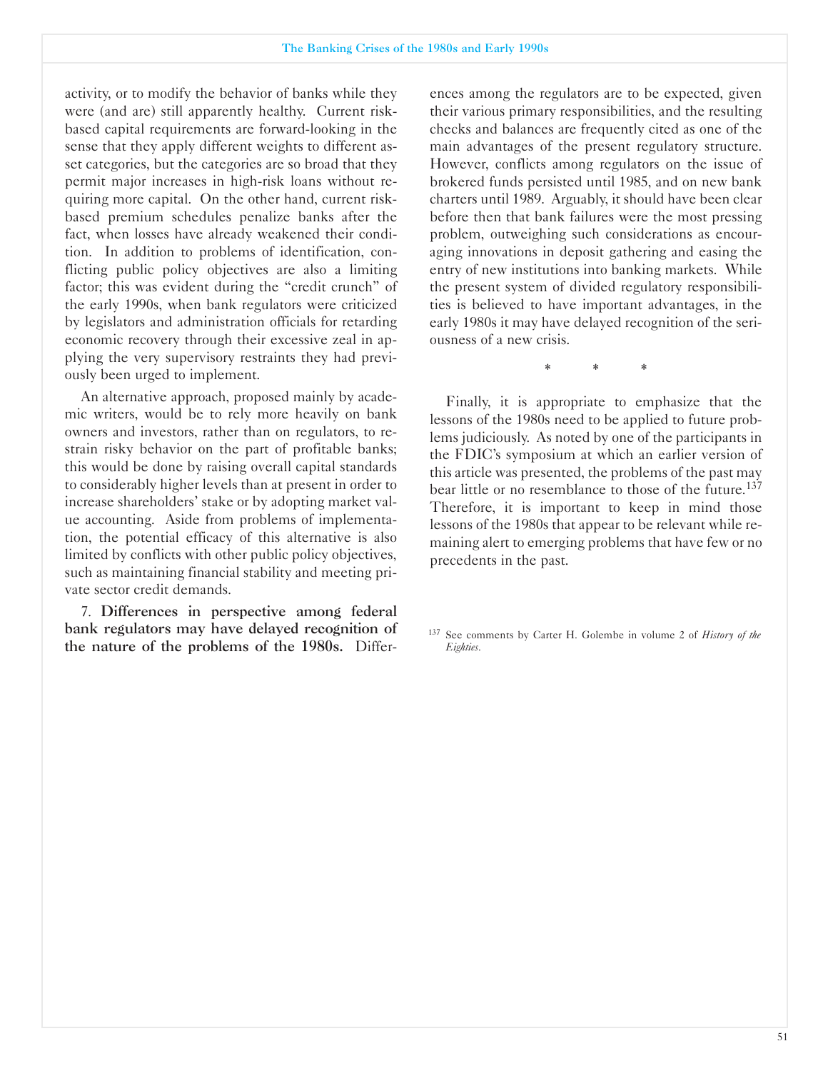activity, or to modify the behavior of banks while they were (and are) still apparently healthy. Current risk-based capital requirements are forward-looking in the sense that they apply different weights to different asset categories, but the categories are so broad that they permit major increases in high-risk loans without requiring more capital. On the other hand, current risk-based premium schedules penalize banks after the fact, when losses have already weakened their condition. In addition to problems of identification, conflicting public policy objectives are also a limiting factor; this was evident during the "credit crunch" of the early 1990s, when bank regulators were criticized by legislators and administration officials for retarding economic recovery through their excessive zeal in applying the very supervisory restraints they had previously been urged to implement.

An alternative approach, proposed mainly by academic writers, would be to rely more heavily on bank owners and investors, rather than on regulators, to restrain risky behavior on the part of profitable banks; this would be done by raising overall capital standards to considerably higher levels than at present in order to increase shareholders' stake or by adopting market value accounting. Aside from problems of implementation, the potential efficacy of this alternative is also limited by conflicts with other public policy objectives, such as maintaining financial stability and meeting private sector credit demands.

7. **Differences in perspective among federal bank regulators may have delayed recognition of the nature of the problems of the 1980s.** Differences among the regulators are to be expected, given their various primary responsibilities, and the resulting checks and balances are frequently cited as one of the main advantages of the present regulatory structure. However, conflicts among regulators on the issue of brokered funds persisted until 1985, and on new bank charters until 1989. Arguably, it should have been clear before then that bank failures were the most pressing problem, outweighing such considerations as encouraging innovations in deposit gathering and easing the entry of new institutions into banking markets. While the present system of divided regulatory responsibilities is believed to have important advantages, in the early 1980s it may have delayed recognition of the seriousness of a new crisis.

\* \* \*

Finally, it is appropriate to emphasize that the lessons of the 1980s need to be applied to future problems judiciously. As noted by one of the participants in the FDIC's symposium at which an earlier version of this article was presented, the problems of the past may bear little or no resemblance to those of the future.[137] Therefore, it is important to keep in mind those lessons of the 1980s that appear to be relevant while remaining alert to emerging problems that have few or no precedents in the past.

[137] See comments by Carter H. Golembe in volume 2 of *History of the Eighties*.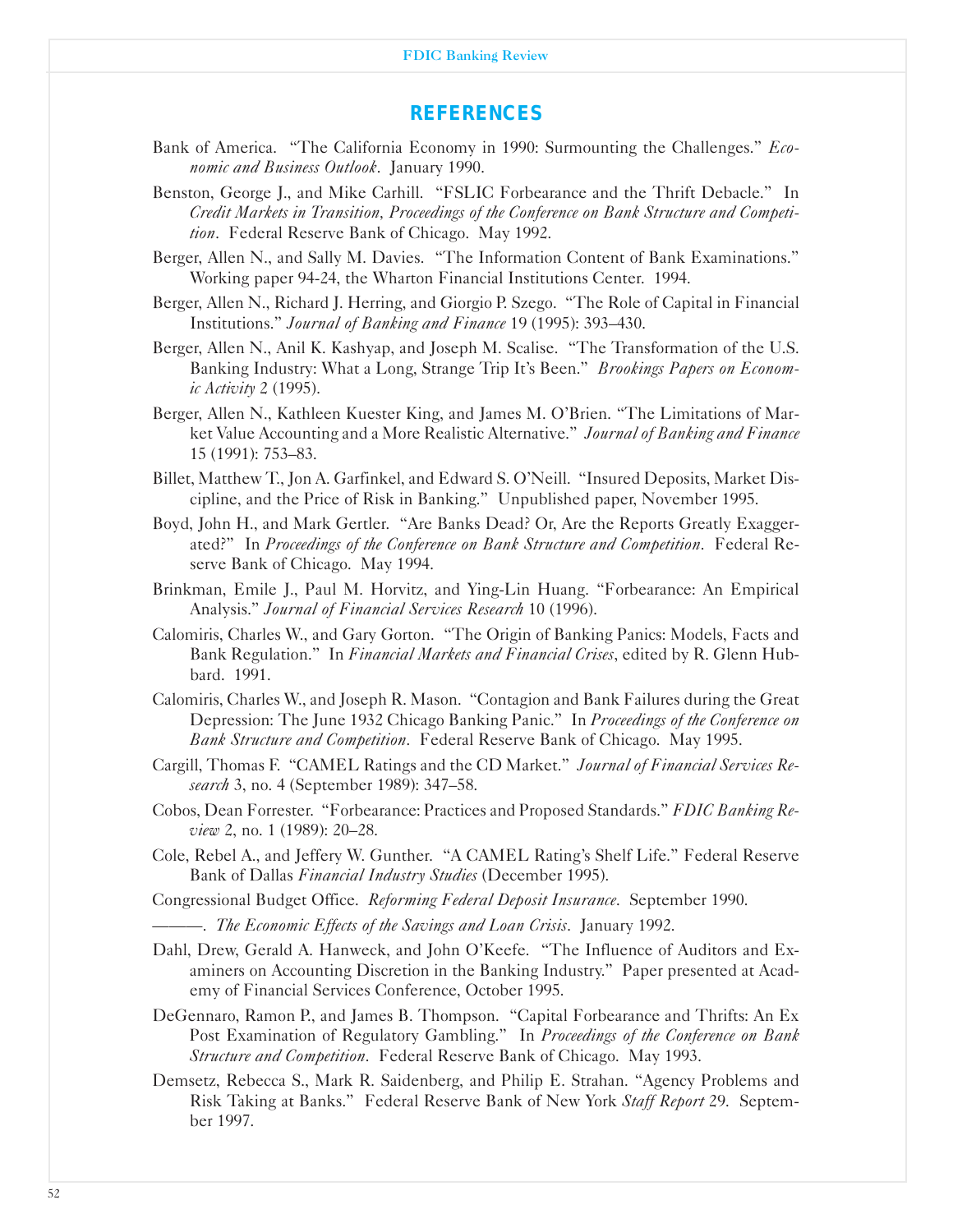## REFERENCES

Bank of America. "The California Economy in 1990: Surmounting the Challenges." *Economic and Business Outlook*. January 1990.

Benston, George J., and Mike Carhill. "FSLIC Forbearance and the Thrift Debacle." In *Credit Markets in Transition, Proceedings of the Conference on Bank Structure and Competition*. Federal Reserve Bank of Chicago. May 1992.

Berger, Allen N., and Sally M. Davies. "The Information Content of Bank Examinations." Working paper 94-24, the Wharton Financial Institutions Center. 1994.

Berger, Allen N., Richard J. Herring, and Giorgio P. Szego. "The Role of Capital in Financial Institutions." *Journal of Banking and Finance* 19 (1995): 393–430.

Berger, Allen N., Anil K. Kashyap, and Joseph M. Scalise. "The Transformation of the U.S. Banking Industry: What a Long, Strange Trip It's Been." *Brookings Papers on Economic Activity* 2 (1995).

Berger, Allen N., Kathleen Kuester King, and James M. O'Brien. "The Limitations of Market Value Accounting and a More Realistic Alternative." *Journal of Banking and Finance* 15 (1991): 753–83.

Billet, Matthew T., Jon A. Garfinkel, and Edward S. O'Neill. "Insured Deposits, Market Discipline, and the Price of Risk in Banking." Unpublished paper, November 1995.

Boyd, John H., and Mark Gertler. "Are Banks Dead? Or, Are the Reports Greatly Exaggerated?" In *Proceedings of the Conference on Bank Structure and Competition*. Federal Reserve Bank of Chicago. May 1994.

Brinkman, Emile J., Paul M. Horvitz, and Ying-Lin Huang. "Forbearance: An Empirical Analysis." *Journal of Financial Services Research* 10 (1996).

Calomiris, Charles W., and Gary Gorton. "The Origin of Banking Panics: Models, Facts and Bank Regulation." In *Financial Markets and Financial Crises*, edited by R. Glenn Hubbard. 1991.

Calomiris, Charles W., and Joseph R. Mason. "Contagion and Bank Failures during the Great Depression: The June 1932 Chicago Banking Panic." In *Proceedings of the Conference on Bank Structure and Competition*. Federal Reserve Bank of Chicago. May 1995.

Cargill, Thomas F. "CAMEL Ratings and the CD Market." *Journal of Financial Services Research* 3, no. 4 (September 1989): 347–58.

Cobos, Dean Forrester. "Forbearance: Practices and Proposed Standards." *FDIC Banking Review* 2, no. 1 (1989): 20–28.

Cole, Rebel A., and Jeffery W. Gunther. "A CAMEL Rating's Shelf Life." Federal Reserve Bank of Dallas *Financial Industry Studies* (December 1995).

Congressional Budget Office. *Reforming Federal Deposit Insurance*. September 1990.

———. *The Economic Effects of the Savings and Loan Crisis*. January 1992.

Dahl, Drew, Gerald A. Hanweck, and John O'Keefe. "The Influence of Auditors and Examiners on Accounting Discretion in the Banking Industry." Paper presented at Academy of Financial Services Conference, October 1995.

DeGennaro, Ramon P., and James B. Thompson. "Capital Forbearance and Thrifts: An Ex Post Examination of Regulatory Gambling." In *Proceedings of the Conference on Bank Structure and Competition*. Federal Reserve Bank of Chicago. May 1993.

Demsetz, Rebecca S., Mark R. Saidenberg, and Philip E. Strahan. "Agency Problems and Risk Taking at Banks." Federal Reserve Bank of New York *Staff Report* 29. September 1997.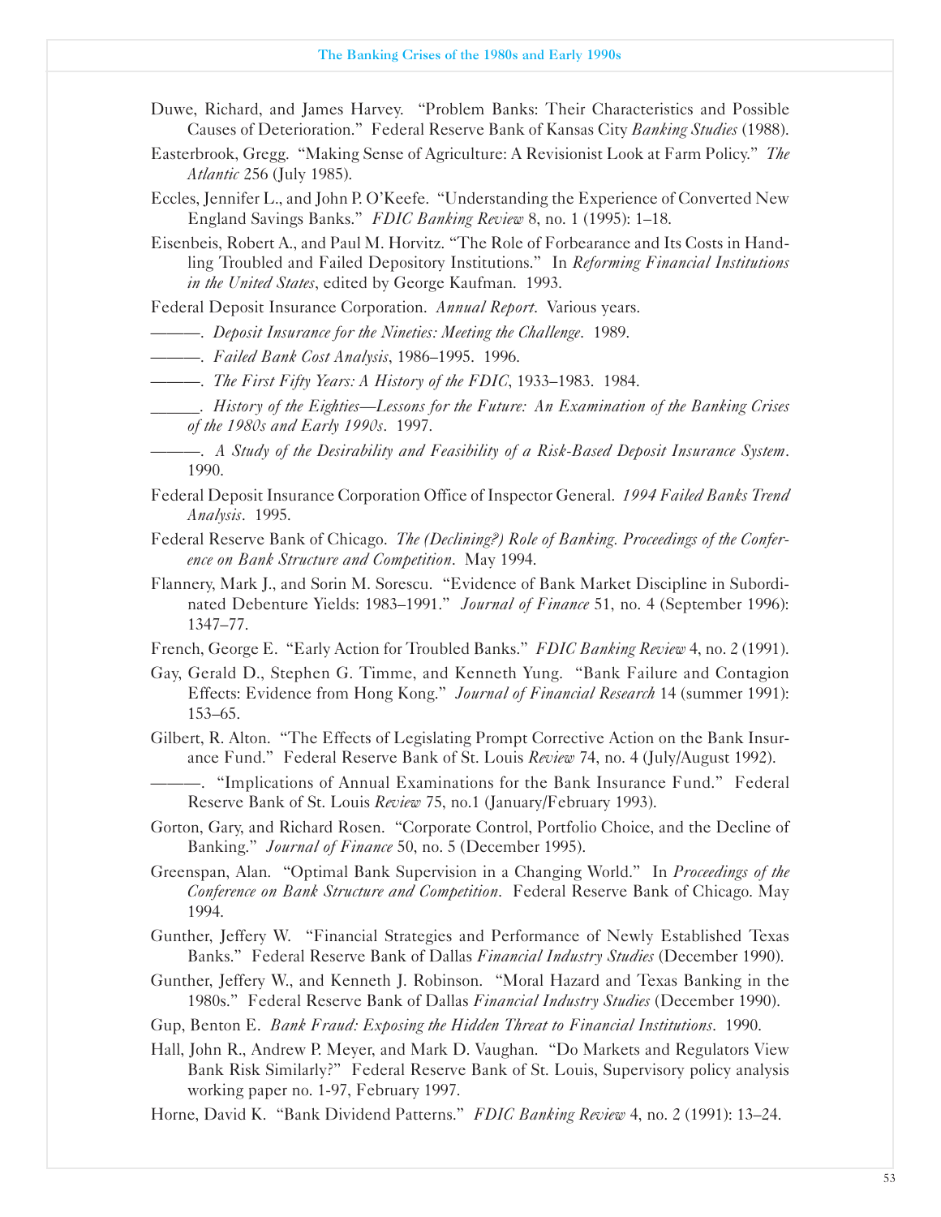Duwe, Richard, and James Harvey. "Problem Banks: Their Characteristics and Possible Causes of Deterioration." Federal Reserve Bank of Kansas City *Banking Studies* (1988).

Easterbrook, Gregg. "Making Sense of Agriculture: A Revisionist Look at Farm Policy." *The Atlantic* 256 (July 1985).

Eccles, Jennifer L., and John P. O'Keefe. "Understanding the Experience of Converted New England Savings Banks." *FDIC Banking Review* 8, no. 1 (1995): 1–18.

Eisenbeis, Robert A., and Paul M. Horvitz. "The Role of Forbearance and Its Costs in Handling Troubled and Failed Depository Institutions." In *Reforming Financial Institutions in the United States*, edited by George Kaufman. 1993.

Federal Deposit Insurance Corporation. *Annual Report*. Various years.

———. *Deposit Insurance for the Nineties: Meeting the Challenge*. 1989.

———. *Failed Bank Cost Analysis*, 1986–1995. 1996.

———. *The First Fifty Years: A History of the FDIC*, 1933–1983. 1984.

______. *History of the Eighties—Lessons for the Future: An Examination of the Banking Crises of the 1980s and Early 1990s*. 1997.

———. *A Study of the Desirability and Feasibility of a Risk-Based Deposit Insurance System*. 1990.

Federal Deposit Insurance Corporation Office of Inspector General. *1994 Failed Banks Trend Analysis*. 1995.

Federal Reserve Bank of Chicago. *The (Declining?) Role of Banking. Proceedings of the Conference on Bank Structure and Competition*. May 1994.

Flannery, Mark J., and Sorin M. Sorescu. "Evidence of Bank Market Discipline in Subordinated Debenture Yields: 1983–1991." *Journal of Finance* 51, no. 4 (September 1996): 1347–77.

French, George E. "Early Action for Troubled Banks." *FDIC Banking Review* 4, no. 2 (1991).

Gay, Gerald D., Stephen G. Timme, and Kenneth Yung. "Bank Failure and Contagion Effects: Evidence from Hong Kong." *Journal of Financial Research* 14 (summer 1991): 153–65.

Gilbert, R. Alton. "The Effects of Legislating Prompt Corrective Action on the Bank Insurance Fund." Federal Reserve Bank of St. Louis *Review* 74, no. 4 (July/August 1992).

———. "Implications of Annual Examinations for the Bank Insurance Fund." Federal Reserve Bank of St. Louis *Review* 75, no.1 (January/February 1993).

Gorton, Gary, and Richard Rosen. "Corporate Control, Portfolio Choice, and the Decline of Banking." *Journal of Finance* 50, no. 5 (December 1995).

Greenspan, Alan. "Optimal Bank Supervision in a Changing World." In *Proceedings of the Conference on Bank Structure and Competition*. Federal Reserve Bank of Chicago. May 1994.

Gunther, Jeffery W. "Financial Strategies and Performance of Newly Established Texas Banks." Federal Reserve Bank of Dallas *Financial Industry Studies* (December 1990).

Gunther, Jeffery W., and Kenneth J. Robinson. "Moral Hazard and Texas Banking in the 1980s." Federal Reserve Bank of Dallas *Financial Industry Studies* (December 1990).

Gup, Benton E. *Bank Fraud: Exposing the Hidden Threat to Financial Institutions*. 1990.

Hall, John R., Andrew P. Meyer, and Mark D. Vaughan. "Do Markets and Regulators View Bank Risk Similarly?" Federal Reserve Bank of St. Louis, Supervisory policy analysis working paper no. 1-97, February 1997.

Horne, David K. "Bank Dividend Patterns." *FDIC Banking Review* 4, no. 2 (1991): 13–24.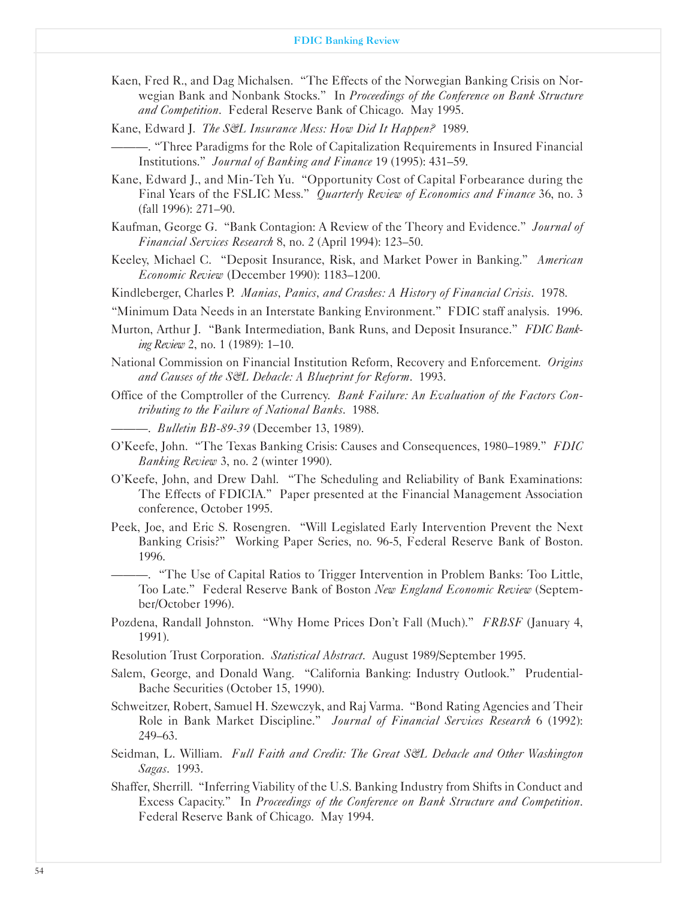Kaen, Fred R., and Dag Michalsen. "The Effects of the Norwegian Banking Crisis on Norwegian Bank and Nonbank Stocks." In *Proceedings of the Conference on Bank Structure and Competition*. Federal Reserve Bank of Chicago. May 1995.

Kane, Edward J. *The S&L Insurance Mess: How Did It Happen?* 1989.

———. "Three Paradigms for the Role of Capitalization Requirements in Insured Financial Institutions." *Journal of Banking and Finance* 19 (1995): 431–59.

Kane, Edward J., and Min-Teh Yu. "Opportunity Cost of Capital Forbearance during the Final Years of the FSLIC Mess." *Quarterly Review of Economics and Finance* 36, no. 3 (fall 1996): 271–90.

Kaufman, George G. "Bank Contagion: A Review of the Theory and Evidence." *Journal of Financial Services Research* 8, no. 2 (April 1994): 123–50.

Keeley, Michael C. "Deposit Insurance, Risk, and Market Power in Banking." *American Economic Review* (December 1990): 1183–1200.

Kindleberger, Charles P. *Manias, Panics, and Crashes: A History of Financial Crisis*. 1978.

"Minimum Data Needs in an Interstate Banking Environment." FDIC staff analysis. 1996.

Murton, Arthur J. "Bank Intermediation, Bank Runs, and Deposit Insurance." *FDIC Banking Review* 2, no. 1 (1989): 1–10.

National Commission on Financial Institution Reform, Recovery and Enforcement. *Origins and Causes of the S&L Debacle: A Blueprint for Reform*. 1993.

Office of the Comptroller of the Currency. *Bank Failure: An Evaluation of the Factors Contributing to the Failure of National Banks*. 1988.

———. *Bulletin BB-89-39* (December 13, 1989).

O'Keefe, John. "The Texas Banking Crisis: Causes and Consequences, 1980–1989." *FDIC Banking Review* 3, no. 2 (winter 1990).

O'Keefe, John, and Drew Dahl. "The Scheduling and Reliability of Bank Examinations: The Effects of FDICIA." Paper presented at the Financial Management Association conference, October 1995.

Peek, Joe, and Eric S. Rosengren. "Will Legislated Early Intervention Prevent the Next Banking Crisis?" Working Paper Series, no. 96-5, Federal Reserve Bank of Boston. 1996.

———. "The Use of Capital Ratios to Trigger Intervention in Problem Banks: Too Little, Too Late." Federal Reserve Bank of Boston *New England Economic Review* (September/October 1996).

Pozdena, Randall Johnston. "Why Home Prices Don't Fall (Much)." *FRBSF* (January 4, 1991).

Resolution Trust Corporation. *Statistical Abstract*. August 1989/September 1995.

Salem, George, and Donald Wang. "California Banking: Industry Outlook." Prudential-Bache Securities (October 15, 1990).

Schweitzer, Robert, Samuel H. Szewczyk, and Raj Varma. "Bond Rating Agencies and Their Role in Bank Market Discipline." *Journal of Financial Services Research* 6 (1992): 249–63.

Seidman, L. William. *Full Faith and Credit: The Great S&L Debacle and Other Washington Sagas*. 1993.

Shaffer, Sherrill. "Inferring Viability of the U.S. Banking Industry from Shifts in Conduct and Excess Capacity." In *Proceedings of the Conference on Bank Structure and Competition*. Federal Reserve Bank of Chicago. May 1994.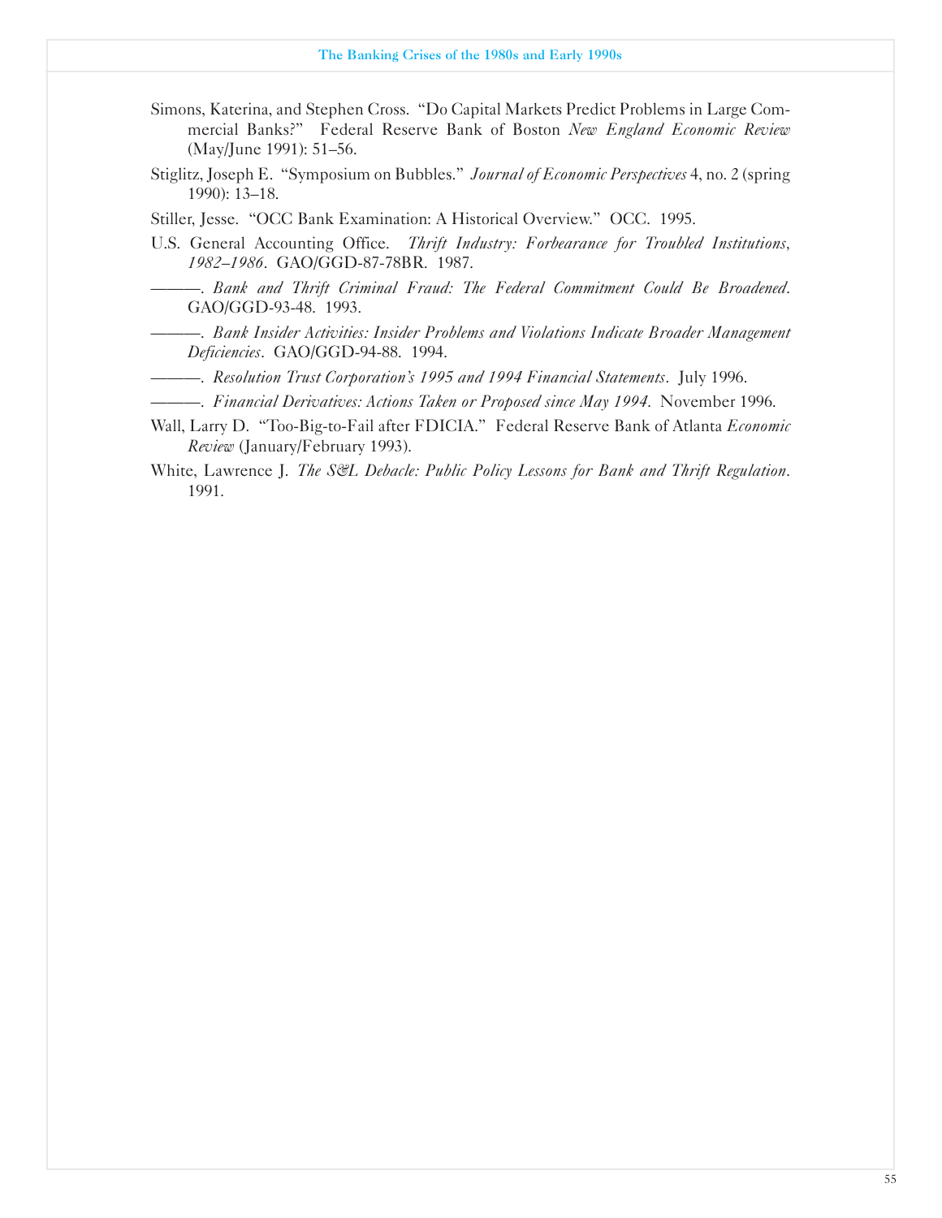Simons, Katerina, and Stephen Cross. "Do Capital Markets Predict Problems in Large Commercial Banks?" Federal Reserve Bank of Boston *New England Economic Review* (May/June 1991): 51–56.

Stiglitz, Joseph E. "Symposium on Bubbles." *Journal of Economic Perspectives* 4, no. 2 (spring 1990): 13–18.

Stiller, Jesse. "OCC Bank Examination: A Historical Overview." OCC. 1995.

U.S. General Accounting Office. *Thrift Industry: Forbearance for Troubled Institutions, 1982–1986*. GAO/GGD-87-78BR. 1987.

———. *Bank and Thrift Criminal Fraud: The Federal Commitment Could Be Broadened*. GAO/GGD-93-48. 1993.

———. *Bank Insider Activities: Insider Problems and Violations Indicate Broader Management Deficiencies*. GAO/GGD-94-88. 1994.

———. *Resolution Trust Corporation's 1995 and 1994 Financial Statements*. July 1996.

———. *Financial Derivatives: Actions Taken or Proposed since May 1994*. November 1996.

Wall, Larry D. "Too-Big-to-Fail after FDICIA." Federal Reserve Bank of Atlanta *Economic Review* (January/February 1993).

White, Lawrence J. *The S&L Debacle: Public Policy Lessons for Bank and Thrift Regulation*. 1991.